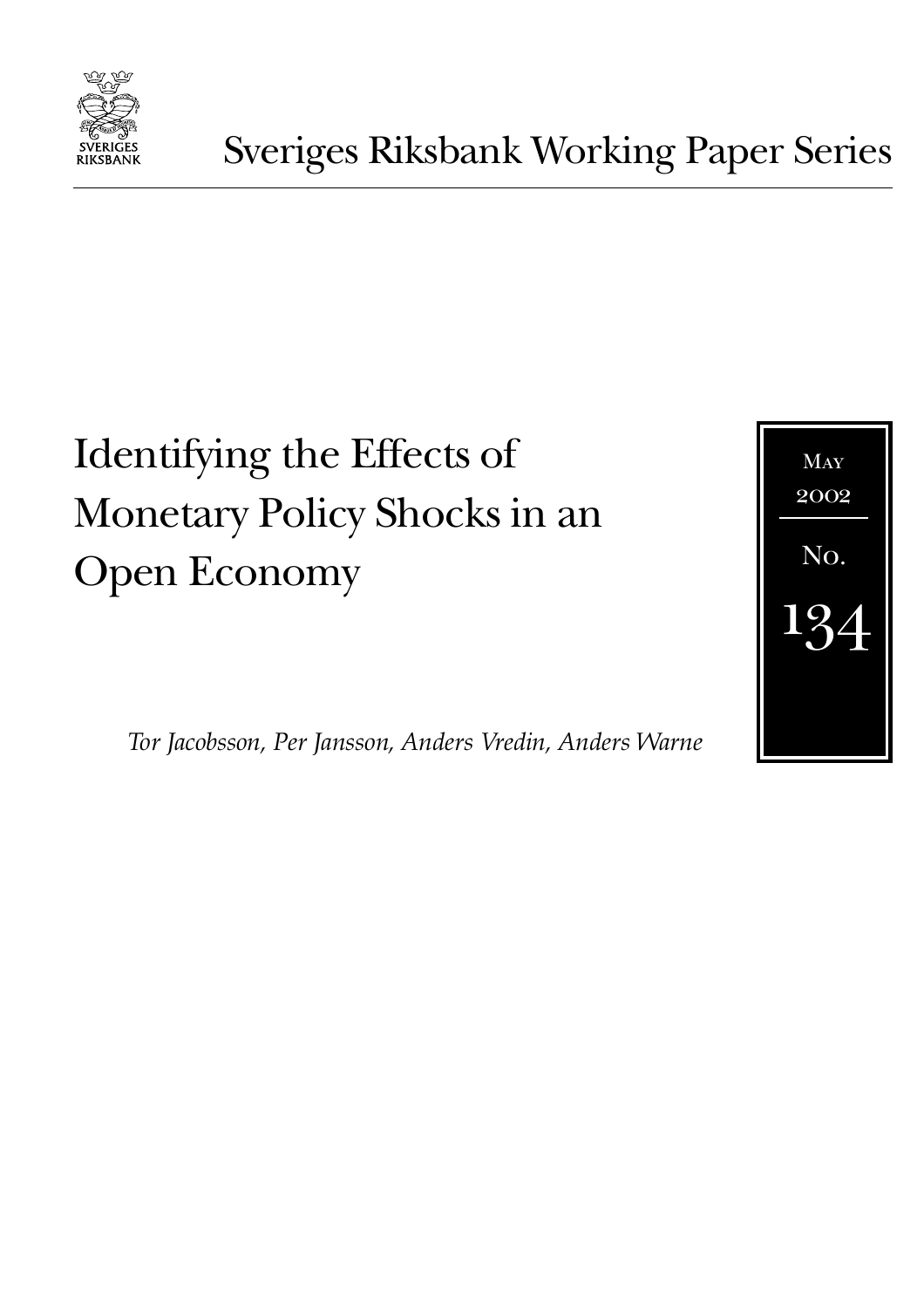SVERIGES RIKSBANK

Sveriges Riksbank Working Paper Series

# Identifying the Effects of Monetary Policy Shocks in an Open Economy

May 2002

No. 134

*Tor Jacobsson, Per Jansson, Anders Vredin, Anders Warne*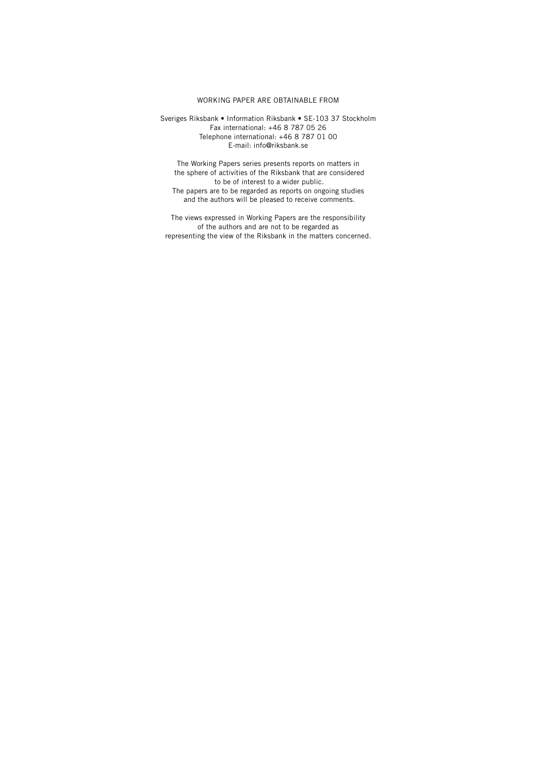WORKING PAPER ARE OBTAINABLE FROM

Sveriges Riksbank • Information Riksbank • SE-103 37 Stockholm
Fax international: +46 8 787 05 26
Telephone international: +46 8 787 01 00
E-mail: info@riksbank.se

The Working Papers series presents reports on matters in the sphere of activities of the Riksbank that are considered to be of interest to a wider public.
The papers are to be regarded as reports on ongoing studies and the authors will be pleased to receive comments.

The views expressed in Working Papers are the responsibility of the authors and are not to be regarded as representing the view of the Riksbank in the matters concerned.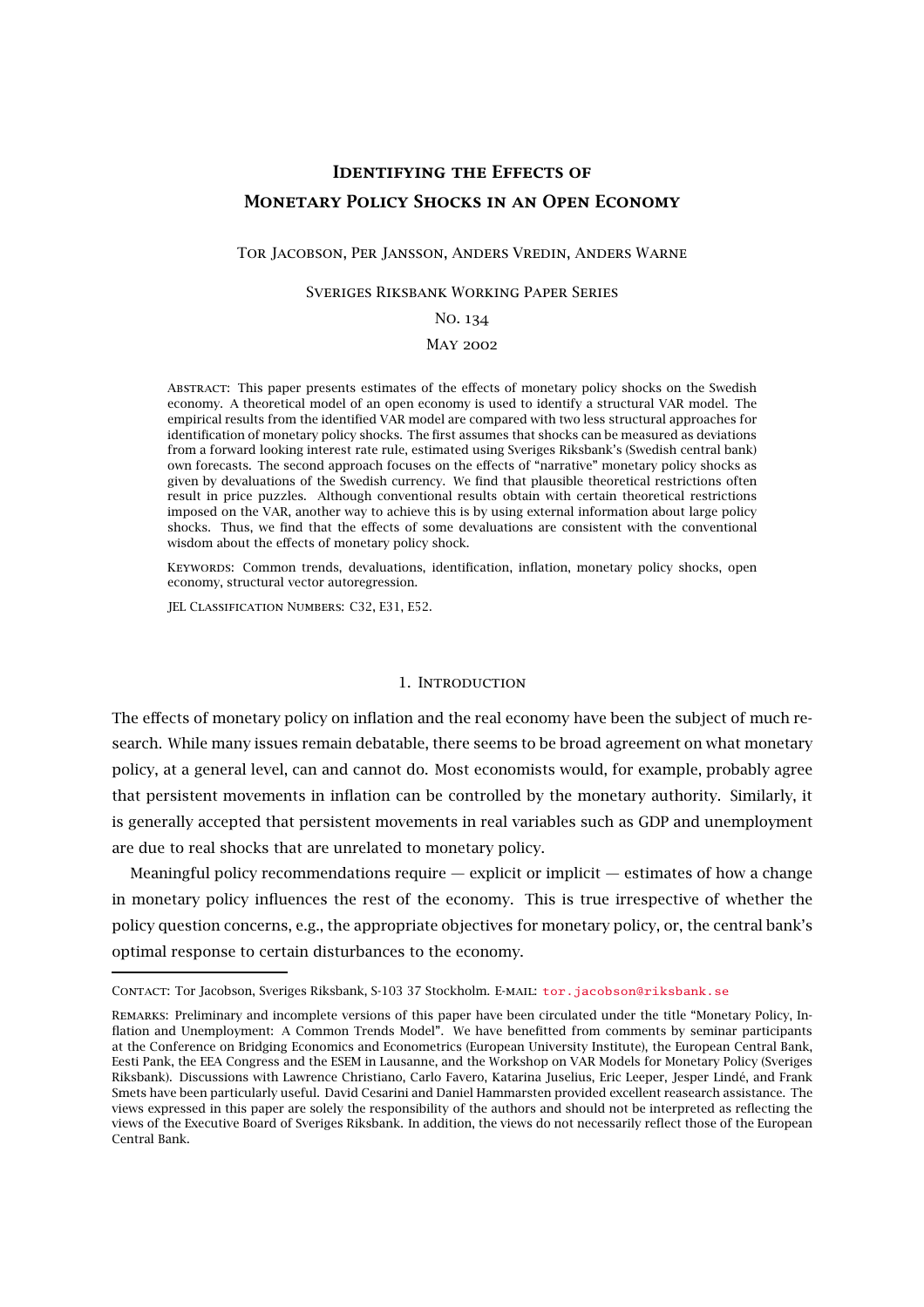# Identifying the Effects of Monetary Policy Shocks in an Open Economy

Tor Jacobson, Per Jansson, Anders Vredin, Anders Warne

Sveriges Riksbank Working Paper Series

No. 134

May 2002

Abstract: This paper presents estimates of the effects of monetary policy shocks on the Swedish economy. A theoretical model of an open economy is used to identify a structural VAR model. The empirical results from the identified VAR model are compared with two less structural approaches for identification of monetary policy shocks. The first assumes that shocks can be measured as deviations from a forward looking interest rate rule, estimated using Sveriges Riksbank's (Swedish central bank) own forecasts. The second approach focuses on the effects of "narrative" monetary policy shocks as given by devaluations of the Swedish currency. We find that plausible theoretical restrictions often result in price puzzles. Although conventional results obtain with certain theoretical restrictions imposed on the VAR, another way to achieve this is by using external information about large policy shocks. Thus, we find that the effects of some devaluations are consistent with the conventional wisdom about the effects of monetary policy shock.

Keywords: Common trends, devaluations, identification, inflation, monetary policy shocks, open economy, structural vector autoregression.

JEL Classification Numbers: C32, E31, E52.

## 1. Introduction

The effects of monetary policy on inflation and the real economy have been the subject of much research. While many issues remain debatable, there seems to be broad agreement on what monetary policy, at a general level, can and cannot do. Most economists would, for example, probably agree that persistent movements in inflation can be controlled by the monetary authority. Similarly, it is generally accepted that persistent movements in real variables such as GDP and unemployment are due to real shocks that are unrelated to monetary policy.

Meaningful policy recommendations require — explicit or implicit — estimates of how a change in monetary policy influences the rest of the economy. This is true irrespective of whether the policy question concerns, e.g., the appropriate objectives for monetary policy, or, the central bank's optimal response to certain disturbances to the economy.

---

Contact: Tor Jacobson, Sveriges Riksbank, S-103 37 Stockholm. E-mail: tor.jacobson@riksbank.se

Remarks: Preliminary and incomplete versions of this paper have been circulated under the title "Monetary Policy, Inflation and Unemployment: A Common Trends Model". We have benefitted from comments by seminar participants at the Conference on Bridging Economics and Econometrics (European University Institute), the European Central Bank, Eesti Pank, the EEA Congress and the ESEM in Lausanne, and the Workshop on VAR Models for Monetary Policy (Sveriges Riksbank). Discussions with Lawrence Christiano, Carlo Favero, Katarina Juselius, Eric Leeper, Jesper Lindé, and Frank Smets have been particularly useful. David Cesarini and Daniel Hammarsten provided excellent reasearch assistance. The views expressed in this paper are solely the responsibility of the authors and should not be interpreted as reflecting the views of the Executive Board of Sveriges Riksbank. In addition, the views do not necessarily reflect those of the European Central Bank.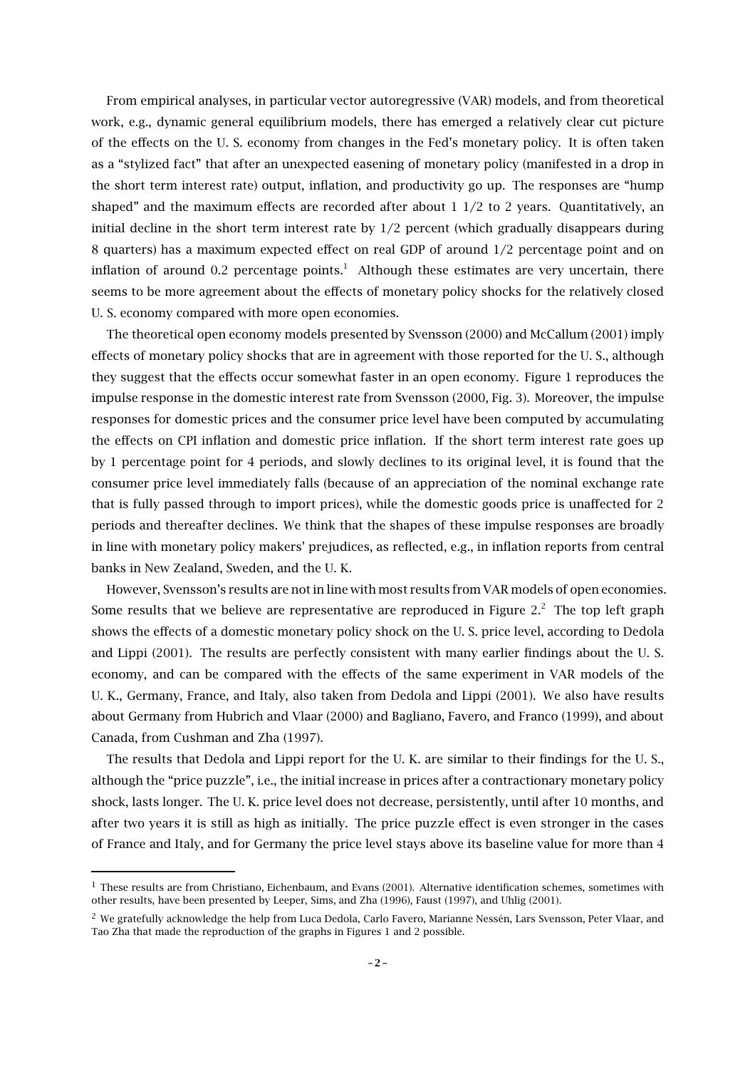From empirical analyses, in particular vector autoregressive (VAR) models, and from theoretical work, e.g., dynamic general equilibrium models, there has emerged a relatively clear cut picture of the effects on the U. S. economy from changes in the Fed's monetary policy. It is often taken as a "stylized fact" that after an unexpected easening of monetary policy (manifested in a drop in the short term interest rate) output, inflation, and productivity go up. The responses are "hump shaped" and the maximum effects are recorded after about 1 1/2 to 2 years. Quantitatively, an initial decline in the short term interest rate by 1/2 percent (which gradually disappears during 8 quarters) has a maximum expected effect on real GDP of around 1/2 percentage point and on inflation of around 0.2 percentage points.[1] Although these estimates are very uncertain, there seems to be more agreement about the effects of monetary policy shocks for the relatively closed U. S. economy compared with more open economies.

The theoretical open economy models presented by Svensson (2000) and McCallum (2001) imply effects of monetary policy shocks that are in agreement with those reported for the U. S., although they suggest that the effects occur somewhat faster in an open economy. Figure 1 reproduces the impulse response in the domestic interest rate from Svensson (2000, Fig. 3). Moreover, the impulse responses for domestic prices and the consumer price level have been computed by accumulating the effects on CPI inflation and domestic price inflation. If the short term interest rate goes up by 1 percentage point for 4 periods, and slowly declines to its original level, it is found that the consumer price level immediately falls (because of an appreciation of the nominal exchange rate that is fully passed through to import prices), while the domestic goods price is unaffected for 2 periods and thereafter declines. We think that the shapes of these impulse responses are broadly in line with monetary policy makers' prejudices, as reflected, e.g., in inflation reports from central banks in New Zealand, Sweden, and the U. K.

However, Svensson's results are not in line with most results from VAR models of open economies. Some results that we believe are representative are reproduced in Figure 2.[2] The top left graph shows the effects of a domestic monetary policy shock on the U. S. price level, according to Dedola and Lippi (2001). The results are perfectly consistent with many earlier findings about the U. S. economy, and can be compared with the effects of the same experiment in VAR models of the U. K., Germany, France, and Italy, also taken from Dedola and Lippi (2001). We also have results about Germany from Hubrich and Vlaar (2000) and Bagliano, Favero, and Franco (1999), and about Canada, from Cushman and Zha (1997).

The results that Dedola and Lippi report for the U. K. are similar to their findings for the U. S., although the "price puzzle", i.e., the initial increase in prices after a contractionary monetary policy shock, lasts longer. The U. K. price level does not decrease, persistently, until after 10 months, and after two years it is still as high as initially. The price puzzle effect is even stronger in the cases of France and Italy, and for Germany the price level stays above its baseline value for more than 4

[1] These results are from Christiano, Eichenbaum, and Evans (2001). Alternative identification schemes, sometimes with other results, have been presented by Leeper, Sims, and Zha (1996), Faust (1997), and Uhlig (2001).

[2] We gratefully acknowledge the help from Luca Dedola, Carlo Favero, Marianne Nessén, Lars Svensson, Peter Vlaar, and Tao Zha that made the reproduction of the graphs in Figures 1 and 2 possible.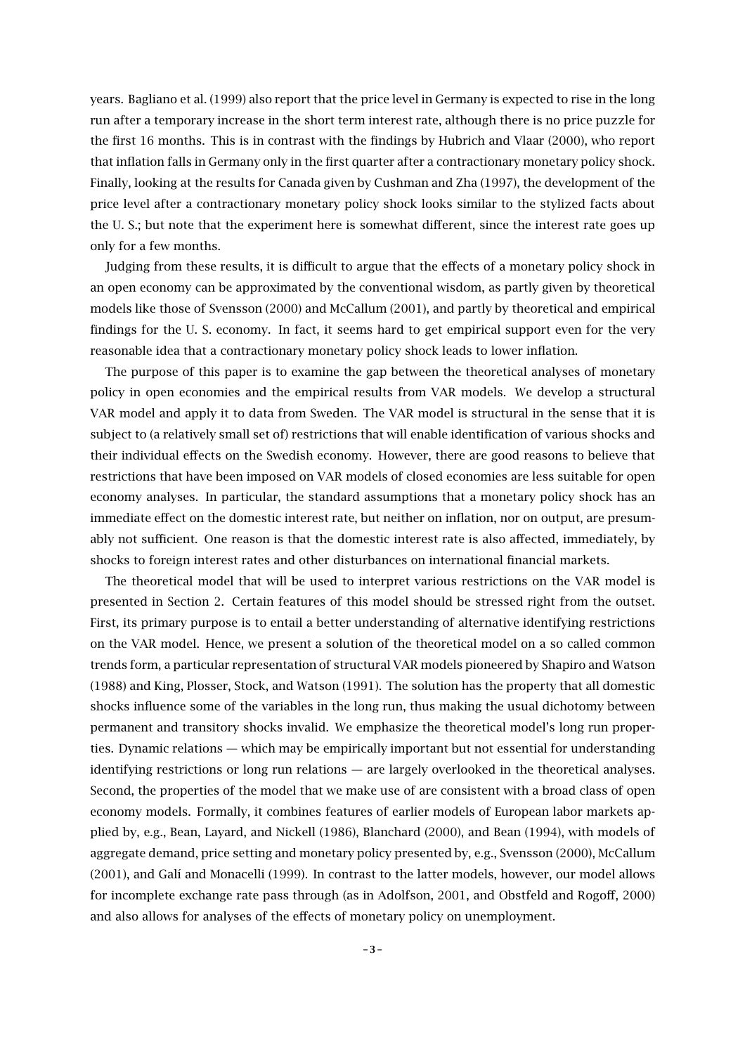years. Bagliano et al. (1999) also report that the price level in Germany is expected to rise in the long run after a temporary increase in the short term interest rate, although there is no price puzzle for the first 16 months. This is in contrast with the findings by Hubrich and Vlaar (2000), who report that inflation falls in Germany only in the first quarter after a contractionary monetary policy shock. Finally, looking at the results for Canada given by Cushman and Zha (1997), the development of the price level after a contractionary monetary policy shock looks similar to the stylized facts about the U. S.; but note that the experiment here is somewhat different, since the interest rate goes up only for a few months.

Judging from these results, it is difficult to argue that the effects of a monetary policy shock in an open economy can be approximated by the conventional wisdom, as partly given by theoretical models like those of Svensson (2000) and McCallum (2001), and partly by theoretical and empirical findings for the U. S. economy. In fact, it seems hard to get empirical support even for the very reasonable idea that a contractionary monetary policy shock leads to lower inflation.

The purpose of this paper is to examine the gap between the theoretical analyses of monetary policy in open economies and the empirical results from VAR models. We develop a structural VAR model and apply it to data from Sweden. The VAR model is structural in the sense that it is subject to (a relatively small set of) restrictions that will enable identification of various shocks and their individual effects on the Swedish economy. However, there are good reasons to believe that restrictions that have been imposed on VAR models of closed economies are less suitable for open economy analyses. In particular, the standard assumptions that a monetary policy shock has an immediate effect on the domestic interest rate, but neither on inflation, nor on output, are presumably not sufficient. One reason is that the domestic interest rate is also affected, immediately, by shocks to foreign interest rates and other disturbances on international financial markets.

The theoretical model that will be used to interpret various restrictions on the VAR model is presented in Section 2. Certain features of this model should be stressed right from the outset. First, its primary purpose is to entail a better understanding of alternative identifying restrictions on the VAR model. Hence, we present a solution of the theoretical model on a so called common trends form, a particular representation of structural VAR models pioneered by Shapiro and Watson (1988) and King, Plosser, Stock, and Watson (1991). The solution has the property that all domestic shocks influence some of the variables in the long run, thus making the usual dichotomy between permanent and transitory shocks invalid. We emphasize the theoretical model's long run properties. Dynamic relations — which may be empirically important but not essential for understanding identifying restrictions or long run relations — are largely overlooked in the theoretical analyses. Second, the properties of the model that we make use of are consistent with a broad class of open economy models. Formally, it combines features of earlier models of European labor markets applied by, e.g., Bean, Layard, and Nickell (1986), Blanchard (2000), and Bean (1994), with models of aggregate demand, price setting and monetary policy presented by, e.g., Svensson (2000), McCallum (2001), and Galí and Monacelli (1999). In contrast to the latter models, however, our model allows for incomplete exchange rate pass through (as in Adolfson, 2001, and Obstfeld and Rogoff, 2000) and also allows for analyses of the effects of monetary policy on unemployment.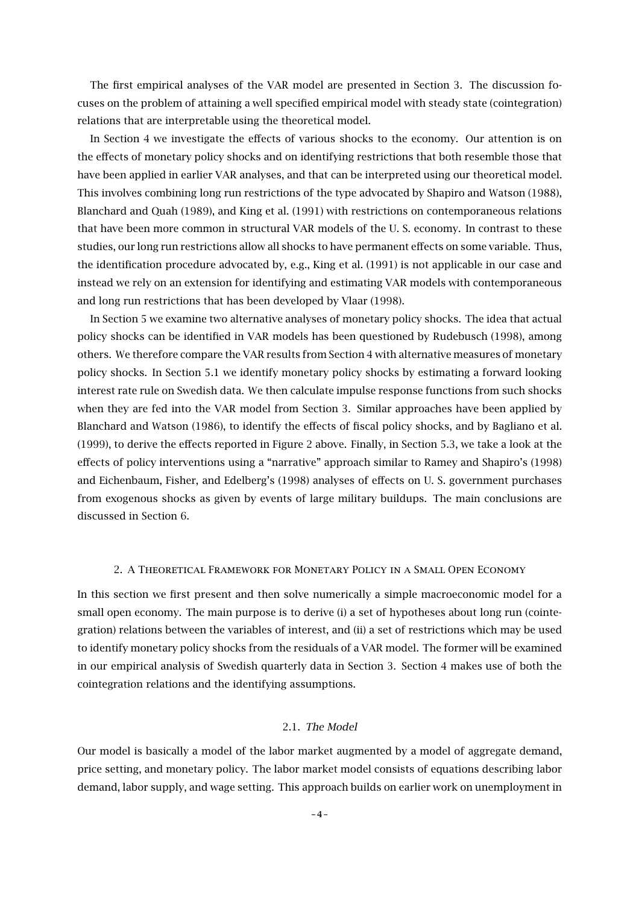The first empirical analyses of the VAR model are presented in Section 3. The discussion focuses on the problem of attaining a well specified empirical model with steady state (cointegration) relations that are interpretable using the theoretical model.

In Section 4 we investigate the effects of various shocks to the economy. Our attention is on the effects of monetary policy shocks and on identifying restrictions that both resemble those that have been applied in earlier VAR analyses, and that can be interpreted using our theoretical model. This involves combining long run restrictions of the type advocated by Shapiro and Watson (1988), Blanchard and Quah (1989), and King et al. (1991) with restrictions on contemporaneous relations that have been more common in structural VAR models of the U. S. economy. In contrast to these studies, our long run restrictions allow all shocks to have permanent effects on some variable. Thus, the identification procedure advocated by, e.g., King et al. (1991) is not applicable in our case and instead we rely on an extension for identifying and estimating VAR models with contemporaneous and long run restrictions that has been developed by Vlaar (1998).

In Section 5 we examine two alternative analyses of monetary policy shocks. The idea that actual policy shocks can be identified in VAR models has been questioned by Rudebusch (1998), among others. We therefore compare the VAR results from Section 4 with alternative measures of monetary policy shocks. In Section 5.1 we identify monetary policy shocks by estimating a forward looking interest rate rule on Swedish data. We then calculate impulse response functions from such shocks when they are fed into the VAR model from Section 3. Similar approaches have been applied by Blanchard and Watson (1986), to identify the effects of fiscal policy shocks, and by Bagliano et al. (1999), to derive the effects reported in Figure 2 above. Finally, in Section 5.3, we take a look at the effects of policy interventions using a "narrative" approach similar to Ramey and Shapiro's (1998) and Eichenbaum, Fisher, and Edelberg's (1998) analyses of effects on U. S. government purchases from exogenous shocks as given by events of large military buildups. The main conclusions are discussed in Section 6.

## 2. A Theoretical Framework for Monetary Policy in a Small Open Economy

In this section we first present and then solve numerically a simple macroeconomic model for a small open economy. The main purpose is to derive (i) a set of hypotheses about long run (cointegration) relations between the variables of interest, and (ii) a set of restrictions which may be used to identify monetary policy shocks from the residuals of a VAR model. The former will be examined in our empirical analysis of Swedish quarterly data in Section 3. Section 4 makes use of both the cointegration relations and the identifying assumptions.

### 2.1. *The Model*

Our model is basically a model of the labor market augmented by a model of aggregate demand, price setting, and monetary policy. The labor market model consists of equations describing labor demand, labor supply, and wage setting. This approach builds on earlier work on unemployment in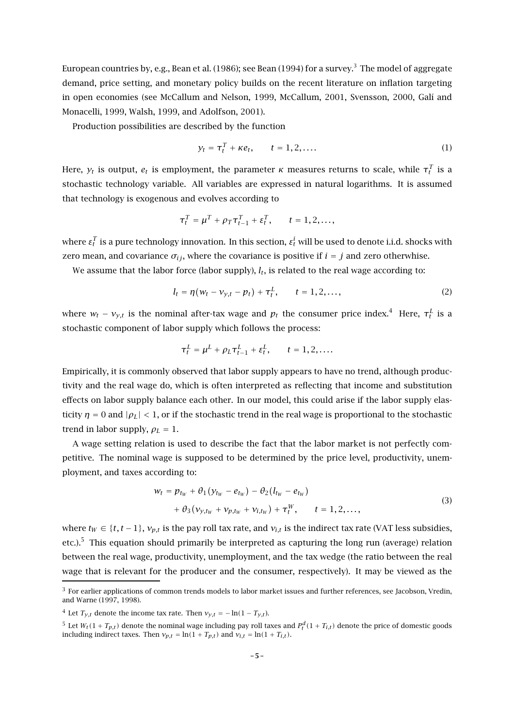European countries by, e.g., Bean et al. (1986); see Bean (1994) for a survey.[3] The model of aggregate demand, price setting, and monetary policy builds on the recent literature on inflation targeting in open economies (see McCallum and Nelson, 1999, McCallum, 2001, Svensson, 2000, Galí and Monacelli, 1999, Walsh, 1999, and Adolfson, 2001).

Production possibilities are described by the function

$$y_t = \tau_t^T + \kappa e_t, \qquad t = 1, 2, \ldots. \tag{1}$$

Here, $y_t$ is output, $e_t$ is employment, the parameter $\kappa$ measures returns to scale, while $\tau_t^T$ is a stochastic technology variable. All variables are expressed in natural logarithms. It is assumed that technology is exogenous and evolves according to

$$\tau_t^T = \mu^T + \rho_T \tau_{t-1}^T + \varepsilon_t^T, \qquad t = 1, 2, \ldots,$$

where $\varepsilon_t^T$ is a pure technology innovation. In this section, $\varepsilon_t^i$ will be used to denote i.i.d. shocks with zero mean, and covariance $\sigma_{ij}$, where the covariance is positive if $i = j$ and zero otherwise.

We assume that the labor force (labor supply), $l_t$, is related to the real wage according to:

$$l_t = \eta(w_t - \nu_{y,t} - p_t) + \tau_t^L, \qquad t = 1, 2, \ldots, \tag{2}$$

where $w_t - \nu_{y,t}$ is the nominal after-tax wage and $p_t$ the consumer price index.[4] Here, $\tau_t^L$ is a stochastic component of labor supply which follows the process:

$$\tau_t^L = \mu^L + \rho_L \tau_{t-1}^L + \varepsilon_t^L, \qquad t = 1, 2, \ldots.$$

Empirically, it is commonly observed that labor supply appears to have no trend, although productivity and the real wage do, which is often interpreted as reflecting that income and substitution effects on labor supply balance each other. In our model, this could arise if the labor supply elasticity $\eta = 0$ and $|\rho_L| < 1$, or if the stochastic trend in the real wage is proportional to the stochastic trend in labor supply, $\rho_L = 1$.

A wage setting relation is used to describe the fact that the labor market is not perfectly competitive. The nominal wage is supposed to be determined by the price level, productivity, unemployment, and taxes according to:

$$\begin{aligned} w_t = p_{t_W} &+ \theta_1(y_{t_W} - e_{t_W}) - \theta_2(l_{t_W} - e_{t_W}) \\ &+ \theta_3(\nu_{y,t_W} + \nu_{p,t_W} + \nu_{i,t_W}) + \tau_t^W, \qquad t = 1, 2, \ldots, \end{aligned} \tag{3}$$

where $t_W \in \{t, t-1\}$, $\nu_{p,t}$ is the pay roll tax rate, and $\nu_{i,t}$ is the indirect tax rate (VAT less subsidies, etc.).[5] This equation should primarily be interpreted as capturing the long run (average) relation between the real wage, productivity, unemployment, and the tax wedge (the ratio between the real wage that is relevant for the producer and the consumer, respectively). It may be viewed as the

---

[3] For earlier applications of common trends models to labor market issues and further references, see Jacobson, Vredin, and Warne (1997, 1998).

[4] Let $T_{y,t}$ denote the income tax rate. Then $\nu_{y,t} = -\ln(1 - T_{y,t})$.

[5] Let $W_t(1 + T_{p,t})$ denote the nominal wage including pay roll taxes and $P_t^d(1 + T_{i,t})$ denote the price of domestic goods including indirect taxes. Then $\nu_{p,t} = \ln(1 + T_{p,t})$ and $\nu_{i,t} = \ln(1 + T_{i,t})$.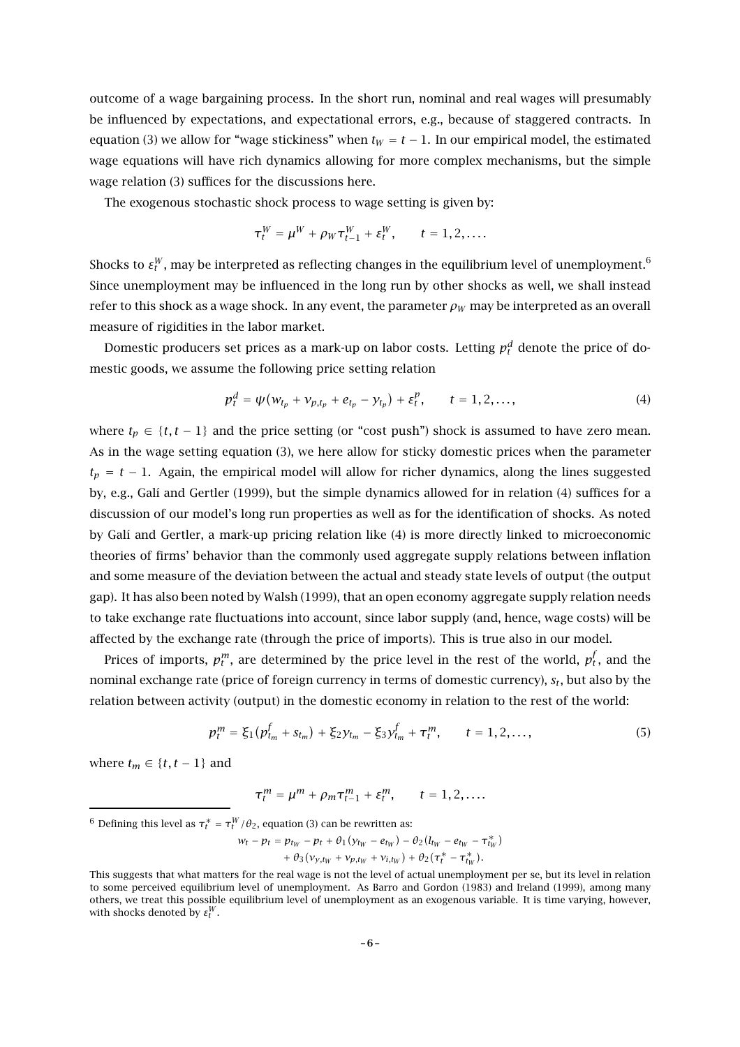outcome of a wage bargaining process. In the short run, nominal and real wages will presumably be influenced by expectations, and expectational errors, e.g., because of staggered contracts. In equation (3) we allow for "wage stickiness" when $t_W = t-1$. In our empirical model, the estimated wage equations will have rich dynamics allowing for more complex mechanisms, but the simple wage relation (3) suffices for the discussions here.

The exogenous stochastic shock process to wage setting is given by:

$$\tau_t^W = \mu^W + \rho_W \tau_{t-1}^W + \varepsilon_t^W, \qquad t = 1, 2, \ldots.$$

Shocks to $\varepsilon_t^W$, may be interpreted as reflecting changes in the equilibrium level of unemployment.[6] Since unemployment may be influenced in the long run by other shocks as well, we shall instead refer to this shock as a wage shock. In any event, the parameter $\rho_W$ may be interpreted as an overall measure of rigidities in the labor market.

Domestic producers set prices as a mark-up on labor costs. Letting $p_t^d$ denote the price of domestic goods, we assume the following price setting relation

$$p_t^d = \psi(w_{t_p} + \nu_{p,t_p} + e_{t_p} - y_{t_p}) + \varepsilon_t^p, \qquad t = 1, 2, \ldots, \tag{4}$$

where $t_p \in \{t, t-1\}$ and the price setting (or "cost push") shock is assumed to have zero mean. As in the wage setting equation (3), we here allow for sticky domestic prices when the parameter $t_p = t-1$. Again, the empirical model will allow for richer dynamics, along the lines suggested by, e.g., Galí and Gertler (1999), but the simple dynamics allowed for in relation (4) suffices for a discussion of our model's long run properties as well as for the identification of shocks. As noted by Galí and Gertler, a mark-up pricing relation like (4) is more directly linked to microeconomic theories of firms' behavior than the commonly used aggregate supply relations between inflation and some measure of the deviation between the actual and steady state levels of output (the output gap). It has also been noted by Walsh (1999), that an open economy aggregate supply relation needs to take exchange rate fluctuations into account, since labor supply (and, hence, wage costs) will be affected by the exchange rate (through the price of imports). This is true also in our model.

Prices of imports, $p_t^m$, are determined by the price level in the rest of the world, $p_t^f$, and the nominal exchange rate (price of foreign currency in terms of domestic currency), $s_t$, but also by the relation between activity (output) in the domestic economy in relation to the rest of the world:

$$p_t^m = \xi_1(p_{t_m}^f + s_{t_m}) + \xi_2 y_{t_m} - \xi_3 y_{t_m}^f + \tau_t^m, \qquad t = 1, 2, \ldots, \tag{5}$$

where $t_m \in \{t, t-1\}$ and

$$\tau_t^m = \mu^m + \rho_m \tau_{t-1}^m + \varepsilon_t^m, \qquad t = 1, 2, \ldots.$$

---

[6] Defining this level as $\tau_t^* = \tau_t^W/\theta_2$, equation (3) can be rewritten as:

$$w_t - p_t = p_{t_W} - p_t + \theta_1(y_{t_W} - e_{t_W}) - \theta_2(l_{t_W} - e_{t_W} - \tau_{t_W}^*) + \theta_3(\nu_{y,t_W} + \nu_{p,t_W} + \nu_{i,t_W}) + \theta_2(\tau_t^* - \tau_{t_W}^*).$$

This suggests that what matters for the real wage is not the level of actual unemployment per se, but its level in relation to some perceived equilibrium level of unemployment. As Barro and Gordon (1983) and Ireland (1999), among many others, we treat this possible equilibrium level of unemployment as an exogenous variable. It is time varying, however, with shocks denoted by $\varepsilon_t^W$.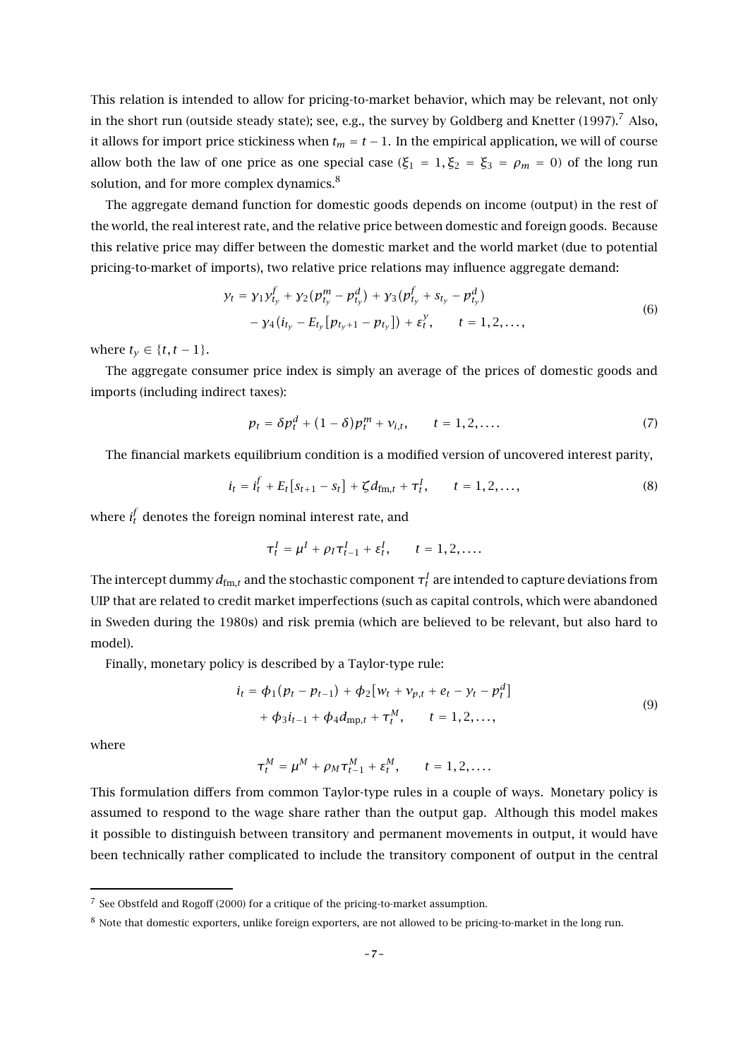This relation is intended to allow for pricing-to-market behavior, which may be relevant, not only in the short run (outside steady state); see, e.g., the survey by Goldberg and Knetter (1997).[7] Also, it allows for import price stickiness when $t_m = t-1$. In the empirical application, we will of course allow both the law of one price as one special case ($\xi_1 = 1, \xi_2 = \xi_3 = \rho_m = 0$) of the long run solution, and for more complex dynamics.[8]

The aggregate demand function for domestic goods depends on income (output) in the rest of the world, the real interest rate, and the relative price between domestic and foreign goods. Because this relative price may differ between the domestic market and the world market (due to potential pricing-to-market of imports), two relative price relations may influence aggregate demand:

$$
\begin{aligned}
y_t = \; & \gamma_1 y^f_{t_y} + \gamma_2(p^m_{t_y} - p^d_{t_y}) + \gamma_3(p^f_{t_y} + s_{t_y} - p^d_{t_y}) \\
& - \gamma_4(i_{t_y} - E_{t_y}[p_{t_y+1} - p_{t_y}]) + \varepsilon^y_t, \qquad t = 1, 2, \ldots,
\end{aligned}
\tag{6}
$$

where $t_y \in \{t, t-1\}$.

The aggregate consumer price index is simply an average of the prices of domestic goods and imports (including indirect taxes):

$$
p_t = \delta p^d_t + (1-\delta) p^m_t + \nu_{i,t}, \qquad t = 1, 2, \ldots. \tag{7}
$$

The financial markets equilibrium condition is a modified version of uncovered interest parity,

$$
i_t = i^f_t + E_t[s_{t+1} - s_t] + \zeta d_{\text{fm},t} + \tau^I_t, \qquad t = 1, 2, \ldots, \tag{8}
$$

where $i^f_t$ denotes the foreign nominal interest rate, and

$$
\tau^I_t = \mu^I + \rho_I \tau^I_{t-1} + \varepsilon^I_t, \qquad t = 1, 2, \ldots.
$$

The intercept dummy $d_{\text{fm},t}$ and the stochastic component $\tau^I_t$ are intended to capture deviations from UIP that are related to credit market imperfections (such as capital controls, which were abandoned in Sweden during the 1980s) and risk premia (which are believed to be relevant, but also hard to model).

Finally, monetary policy is described by a Taylor-type rule:

$$
\begin{aligned}
i_t = \; & \phi_1(p_t - p_{t-1}) + \phi_2[w_t + \nu_{p,t} + e_t - y_t - p^d_t] \\
& + \phi_3 i_{t-1} + \phi_4 d_{\text{mp},t} + \tau^M_t, \qquad t = 1, 2, \ldots,
\end{aligned}
\tag{9}
$$

where

$$
\tau^M_t = \mu^M + \rho_M \tau^M_{t-1} + \varepsilon^M_t, \qquad t = 1, 2, \ldots.
$$

This formulation differs from common Taylor-type rules in a couple of ways. Monetary policy is assumed to respond to the wage share rather than the output gap. Although this model makes it possible to distinguish between transitory and permanent movements in output, it would have been technically rather complicated to include the transitory component of output in the central

[7] See Obstfeld and Rogoff (2000) for a critique of the pricing-to-market assumption.

[8] Note that domestic exporters, unlike foreign exporters, are not allowed to be pricing-to-market in the long run.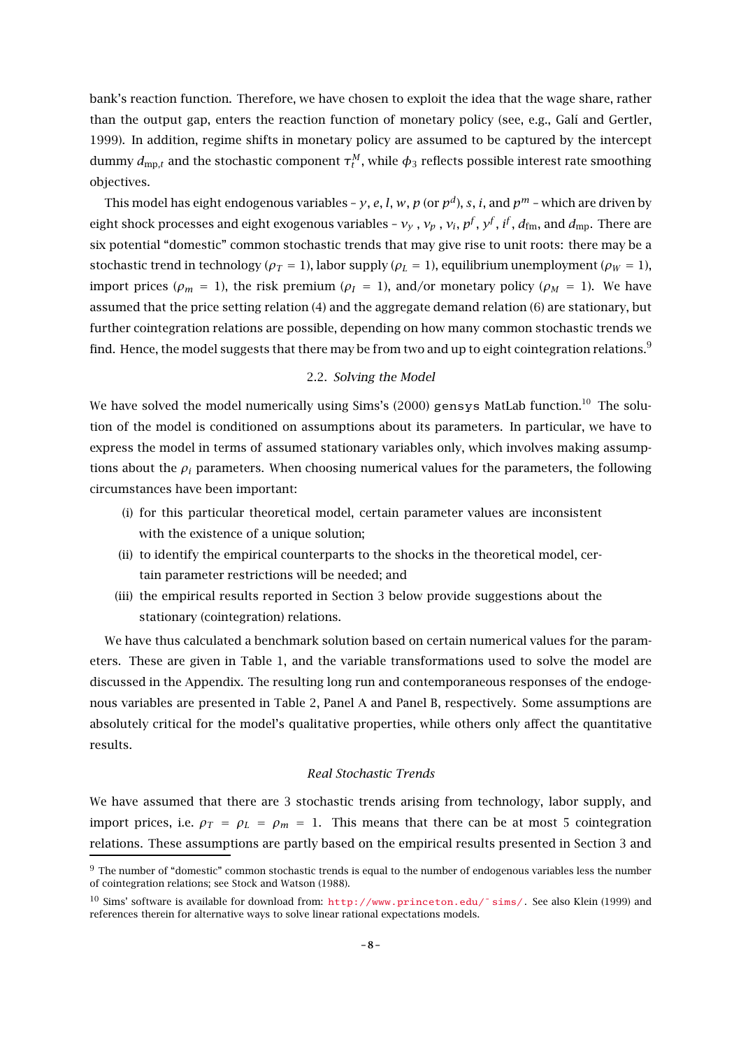bank's reaction function. Therefore, we have chosen to exploit the idea that the wage share, rather than the output gap, enters the reaction function of monetary policy (see, e.g., Galí and Gertler, 1999). In addition, regime shifts in monetary policy are assumed to be captured by the intercept dummy $d_{\text{mp},t}$ and the stochastic component $\tau_t^M$, while $\phi_3$ reflects possible interest rate smoothing objectives.

This model has eight endogenous variables – $y$, $e$, $l$, $w$, $p$ (or $p^d$), $s$, $i$, and $p^m$ – which are driven by eight shock processes and eight exogenous variables – $\nu_y$ , $\nu_p$ , $\nu_i$, $p^f$, $y^f$, $i^f$, $d_{\text{fm}}$, and $d_{\text{mp}}$. There are six potential "domestic" common stochastic trends that may give rise to unit roots: there may be a stochastic trend in technology ($\rho_T = 1$), labor supply ($\rho_L = 1$), equilibrium unemployment ($\rho_W = 1$), import prices ($\rho_m = 1$), the risk premium ($\rho_I = 1$), and/or monetary policy ($\rho_M = 1$). We have assumed that the price setting relation (4) and the aggregate demand relation (6) are stationary, but further cointegration relations are possible, depending on how many common stochastic trends we find. Hence, the model suggests that there may be from two and up to eight cointegration relations.[9]

### 2.2. *Solving the Model*

We have solved the model numerically using Sims's (2000) `gensys` MatLab function.[10] The solution of the model is conditioned on assumptions about its parameters. In particular, we have to express the model in terms of assumed stationary variables only, which involves making assumptions about the $\rho_i$ parameters. When choosing numerical values for the parameters, the following circumstances have been important:

(i) for this particular theoretical model, certain parameter values are inconsistent with the existence of a unique solution;

(ii) to identify the empirical counterparts to the shocks in the theoretical model, certain parameter restrictions will be needed; and

(iii) the empirical results reported in Section 3 below provide suggestions about the stationary (cointegration) relations.

We have thus calculated a benchmark solution based on certain numerical values for the parameters. These are given in Table 1, and the variable transformations used to solve the model are discussed in the Appendix. The resulting long run and contemporaneous responses of the endogenous variables are presented in Table 2, Panel A and Panel B, respectively. Some assumptions are absolutely critical for the model's qualitative properties, while others only affect the quantitative results.

#### *Real Stochastic Trends*

We have assumed that there are 3 stochastic trends arising from technology, labor supply, and import prices, i.e. $\rho_T = \rho_L = \rho_m = 1$. This means that there can be at most 5 cointegration relations. These assumptions are partly based on the empirical results presented in Section 3 and

[9] The number of "domestic" common stochastic trends is equal to the number of endogenous variables less the number of cointegration relations; see Stock and Watson (1988).

[10] Sims' software is available for download from: http://www.princeton.edu/~sims/. See also Klein (1999) and references therein for alternative ways to solve linear rational expectations models.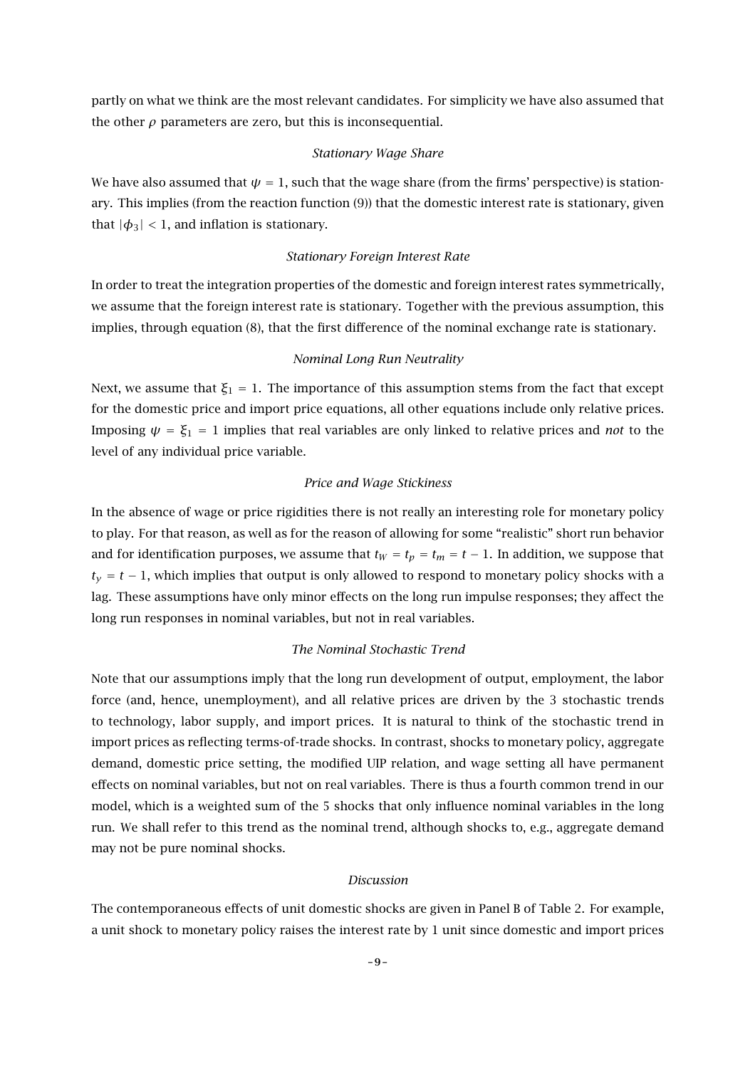partly on what we think are the most relevant candidates. For simplicity we have also assumed that the other $\rho$ parameters are zero, but this is inconsequential.

*Stationary Wage Share*

We have also assumed that $\psi = 1$, such that the wage share (from the firms' perspective) is stationary. This implies (from the reaction function (9)) that the domestic interest rate is stationary, given that $|\phi_3| < 1$, and inflation is stationary.

*Stationary Foreign Interest Rate*

In order to treat the integration properties of the domestic and foreign interest rates symmetrically, we assume that the foreign interest rate is stationary. Together with the previous assumption, this implies, through equation (8), that the first difference of the nominal exchange rate is stationary.

*Nominal Long Run Neutrality*

Next, we assume that $\xi_1 = 1$. The importance of this assumption stems from the fact that except for the domestic price and import price equations, all other equations include only relative prices. Imposing $\psi = \xi_1 = 1$ implies that real variables are only linked to relative prices and *not* to the level of any individual price variable.

*Price and Wage Stickiness*

In the absence of wage or price rigidities there is not really an interesting role for monetary policy to play. For that reason, as well as for the reason of allowing for some "realistic" short run behavior and for identification purposes, we assume that $t_W = t_p = t_m = t - 1$. In addition, we suppose that $t_y = t - 1$, which implies that output is only allowed to respond to monetary policy shocks with a lag. These assumptions have only minor effects on the long run impulse responses; they affect the long run responses in nominal variables, but not in real variables.

*The Nominal Stochastic Trend*

Note that our assumptions imply that the long run development of output, employment, the labor force (and, hence, unemployment), and all relative prices are driven by the 3 stochastic trends to technology, labor supply, and import prices. It is natural to think of the stochastic trend in import prices as reflecting terms-of-trade shocks. In contrast, shocks to monetary policy, aggregate demand, domestic price setting, the modified UIP relation, and wage setting all have permanent effects on nominal variables, but not on real variables. There is thus a fourth common trend in our model, which is a weighted sum of the 5 shocks that only influence nominal variables in the long run. We shall refer to this trend as the nominal trend, although shocks to, e.g., aggregate demand may not be pure nominal shocks.

*Discussion*

The contemporaneous effects of unit domestic shocks are given in Panel B of Table 2. For example, a unit shock to monetary policy raises the interest rate by 1 unit since domestic and import prices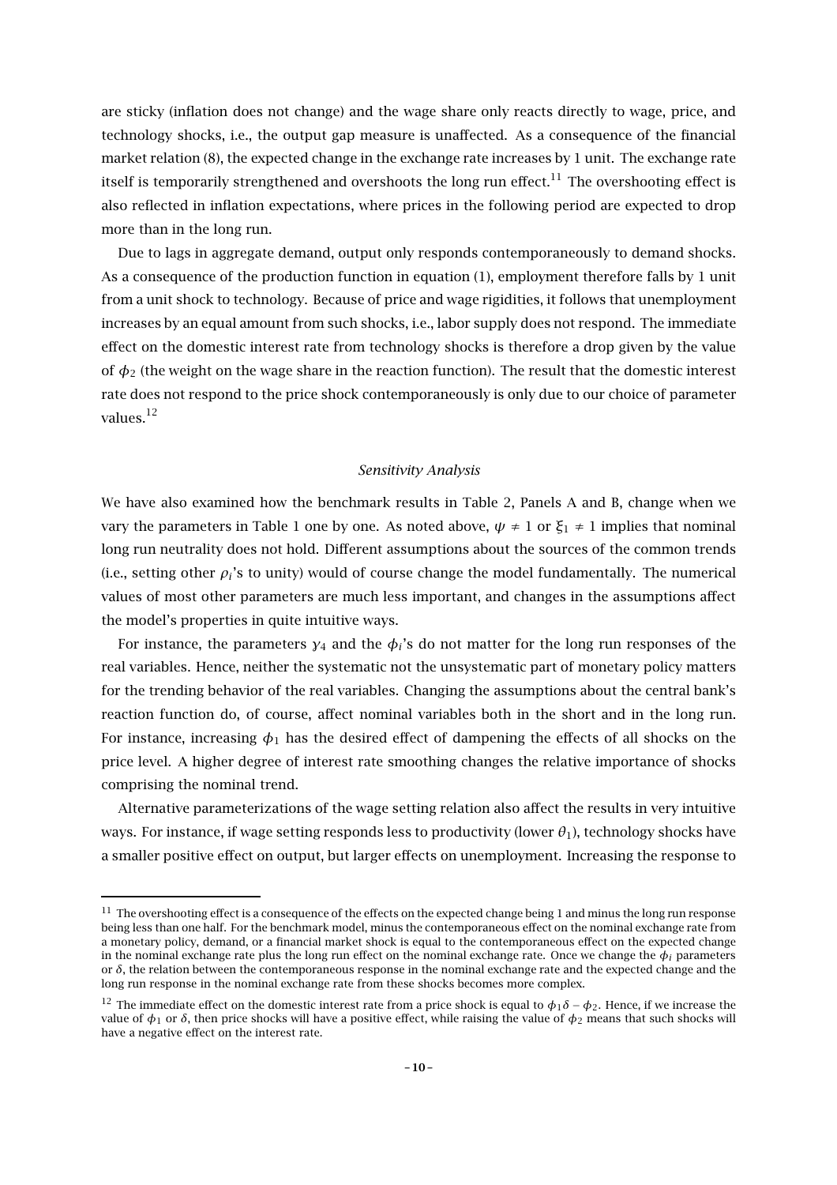are sticky (inflation does not change) and the wage share only reacts directly to wage, price, and technology shocks, i.e., the output gap measure is unaffected. As a consequence of the financial market relation (8), the expected change in the exchange rate increases by 1 unit. The exchange rate itself is temporarily strengthened and overshoots the long run effect.[11] The overshooting effect is also reflected in inflation expectations, where prices in the following period are expected to drop more than in the long run.

Due to lags in aggregate demand, output only responds contemporaneously to demand shocks. As a consequence of the production function in equation (1), employment therefore falls by 1 unit from a unit shock to technology. Because of price and wage rigidities, it follows that unemployment increases by an equal amount from such shocks, i.e., labor supply does not respond. The immediate effect on the domestic interest rate from technology shocks is therefore a drop given by the value of $\phi_2$ (the weight on the wage share in the reaction function). The result that the domestic interest rate does not respond to the price shock contemporaneously is only due to our choice of parameter values.[12]

*Sensitivity Analysis*

We have also examined how the benchmark results in Table 2, Panels A and B, change when we vary the parameters in Table 1 one by one. As noted above, $\psi \neq 1$ or $\xi_1 \neq 1$ implies that nominal long run neutrality does not hold. Different assumptions about the sources of the common trends (i.e., setting other $\rho_i$'s to unity) would of course change the model fundamentally. The numerical values of most other parameters are much less important, and changes in the assumptions affect the model's properties in quite intuitive ways.

For instance, the parameters $\gamma_4$ and the $\phi_i$'s do not matter for the long run responses of the real variables. Hence, neither the systematic not the unsystematic part of monetary policy matters for the trending behavior of the real variables. Changing the assumptions about the central bank's reaction function do, of course, affect nominal variables both in the short and in the long run. For instance, increasing $\phi_1$ has the desired effect of dampening the effects of all shocks on the price level. A higher degree of interest rate smoothing changes the relative importance of shocks comprising the nominal trend.

Alternative parameterizations of the wage setting relation also affect the results in very intuitive ways. For instance, if wage setting responds less to productivity (lower $\theta_1$), technology shocks have a smaller positive effect on output, but larger effects on unemployment. Increasing the response to

[11] The overshooting effect is a consequence of the effects on the expected change being 1 and minus the long run response being less than one half. For the benchmark model, minus the contemporaneous effect on the nominal exchange rate from a monetary policy, demand, or a financial market shock is equal to the contemporaneous effect on the expected change in the nominal exchange rate plus the long run effect on the nominal exchange rate. Once we change the $\phi_i$ parameters or $\delta$, the relation between the contemporaneous response in the nominal exchange rate and the expected change and the long run response in the nominal exchange rate from these shocks becomes more complex.

[12] The immediate effect on the domestic interest rate from a price shock is equal to $\phi_1\delta - \phi_2$. Hence, if we increase the value of $\phi_1$ or $\delta$, then price shocks will have a positive effect, while raising the value of $\phi_2$ means that such shocks will have a negative effect on the interest rate.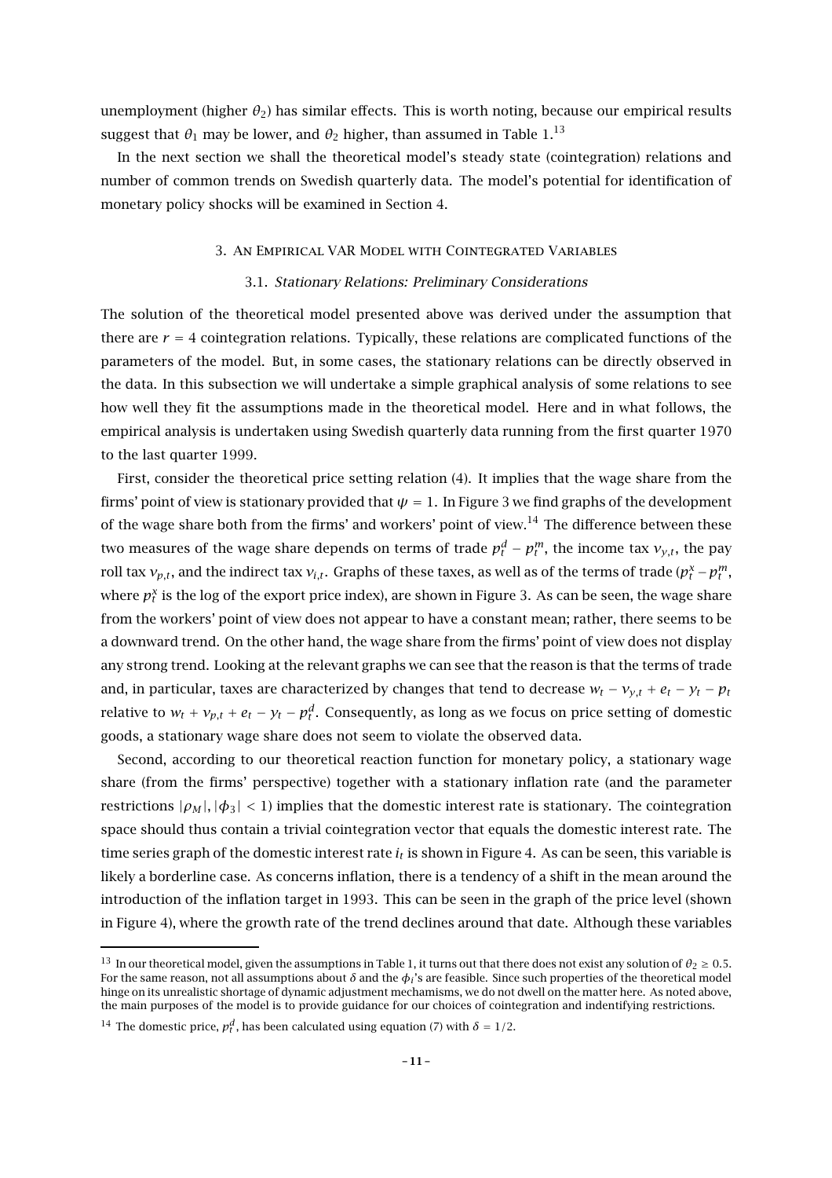unemployment (higher $\theta_2$) has similar effects. This is worth noting, because our empirical results suggest that $\theta_1$ may be lower, and $\theta_2$ higher, than assumed in Table 1.[13]

In the next section we shall the theoretical model's steady state (cointegration) relations and number of common trends on Swedish quarterly data. The model's potential for identification of monetary policy shocks will be examined in Section 4.

## 3. An Empirical VAR Model with Cointegrated Variables

### 3.1. *Stationary Relations: Preliminary Considerations*

The solution of the theoretical model presented above was derived under the assumption that there are $r = 4$ cointegration relations. Typically, these relations are complicated functions of the parameters of the model. But, in some cases, the stationary relations can be directly observed in the data. In this subsection we will undertake a simple graphical analysis of some relations to see how well they fit the assumptions made in the theoretical model. Here and in what follows, the empirical analysis is undertaken using Swedish quarterly data running from the first quarter 1970 to the last quarter 1999.

First, consider the theoretical price setting relation (4). It implies that the wage share from the firms' point of view is stationary provided that $\psi = 1$. In Figure 3 we find graphs of the development of the wage share both from the firms' and workers' point of view.[14] The difference between these two measures of the wage share depends on terms of trade $p_t^d - p_t^m$, the income tax $v_{y,t}$, the pay roll tax $v_{p,t}$, and the indirect tax $v_{i,t}$. Graphs of these taxes, as well as of the terms of trade ($p_t^x - p_t^m$, where $p_t^x$ is the log of the export price index), are shown in Figure 3. As can be seen, the wage share from the workers' point of view does not appear to have a constant mean; rather, there seems to be a downward trend. On the other hand, the wage share from the firms' point of view does not display any strong trend. Looking at the relevant graphs we can see that the reason is that the terms of trade and, in particular, taxes are characterized by changes that tend to decrease $w_t - v_{y,t} + e_t - y_t - p_t$ relative to $w_t + v_{p,t} + e_t - y_t - p_t^d$. Consequently, as long as we focus on price setting of domestic goods, a stationary wage share does not seem to violate the observed data.

Second, according to our theoretical reaction function for monetary policy, a stationary wage share (from the firms' perspective) together with a stationary inflation rate (and the parameter restrictions $|\rho_M|, |\phi_3| < 1$) implies that the domestic interest rate is stationary. The cointegration space should thus contain a trivial cointegration vector that equals the domestic interest rate. The time series graph of the domestic interest rate $i_t$ is shown in Figure 4. As can be seen, this variable is likely a borderline case. As concerns inflation, there is a tendency of a shift in the mean around the introduction of the inflation target in 1993. This can be seen in the graph of the price level (shown in Figure 4), where the growth rate of the trend declines around that date. Although these variables

---

[13] In our theoretical model, given the assumptions in Table 1, it turns out that there does not exist any solution of $\theta_2 \geq 0.5$. For the same reason, not all assumptions about $\delta$ and the $\phi_i$'s are feasible. Since such properties of the theoretical model hinge on its unrealistic shortage of dynamic adjustment mechanisms, we do not dwell on the matter here. As noted above, the main purposes of the model is to provide guidance for our choices of cointegration and indentifying restrictions.

[14] The domestic price, $p_t^d$, has been calculated using equation (7) with $\delta = 1/2$.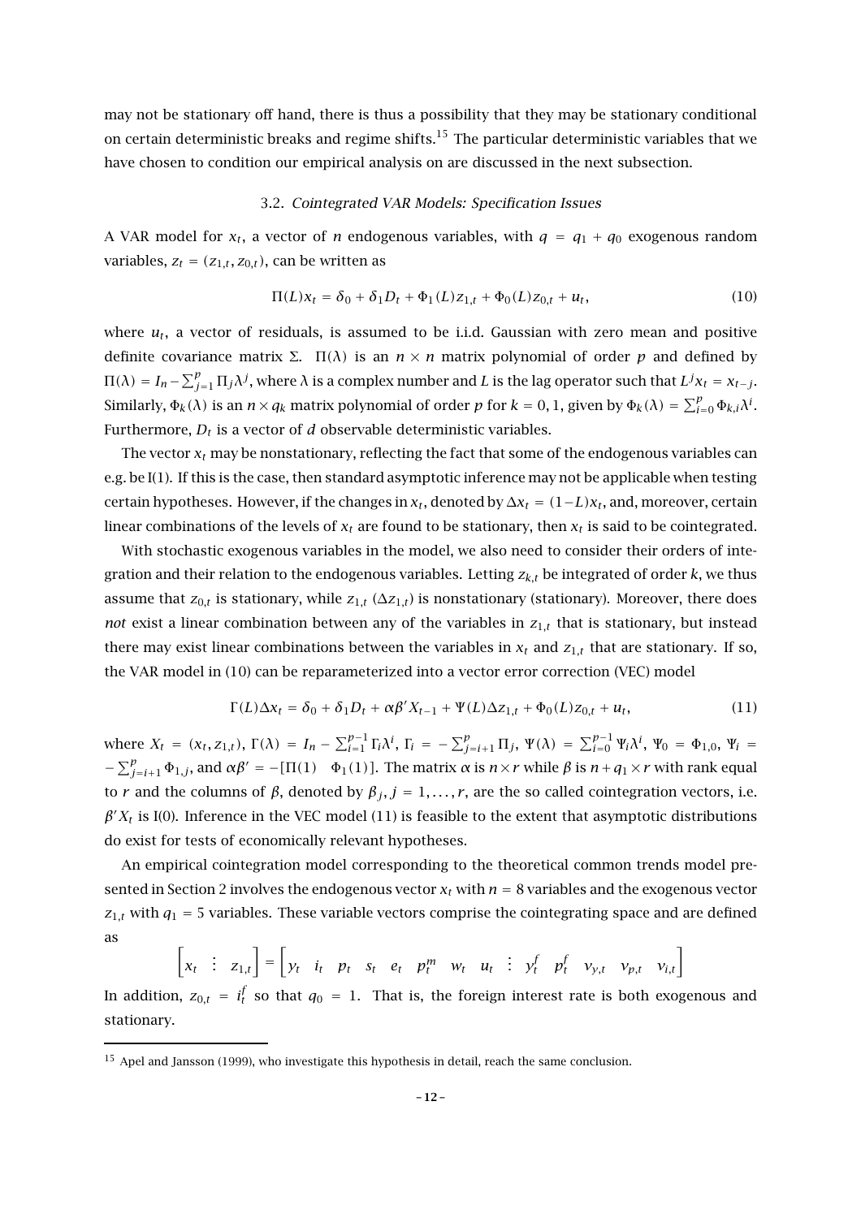may not be stationary off hand, there is thus a possibility that they may be stationary conditional on certain deterministic breaks and regime shifts.[15] The particular deterministic variables that we have chosen to condition our empirical analysis on are discussed in the next subsection.

### 3.2. *Cointegrated VAR Models: Specification Issues*

A VAR model for $x_t$, a vector of $n$ endogenous variables, with $q = q_1 + q_0$ exogenous random variables, $z_t = (z_{1,t}, z_{0,t})$, can be written as

$$\Pi(L)x_t = \delta_0 + \delta_1 D_t + \Phi_1(L)z_{1,t} + \Phi_0(L)z_{0,t} + u_t, \tag{10}$$

where $u_t$, a vector of residuals, is assumed to be i.i.d. Gaussian with zero mean and positive definite covariance matrix $\Sigma$. $\Pi(\lambda)$ is an $n \times n$ matrix polynomial of order $p$ and defined by $\Pi(\lambda) = I_n - \sum_{j=1}^{p} \Pi_j \lambda^j$, where $\lambda$ is a complex number and $L$ is the lag operator such that $L^j x_t = x_{t-j}$. Similarly, $\Phi_k(\lambda)$ is an $n \times q_k$ matrix polynomial of order $p$ for $k = 0, 1$, given by $\Phi_k(\lambda) = \sum_{i=0}^{p} \Phi_{k,i}\lambda^i$. Furthermore, $D_t$ is a vector of $d$ observable deterministic variables.

The vector $x_t$ may be nonstationary, reflecting the fact that some of the endogenous variables can e.g. be I(1). If this is the case, then standard asymptotic inference may not be applicable when testing certain hypotheses. However, if the changes in $x_t$, denoted by $\Delta x_t = (1-L)x_t$, and, moreover, certain linear combinations of the levels of $x_t$ are found to be stationary, then $x_t$ is said to be cointegrated.

With stochastic exogenous variables in the model, we also need to consider their orders of integration and their relation to the endogenous variables. Letting $z_{k,t}$ be integrated of order $k$, we thus assume that $z_{0,t}$ is stationary, while $z_{1,t}$ ($\Delta z_{1,t}$) is nonstationary (stationary). Moreover, there does *not* exist a linear combination between any of the variables in $z_{1,t}$ that is stationary, but instead there may exist linear combinations between the variables in $x_t$ and $z_{1,t}$ that are stationary. If so, the VAR model in (10) can be reparameterized into a vector error correction (VEC) model

$$\Gamma(L)\Delta x_t = \delta_0 + \delta_1 D_t + \alpha\beta' X_{t-1} + \Psi(L)\Delta z_{1,t} + \Phi_0(L)z_{0,t} + u_t, \tag{11}$$

where $X_t = (x_t, z_{1,t})$, $\Gamma(\lambda) = I_n - \sum_{i=1}^{p-1} \Gamma_i \lambda^i$, $\Gamma_i = -\sum_{j=i+1}^{p} \Pi_j$, $\Psi(\lambda) = \sum_{i=0}^{p-1} \Psi_i \lambda^i$, $\Psi_0 = \Phi_{1,0}$, $\Psi_i = -\sum_{j=i+1}^{p} \Phi_{1,j}$, and $\alpha\beta' = -[\Pi(1) \quad \Phi_1(1)]$. The matrix $\alpha$ is $n \times r$ while $\beta$ is $n + q_1 \times r$ with rank equal to $r$ and the columns of $\beta$, denoted by $\beta_j$, $j = 1, \ldots, r$, are the so called cointegration vectors, i.e. $\beta' X_t$ is I(0). Inference in the VEC model (11) is feasible to the extent that asymptotic distributions do exist for tests of economically relevant hypotheses.

An empirical cointegration model corresponding to the theoretical common trends model presented in Section 2 involves the endogenous vector $x_t$ with $n = 8$ variables and the exogenous vector $z_{1,t}$ with $q_1 = 5$ variables. These variable vectors comprise the cointegrating space and are defined as

$$\begin{bmatrix} x_t & \vdots & z_{1,t} \end{bmatrix} = \begin{bmatrix} y_t & i_t & p_t & s_t & e_t & p_t^m & w_t & u_t & \vdots & y_t^f & p_t^f & \nu_{y,t} & \nu_{p,t} & \nu_{i,t} \end{bmatrix}$$

In addition, $z_{0,t} = i_t^f$ so that $q_0 = 1$. That is, the foreign interest rate is both exogenous and stationary.

---

[15] Apel and Jansson (1999), who investigate this hypothesis in detail, reach the same conclusion.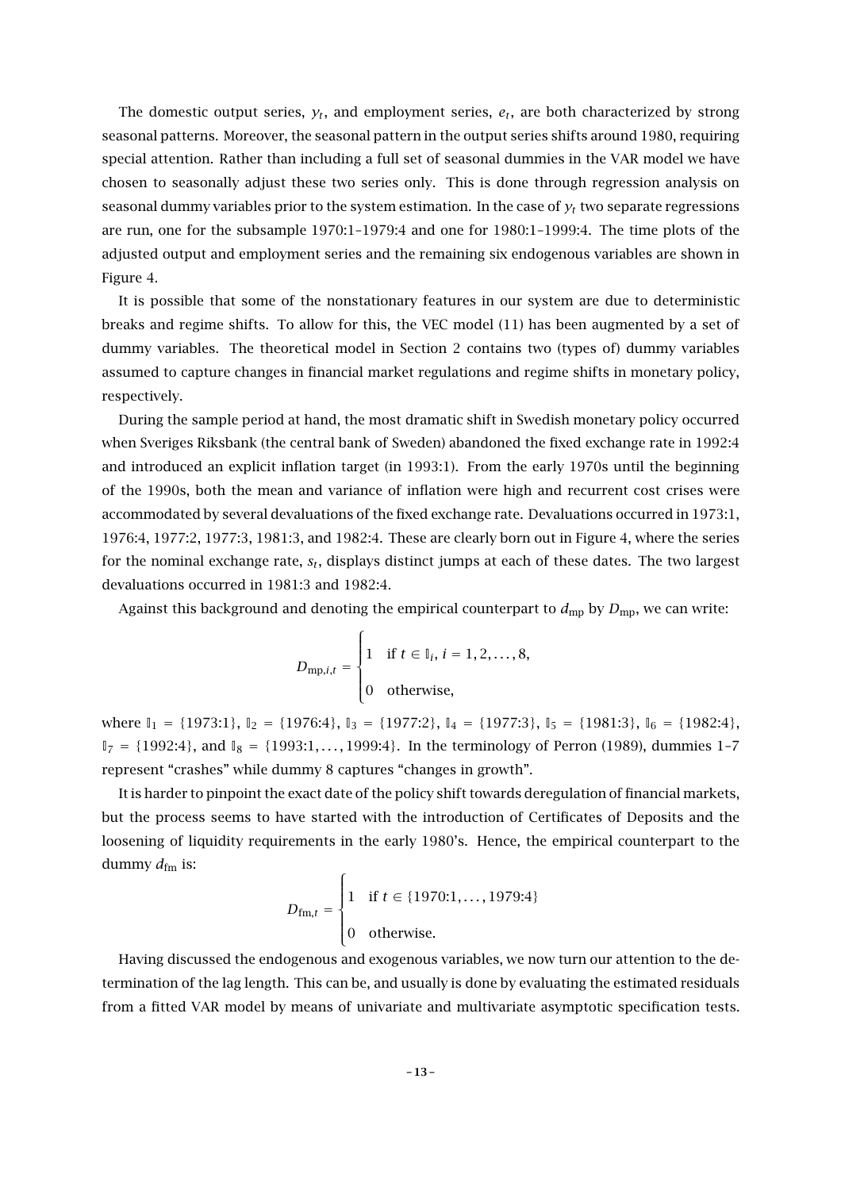The domestic output series, $y_t$, and employment series, $e_t$, are both characterized by strong seasonal patterns. Moreover, the seasonal pattern in the output series shifts around 1980, requiring special attention. Rather than including a full set of seasonal dummies in the VAR model we have chosen to seasonally adjust these two series only. This is done through regression analysis on seasonal dummy variables prior to the system estimation. In the case of $y_t$ two separate regressions are run, one for the subsample 1970:1–1979:4 and one for 1980:1–1999:4. The time plots of the adjusted output and employment series and the remaining six endogenous variables are shown in Figure 4.

It is possible that some of the nonstationary features in our system are due to deterministic breaks and regime shifts. To allow for this, the VEC model (11) has been augmented by a set of dummy variables. The theoretical model in Section 2 contains two (types of) dummy variables assumed to capture changes in financial market regulations and regime shifts in monetary policy, respectively.

During the sample period at hand, the most dramatic shift in Swedish monetary policy occurred when Sveriges Riksbank (the central bank of Sweden) abandoned the fixed exchange rate in 1992:4 and introduced an explicit inflation target (in 1993:1). From the early 1970s until the beginning of the 1990s, both the mean and variance of inflation were high and recurrent cost crises were accommodated by several devaluations of the fixed exchange rate. Devaluations occurred in 1973:1, 1976:4, 1977:2, 1977:3, 1981:3, and 1982:4. These are clearly born out in Figure 4, where the series for the nominal exchange rate, $s_t$, displays distinct jumps at each of these dates. The two largest devaluations occurred in 1981:3 and 1982:4.

Against this background and denoting the empirical counterpart to $d_{\text{mp}}$ by $D_{\text{mp}}$, we can write:

$$D_{\text{mp},i,t} = \begin{cases} 1 & \text{if } t \in \mathbb{I}_i,\ i = 1, 2, \ldots, 8, \\ 0 & \text{otherwise,} \end{cases}$$

where $\mathbb{I}_1 = \{1973{:}1\}$, $\mathbb{I}_2 = \{1976{:}4\}$, $\mathbb{I}_3 = \{1977{:}2\}$, $\mathbb{I}_4 = \{1977{:}3\}$, $\mathbb{I}_5 = \{1981{:}3\}$, $\mathbb{I}_6 = \{1982{:}4\}$, $\mathbb{I}_7 = \{1992{:}4\}$, and $\mathbb{I}_8 = \{1993{:}1, \ldots, 1999{:}4\}$. In the terminology of Perron (1989), dummies 1–7 represent "crashes" while dummy 8 captures "changes in growth".

It is harder to pinpoint the exact date of the policy shift towards deregulation of financial markets, but the process seems to have started with the introduction of Certificates of Deposits and the loosening of liquidity requirements in the early 1980's. Hence, the empirical counterpart to the dummy $d_{\text{fm}}$ is:

$$D_{\text{fm},t} = \begin{cases} 1 & \text{if } t \in \{1970{:}1, \ldots, 1979{:}4\} \\ 0 & \text{otherwise.} \end{cases}$$

Having discussed the endogenous and exogenous variables, we now turn our attention to the determination of the lag length. This can be, and usually is done by evaluating the estimated residuals from a fitted VAR model by means of univariate and multivariate asymptotic specification tests.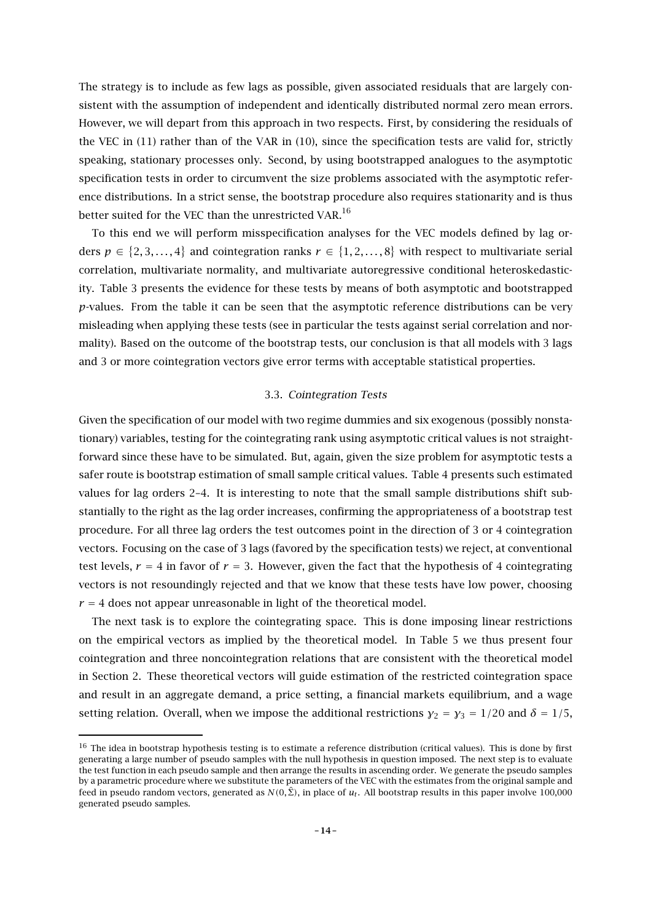The strategy is to include as few lags as possible, given associated residuals that are largely consistent with the assumption of independent and identically distributed normal zero mean errors. However, we will depart from this approach in two respects. First, by considering the residuals of the VEC in (11) rather than of the VAR in (10), since the specification tests are valid for, strictly speaking, stationary processes only. Second, by using bootstrapped analogues to the asymptotic specification tests in order to circumvent the size problems associated with the asymptotic reference distributions. In a strict sense, the bootstrap procedure also requires stationarity and is thus better suited for the VEC than the unrestricted VAR.[16]

To this end we will perform misspecification analyses for the VEC models defined by lag orders $p \in \{2, 3, \ldots, 4\}$ and cointegration ranks $r \in \{1, 2, \ldots, 8\}$ with respect to multivariate serial correlation, multivariate normality, and multivariate autoregressive conditional heteroskedasticity. Table 3 presents the evidence for these tests by means of both asymptotic and bootstrapped $p$-values. From the table it can be seen that the asymptotic reference distributions can be very misleading when applying these tests (see in particular the tests against serial correlation and normality). Based on the outcome of the bootstrap tests, our conclusion is that all models with 3 lags and 3 or more cointegration vectors give error terms with acceptable statistical properties.

### 3.3. *Cointegration Tests*

Given the specification of our model with two regime dummies and six exogenous (possibly nonstationary) variables, testing for the cointegrating rank using asymptotic critical values is not straightforward since these have to be simulated. But, again, given the size problem for asymptotic tests a safer route is bootstrap estimation of small sample critical values. Table 4 presents such estimated values for lag orders 2–4. It is interesting to note that the small sample distributions shift substantially to the right as the lag order increases, confirming the appropriateness of a bootstrap test procedure. For all three lag orders the test outcomes point in the direction of 3 or 4 cointegration vectors. Focusing on the case of 3 lags (favored by the specification tests) we reject, at conventional test levels, $r = 4$ in favor of $r = 3$. However, given the fact that the hypothesis of 4 cointegrating vectors is not resoundingly rejected and that we know that these tests have low power, choosing $r = 4$ does not appear unreasonable in light of the theoretical model.

The next task is to explore the cointegrating space. This is done imposing linear restrictions on the empirical vectors as implied by the theoretical model. In Table 5 we thus present four cointegration and three noncointegration relations that are consistent with the theoretical model in Section 2. These theoretical vectors will guide estimation of the restricted cointegration space and result in an aggregate demand, a price setting, a financial markets equilibrium, and a wage setting relation. Overall, when we impose the additional restrictions $\gamma_2 = \gamma_3 = 1/20$ and $\delta = 1/5$,

---

[16] The idea in bootstrap hypothesis testing is to estimate a reference distribution (critical values). This is done by first generating a large number of pseudo samples with the null hypothesis in question imposed. The next step is to evaluate the test function in each pseudo sample and then arrange the results in ascending order. We generate the pseudo samples by a parametric procedure where we substitute the parameters of the VEC with the estimates from the original sample and feed in pseudo random vectors, generated as $N(0, \hat{\Sigma})$, in place of $u_t$. All bootstrap results in this paper involve 100,000 generated pseudo samples.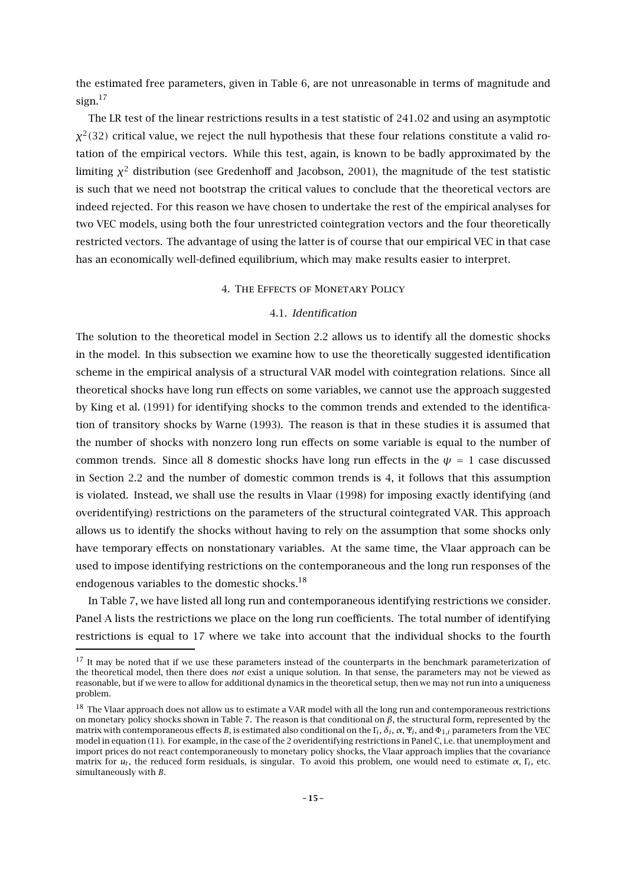the estimated free parameters, given in Table 6, are not unreasonable in terms of magnitude and sign.[17]

The LR test of the linear restrictions results in a test statistic of 241.02 and using an asymptotic $\chi^2(32)$ critical value, we reject the null hypothesis that these four relations constitute a valid rotation of the empirical vectors. While this test, again, is known to be badly approximated by the limiting $\chi^2$ distribution (see Gredenhoff and Jacobson, 2001), the magnitude of the test statistic is such that we need not bootstrap the critical values to conclude that the theoretical vectors are indeed rejected. For this reason we have chosen to undertake the rest of the empirical analyses for two VEC models, using both the four unrestricted cointegration vectors and the four theoretically restricted vectors. The advantage of using the latter is of course that our empirical VEC in that case has an economically well-defined equilibrium, which may make results easier to interpret.

## 4. The Effects of Monetary Policy

### 4.1. *Identification*

The solution to the theoretical model in Section 2.2 allows us to identify all the domestic shocks in the model. In this subsection we examine how to use the theoretically suggested identification scheme in the empirical analysis of a structural VAR model with cointegration relations. Since all theoretical shocks have long run effects on some variables, we cannot use the approach suggested by King et al. (1991) for identifying shocks to the common trends and extended to the identification of transitory shocks by Warne (1993). The reason is that in these studies it is assumed that the number of shocks with nonzero long run effects on some variable is equal to the number of common trends. Since all 8 domestic shocks have long run effects in the $\psi = 1$ case discussed in Section 2.2 and the number of domestic common trends is 4, it follows that this assumption is violated. Instead, we shall use the results in Vlaar (1998) for imposing exactly identifying (and overidentifying) restrictions on the parameters of the structural cointegrated VAR. This approach allows us to identify the shocks without having to rely on the assumption that some shocks only have temporary effects on nonstationary variables. At the same time, the Vlaar approach can be used to impose identifying restrictions on the contemporaneous and the long run responses of the endogenous variables to the domestic shocks.[18]

In Table 7, we have listed all long run and contemporaneous identifying restrictions we consider. Panel A lists the restrictions we place on the long run coefficients. The total number of identifying restrictions is equal to 17 where we take into account that the individual shocks to the fourth

---

[17] It may be noted that if we use these parameters instead of the counterparts in the benchmark parameterization of the theoretical model, then there does *not* exist a unique solution. In that sense, the parameters may not be viewed as reasonable, but if we were to allow for additional dynamics in the theoretical setup, then we may not run into a uniqueness problem.

[18] The Vlaar approach does not allow us to estimate a VAR model with all the long run and contemporaneous restrictions on monetary policy shocks shown in Table 7. The reason is that conditional on $\beta$, the structural form, represented by the matrix with contemporaneous effects $B$, is estimated also conditional on the $\Gamma_i$, $\delta_i$, $\alpha$, $\Psi_i$, and $\Phi_{1,i}$ parameters from the VEC model in equation (11). For example, in the case of the 2 overidentifying restrictions in Panel C, i.e. that unemployment and import prices do not react contemporaneously to monetary policy shocks, the Vlaar approach implies that the covariance matrix for $u_t$, the reduced form residuals, is singular. To avoid this problem, one would need to estimate $\alpha$, $\Gamma_i$, etc. simultaneously with $B$.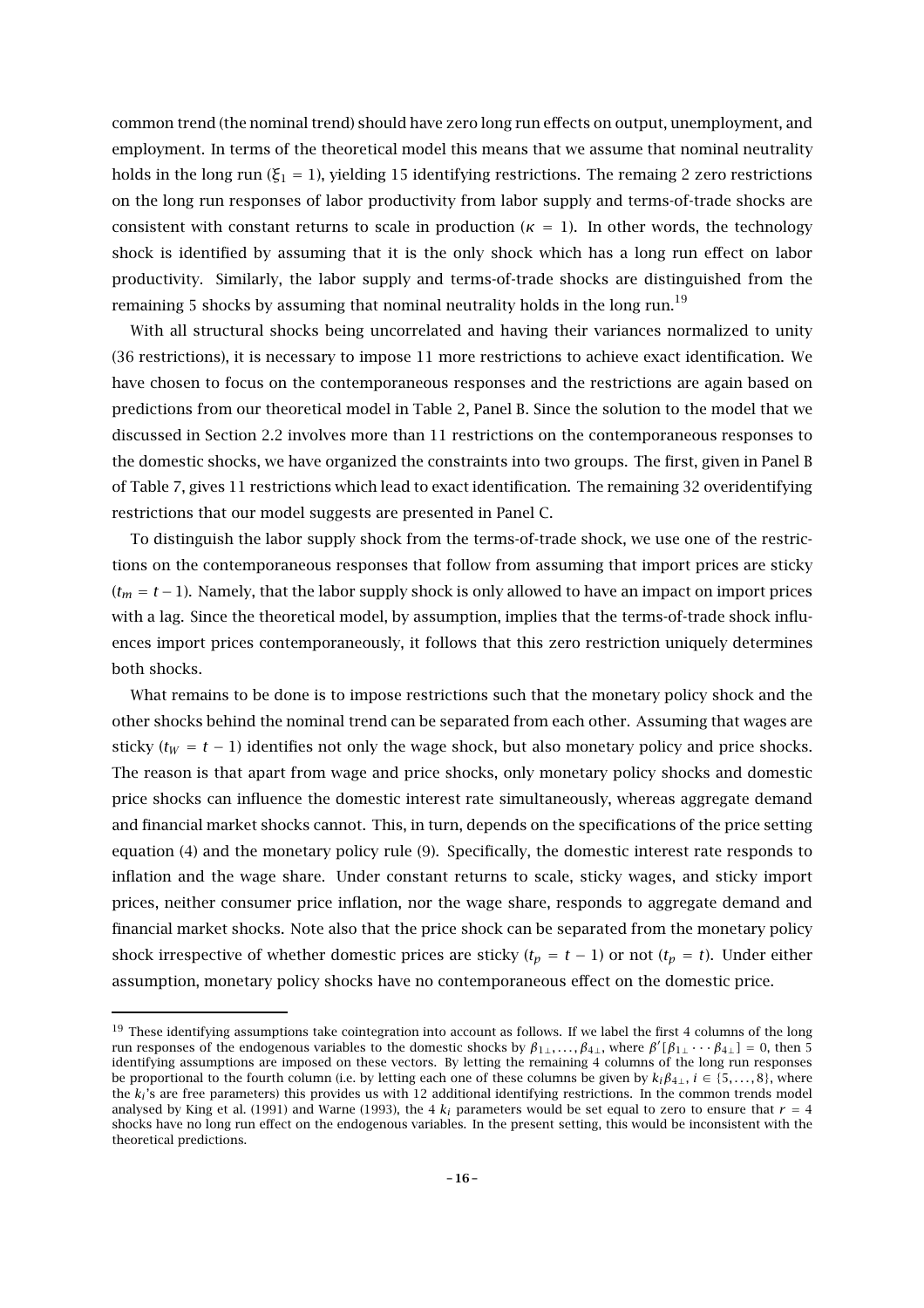common trend (the nominal trend) should have zero long run effects on output, unemployment, and employment. In terms of the theoretical model this means that we assume that nominal neutrality holds in the long run ($\xi_1 = 1$), yielding 15 identifying restrictions. The remaing 2 zero restrictions on the long run responses of labor productivity from labor supply and terms-of-trade shocks are consistent with constant returns to scale in production ($\kappa = 1$). In other words, the technology shock is identified by assuming that it is the only shock which has a long run effect on labor productivity. Similarly, the labor supply and terms-of-trade shocks are distinguished from the remaining 5 shocks by assuming that nominal neutrality holds in the long run.[19]

With all structural shocks being uncorrelated and having their variances normalized to unity (36 restrictions), it is necessary to impose 11 more restrictions to achieve exact identification. We have chosen to focus on the contemporaneous responses and the restrictions are again based on predictions from our theoretical model in Table 2, Panel B. Since the solution to the model that we discussed in Section 2.2 involves more than 11 restrictions on the contemporaneous responses to the domestic shocks, we have organized the constraints into two groups. The first, given in Panel B of Table 7, gives 11 restrictions which lead to exact identification. The remaining 32 overidentifying restrictions that our model suggests are presented in Panel C.

To distinguish the labor supply shock from the terms-of-trade shock, we use one of the restrictions on the contemporaneous responses that follow from assuming that import prices are sticky ($t_m = t - 1$). Namely, that the labor supply shock is only allowed to have an impact on import prices with a lag. Since the theoretical model, by assumption, implies that the terms-of-trade shock influences import prices contemporaneously, it follows that this zero restriction uniquely determines both shocks.

What remains to be done is to impose restrictions such that the monetary policy shock and the other shocks behind the nominal trend can be separated from each other. Assuming that wages are sticky ($t_W = t - 1$) identifies not only the wage shock, but also monetary policy and price shocks. The reason is that apart from wage and price shocks, only monetary policy shocks and domestic price shocks can influence the domestic interest rate simultaneously, whereas aggregate demand and financial market shocks cannot. This, in turn, depends on the specifications of the price setting equation (4) and the monetary policy rule (9). Specifically, the domestic interest rate responds to inflation and the wage share. Under constant returns to scale, sticky wages, and sticky import prices, neither consumer price inflation, nor the wage share, responds to aggregate demand and financial market shocks. Note also that the price shock can be separated from the monetary policy shock irrespective of whether domestic prices are sticky ($t_p = t - 1$) or not ($t_p = t$). Under either assumption, monetary policy shocks have no contemporaneous effect on the domestic price.

[19] These identifying assumptions take cointegration into account as follows. If we label the first 4 columns of the long run responses of the endogenous variables to the domestic shocks by $\beta_{1\perp}, \ldots, \beta_{4\perp}$, where $\beta'[\beta_{1\perp} \cdots \beta_{4\perp}] = 0$, then 5 identifying assumptions are imposed on these vectors. By letting the remaining 4 columns of the long run responses be proportional to the fourth column (i.e. by letting each one of these columns be given by $k_i\beta_{4\perp}$, $i \in \{5, \ldots, 8\}$, where the $k_i$'s are free parameters) this provides us with 12 additional identifying restrictions. In the common trends model analysed by King et al. (1991) and Warne (1993), the 4 $k_i$ parameters would be set equal to zero to ensure that $r = 4$ shocks have no long run effect on the endogenous variables. In the present setting, this would be inconsistent with the theoretical predictions.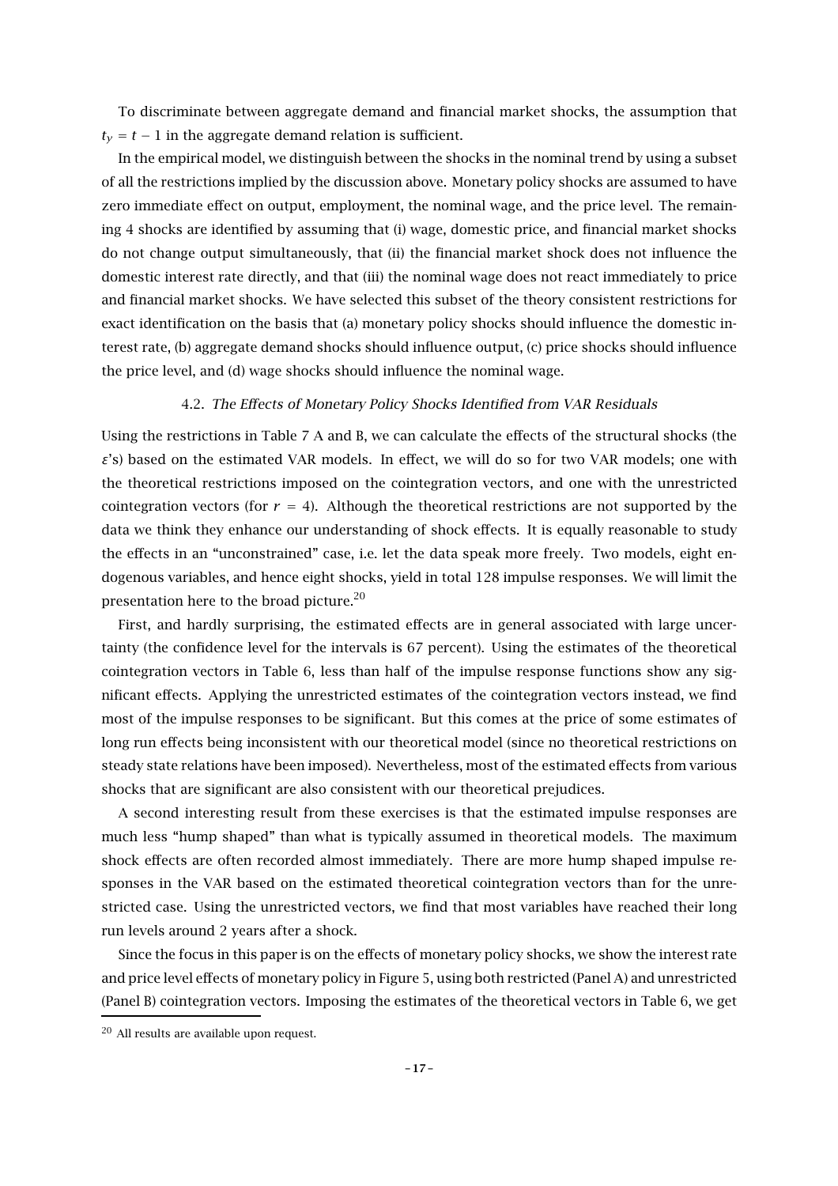To discriminate between aggregate demand and financial market shocks, the assumption that $t_y = t - 1$ in the aggregate demand relation is sufficient.

In the empirical model, we distinguish between the shocks in the nominal trend by using a subset of all the restrictions implied by the discussion above. Monetary policy shocks are assumed to have zero immediate effect on output, employment, the nominal wage, and the price level. The remaining 4 shocks are identified by assuming that (i) wage, domestic price, and financial market shocks do not change output simultaneously, that (ii) the financial market shock does not influence the domestic interest rate directly, and that (iii) the nominal wage does not react immediately to price and financial market shocks. We have selected this subset of the theory consistent restrictions for exact identification on the basis that (a) monetary policy shocks should influence the domestic interest rate, (b) aggregate demand shocks should influence output, (c) price shocks should influence the price level, and (d) wage shocks should influence the nominal wage.

### 4.2. *The Effects of Monetary Policy Shocks Identified from VAR Residuals*

Using the restrictions in Table 7 A and B, we can calculate the effects of the structural shocks (the $\varepsilon$'s) based on the estimated VAR models. In effect, we will do so for two VAR models; one with the theoretical restrictions imposed on the cointegration vectors, and one with the unrestricted cointegration vectors (for $r = 4$). Although the theoretical restrictions are not supported by the data we think they enhance our understanding of shock effects. It is equally reasonable to study the effects in an "unconstrained" case, i.e. let the data speak more freely. Two models, eight endogenous variables, and hence eight shocks, yield in total 128 impulse responses. We will limit the presentation here to the broad picture.[20]

First, and hardly surprising, the estimated effects are in general associated with large uncertainty (the confidence level for the intervals is 67 percent). Using the estimates of the theoretical cointegration vectors in Table 6, less than half of the impulse response functions show any significant effects. Applying the unrestricted estimates of the cointegration vectors instead, we find most of the impulse responses to be significant. But this comes at the price of some estimates of long run effects being inconsistent with our theoretical model (since no theoretical restrictions on steady state relations have been imposed). Nevertheless, most of the estimated effects from various shocks that are significant are also consistent with our theoretical prejudices.

A second interesting result from these exercises is that the estimated impulse responses are much less "hump shaped" than what is typically assumed in theoretical models. The maximum shock effects are often recorded almost immediately. There are more hump shaped impulse responses in the VAR based on the estimated theoretical cointegration vectors than for the unrestricted case. Using the unrestricted vectors, we find that most variables have reached their long run levels around 2 years after a shock.

Since the focus in this paper is on the effects of monetary policy shocks, we show the interest rate and price level effects of monetary policy in Figure 5, using both restricted (Panel A) and unrestricted (Panel B) cointegration vectors. Imposing the estimates of the theoretical vectors in Table 6, we get

[20] All results are available upon request.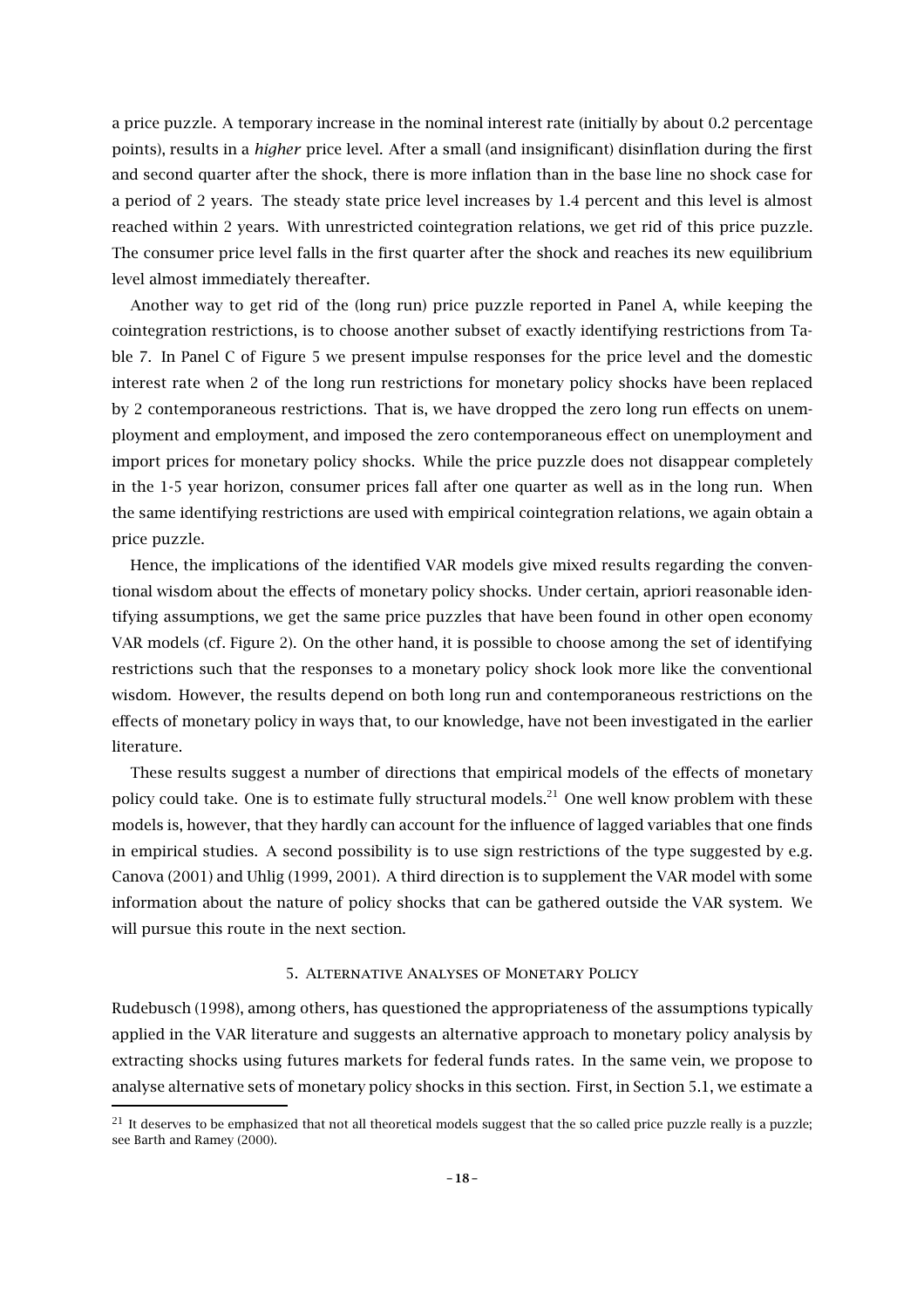a price puzzle. A temporary increase in the nominal interest rate (initially by about 0.2 percentage points), results in a *higher* price level. After a small (and insignificant) disinflation during the first and second quarter after the shock, there is more inflation than in the base line no shock case for a period of 2 years. The steady state price level increases by 1.4 percent and this level is almost reached within 2 years. With unrestricted cointegration relations, we get rid of this price puzzle. The consumer price level falls in the first quarter after the shock and reaches its new equilibrium level almost immediately thereafter.

Another way to get rid of the (long run) price puzzle reported in Panel A, while keeping the cointegration restrictions, is to choose another subset of exactly identifying restrictions from Table 7. In Panel C of Figure 5 we present impulse responses for the price level and the domestic interest rate when 2 of the long run restrictions for monetary policy shocks have been replaced by 2 contemporaneous restrictions. That is, we have dropped the zero long run effects on unemployment and employment, and imposed the zero contemporaneous effect on unemployment and import prices for monetary policy shocks. While the price puzzle does not disappear completely in the 1-5 year horizon, consumer prices fall after one quarter as well as in the long run. When the same identifying restrictions are used with empirical cointegration relations, we again obtain a price puzzle.

Hence, the implications of the identified VAR models give mixed results regarding the conventional wisdom about the effects of monetary policy shocks. Under certain, apriori reasonable identifying assumptions, we get the same price puzzles that have been found in other open economy VAR models (cf. Figure 2). On the other hand, it is possible to choose among the set of identifying restrictions such that the responses to a monetary policy shock look more like the conventional wisdom. However, the results depend on both long run and contemporaneous restrictions on the effects of monetary policy in ways that, to our knowledge, have not been investigated in the earlier literature.

These results suggest a number of directions that empirical models of the effects of monetary policy could take. One is to estimate fully structural models.[21] One well know problem with these models is, however, that they hardly can account for the influence of lagged variables that one finds in empirical studies. A second possibility is to use sign restrictions of the type suggested by e.g. Canova (2001) and Uhlig (1999, 2001). A third direction is to supplement the VAR model with some information about the nature of policy shocks that can be gathered outside the VAR system. We will pursue this route in the next section.

## 5. Alternative Analyses of Monetary Policy

Rudebusch (1998), among others, has questioned the appropriateness of the assumptions typically applied in the VAR literature and suggests an alternative approach to monetary policy analysis by extracting shocks using futures markets for federal funds rates. In the same vein, we propose to analyse alternative sets of monetary policy shocks in this section. First, in Section 5.1, we estimate a

[21] It deserves to be emphasized that not all theoretical models suggest that the so called price puzzle really is a puzzle; see Barth and Ramey (2000).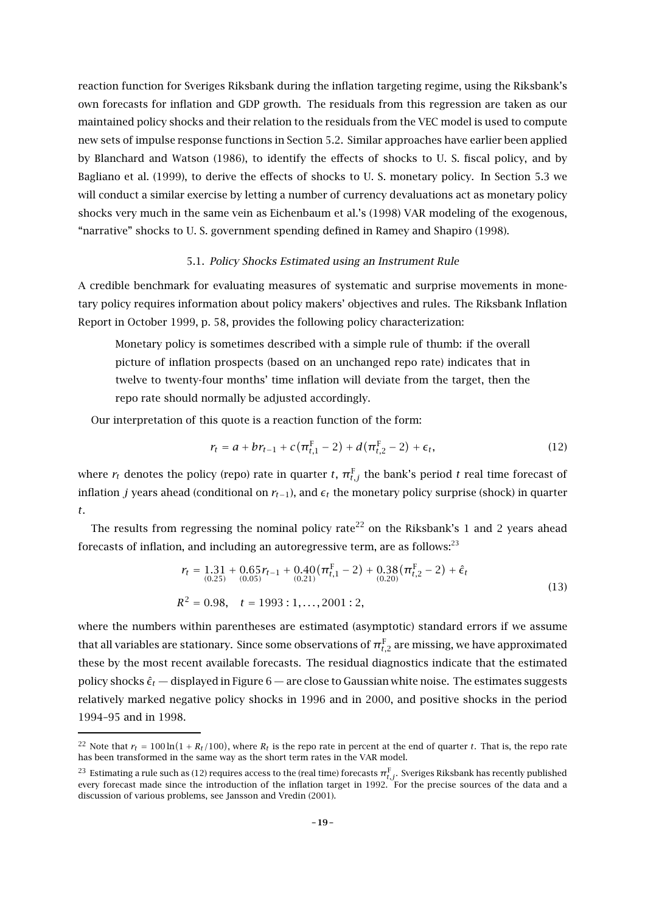reaction function for Sveriges Riksbank during the inflation targeting regime, using the Riksbank's own forecasts for inflation and GDP growth. The residuals from this regression are taken as our maintained policy shocks and their relation to the residuals from the VEC model is used to compute new sets of impulse response functions in Section 5.2. Similar approaches have earlier been applied by Blanchard and Watson (1986), to identify the effects of shocks to U. S. fiscal policy, and by Bagliano et al. (1999), to derive the effects of shocks to U. S. monetary policy. In Section 5.3 we will conduct a similar exercise by letting a number of currency devaluations act as monetary policy shocks very much in the same vein as Eichenbaum et al.'s (1998) VAR modeling of the exogenous, "narrative" shocks to U. S. government spending defined in Ramey and Shapiro (1998).

### 5.1. *Policy Shocks Estimated using an Instrument Rule*

A credible benchmark for evaluating measures of systematic and surprise movements in monetary policy requires information about policy makers' objectives and rules. The Riksbank Inflation Report in October 1999, p. 58, provides the following policy characterization:

> Monetary policy is sometimes described with a simple rule of thumb: if the overall picture of inflation prospects (based on an unchanged repo rate) indicates that in twelve to twenty-four months' time inflation will deviate from the target, then the repo rate should normally be adjusted accordingly.

Our interpretation of this quote is a reaction function of the form:

$$r_t = a + br_{t-1} + c(\pi^{\mathrm{F}}_{t,1} - 2) + d(\pi^{\mathrm{F}}_{t,2} - 2) + \epsilon_t, \tag{12}$$

where $r_t$ denotes the policy (repo) rate in quarter $t$, $\pi^{\mathrm{F}}_{t,j}$ the bank's period $t$ real time forecast of inflation $j$ years ahead (conditional on $r_{t-1}$), and $\epsilon_t$ the monetary policy surprise (shock) in quarter $t$.

The results from regressing the nominal policy rate[22] on the Riksbank's 1 and 2 years ahead forecasts of inflation, and including an autoregressive term, are as follows:[23]

$$\begin{aligned} r_t &= \underset{(0.25)}{1.31} + \underset{(0.05)}{0.65} r_{t-1} + \underset{(0.21)}{0.40}(\pi^{\mathrm{F}}_{t,1} - 2) + \underset{(0.20)}{0.38}(\pi^{\mathrm{F}}_{t,2} - 2) + \hat{\epsilon}_t \\ R^2 &= 0.98, \quad t = 1993:1, \ldots, 2001:2, \end{aligned} \tag{13}$$

where the numbers within parentheses are estimated (asymptotic) standard errors if we assume that all variables are stationary. Since some observations of $\pi^{\mathrm{F}}_{t,2}$ are missing, we have approximated these by the most recent available forecasts. The residual diagnostics indicate that the estimated policy shocks $\hat{\epsilon}_t$ — displayed in Figure 6 — are close to Gaussian white noise. The estimates suggests relatively marked negative policy shocks in 1996 and in 2000, and positive shocks in the period 1994–95 and in 1998.

---

[22] Note that $r_t = 100\ln(1 + R_t/100)$, where $R_t$ is the repo rate in percent at the end of quarter $t$. That is, the repo rate has been transformed in the same way as the short term rates in the VAR model.

[23] Estimating a rule such as (12) requires access to the (real time) forecasts $\pi^{\mathrm{F}}_{t,j}$. Sveriges Riksbank has recently published every forecast made since the introduction of the inflation target in 1992. For the precise sources of the data and a discussion of various problems, see Jansson and Vredin (2001).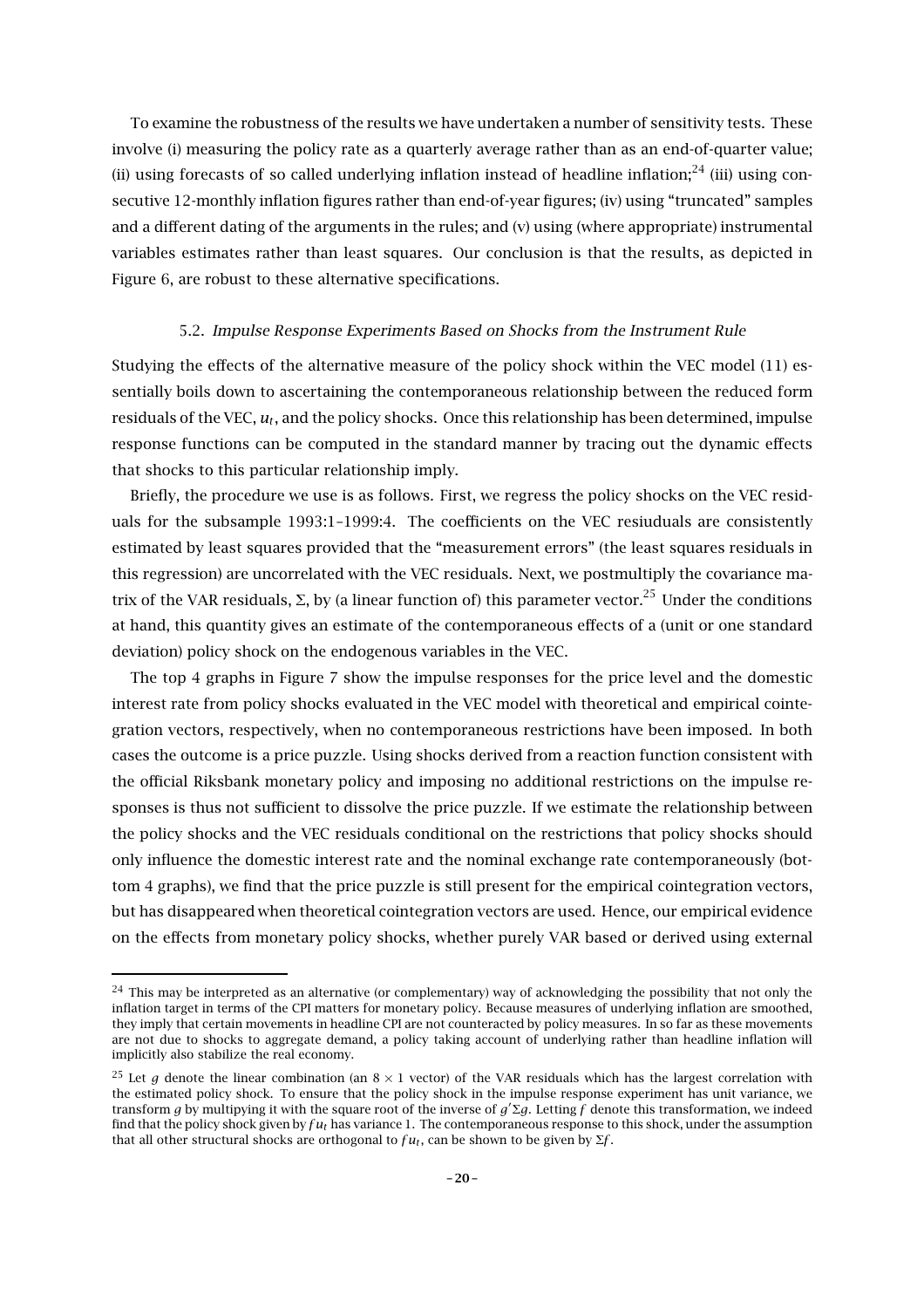To examine the robustness of the results we have undertaken a number of sensitivity tests. These involve (i) measuring the policy rate as a quarterly average rather than as an end-of-quarter value; (ii) using forecasts of so called underlying inflation instead of headline inflation;[24] (iii) using consecutive 12-monthly inflation figures rather than end-of-year figures; (iv) using "truncated" samples and a different dating of the arguments in the rules; and (v) using (where appropriate) instrumental variables estimates rather than least squares. Our conclusion is that the results, as depicted in Figure 6, are robust to these alternative specifications.

### 5.2. *Impulse Response Experiments Based on Shocks from the Instrument Rule*

Studying the effects of the alternative measure of the policy shock within the VEC model (11) essentially boils down to ascertaining the contemporaneous relationship between the reduced form residuals of the VEC, $u_t$, and the policy shocks. Once this relationship has been determined, impulse response functions can be computed in the standard manner by tracing out the dynamic effects that shocks to this particular relationship imply.

Briefly, the procedure we use is as follows. First, we regress the policy shocks on the VEC residuals for the subsample 1993:1–1999:4. The coefficients on the VEC resiuduals are consistently estimated by least squares provided that the "measurement errors" (the least squares residuals in this regression) are uncorrelated with the VEC residuals. Next, we postmultiply the covariance matrix of the VAR residuals, $\Sigma$, by (a linear function of) this parameter vector.[25] Under the conditions at hand, this quantity gives an estimate of the contemporaneous effects of a (unit or one standard deviation) policy shock on the endogenous variables in the VEC.

The top 4 graphs in Figure 7 show the impulse responses for the price level and the domestic interest rate from policy shocks evaluated in the VEC model with theoretical and empirical cointegration vectors, respectively, when no contemporaneous restrictions have been imposed. In both cases the outcome is a price puzzle. Using shocks derived from a reaction function consistent with the official Riksbank monetary policy and imposing no additional restrictions on the impulse responses is thus not sufficient to dissolve the price puzzle. If we estimate the relationship between the policy shocks and the VEC residuals conditional on the restrictions that policy shocks should only influence the domestic interest rate and the nominal exchange rate contemporaneously (bottom 4 graphs), we find that the price puzzle is still present for the empirical cointegration vectors, but has disappeared when theoretical cointegration vectors are used. Hence, our empirical evidence on the effects from monetary policy shocks, whether purely VAR based or derived using external

---

[24] This may be interpreted as an alternative (or complementary) way of acknowledging the possibility that not only the inflation target in terms of the CPI matters for monetary policy. Because measures of underlying inflation are smoothed, they imply that certain movements in headline CPI are not counteracted by policy measures. In so far as these movements are not due to shocks to aggregate demand, a policy taking account of underlying rather than headline inflation will implicitly also stabilize the real economy.

[25] Let $g$ denote the linear combination (an $8 \times 1$ vector) of the VAR residuals which has the largest correlation with the estimated policy shock. To ensure that the policy shock in the impulse response experiment has unit variance, we transform $g$ by multipying it with the square root of the inverse of $g'\Sigma g$. Letting $f$ denote this transformation, we indeed find that the policy shock given by $fu_t$ has variance 1. The contemporaneous response to this shock, under the assumption that all other structural shocks are orthogonal to $fu_t$, can be shown to be given by $\Sigma f$.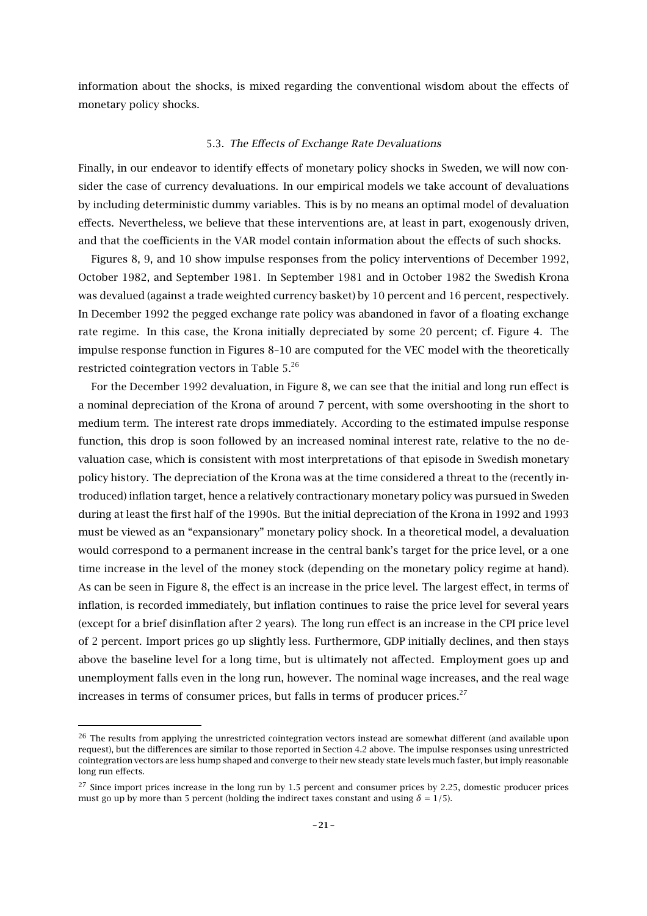information about the shocks, is mixed regarding the conventional wisdom about the effects of monetary policy shocks.

### 5.3. *The Effects of Exchange Rate Devaluations*

Finally, in our endeavor to identify effects of monetary policy shocks in Sweden, we will now consider the case of currency devaluations. In our empirical models we take account of devaluations by including deterministic dummy variables. This is by no means an optimal model of devaluation effects. Nevertheless, we believe that these interventions are, at least in part, exogenously driven, and that the coefficients in the VAR model contain information about the effects of such shocks.

Figures 8, 9, and 10 show impulse responses from the policy interventions of December 1992, October 1982, and September 1981. In September 1981 and in October 1982 the Swedish Krona was devalued (against a trade weighted currency basket) by 10 percent and 16 percent, respectively. In December 1992 the pegged exchange rate policy was abandoned in favor of a floating exchange rate regime. In this case, the Krona initially depreciated by some 20 percent; cf. Figure 4. The impulse response function in Figures 8–10 are computed for the VEC model with the theoretically restricted cointegration vectors in Table 5.[26]

For the December 1992 devaluation, in Figure 8, we can see that the initial and long run effect is a nominal depreciation of the Krona of around 7 percent, with some overshooting in the short to medium term. The interest rate drops immediately. According to the estimated impulse response function, this drop is soon followed by an increased nominal interest rate, relative to the no devaluation case, which is consistent with most interpretations of that episode in Swedish monetary policy history. The depreciation of the Krona was at the time considered a threat to the (recently introduced) inflation target, hence a relatively contractionary monetary policy was pursued in Sweden during at least the first half of the 1990s. But the initial depreciation of the Krona in 1992 and 1993 must be viewed as an "expansionary" monetary policy shock. In a theoretical model, a devaluation would correspond to a permanent increase in the central bank's target for the price level, or a one time increase in the level of the money stock (depending on the monetary policy regime at hand). As can be seen in Figure 8, the effect is an increase in the price level. The largest effect, in terms of inflation, is recorded immediately, but inflation continues to raise the price level for several years (except for a brief disinflation after 2 years). The long run effect is an increase in the CPI price level of 2 percent. Import prices go up slightly less. Furthermore, GDP initially declines, and then stays above the baseline level for a long time, but is ultimately not affected. Employment goes up and unemployment falls even in the long run, however. The nominal wage increases, and the real wage increases in terms of consumer prices, but falls in terms of producer prices.[27]

---

[26] The results from applying the unrestricted cointegration vectors instead are somewhat different (and available upon request), but the differences are similar to those reported in Section 4.2 above. The impulse responses using unrestricted cointegration vectors are less hump shaped and converge to their new steady state levels much faster, but imply reasonable long run effects.

[27] Since import prices increase in the long run by 1.5 percent and consumer prices by 2.25, domestic producer prices must go up by more than 5 percent (holding the indirect taxes constant and using $\delta = 1/5$).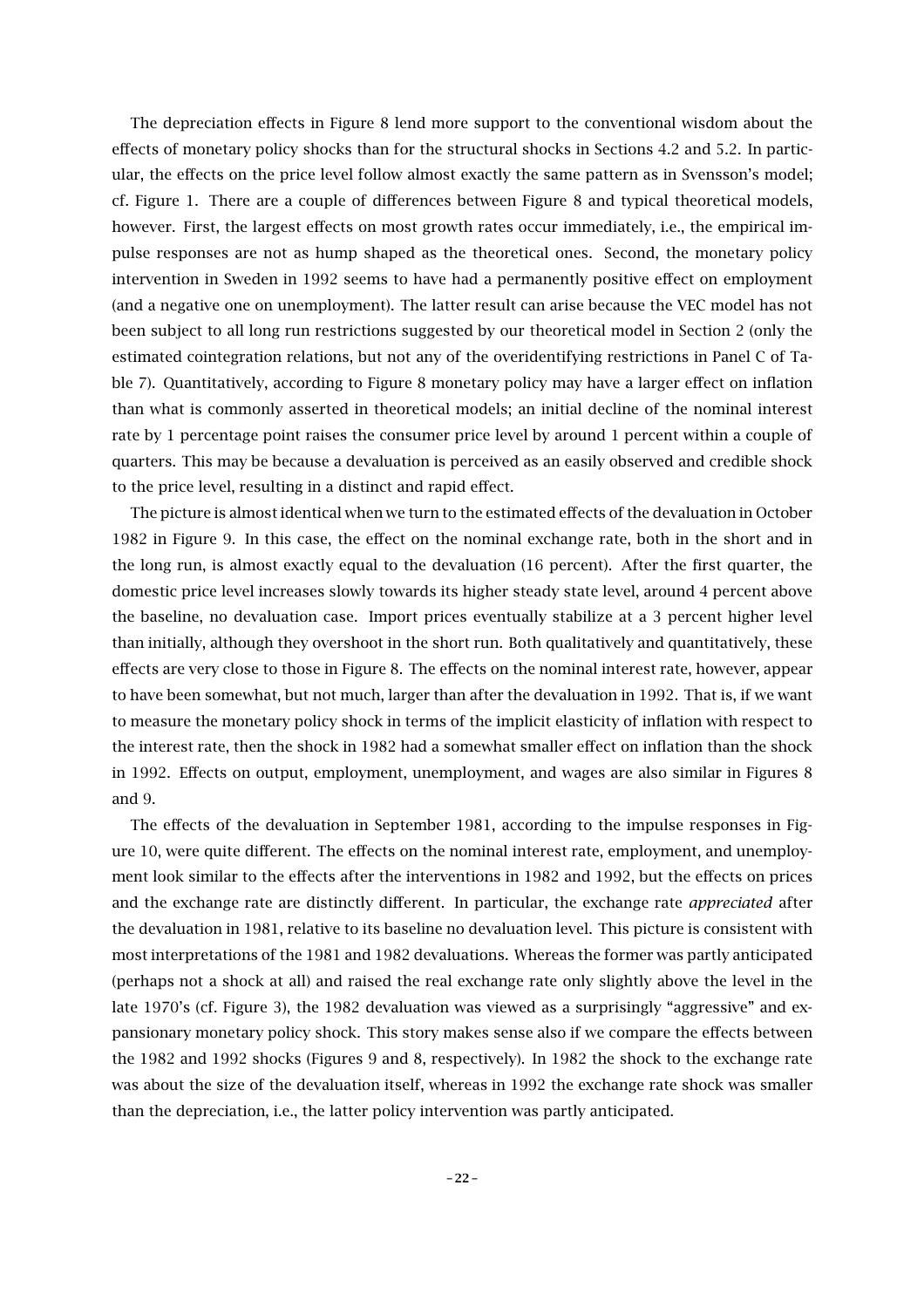The depreciation effects in Figure 8 lend more support to the conventional wisdom about the effects of monetary policy shocks than for the structural shocks in Sections 4.2 and 5.2. In particular, the effects on the price level follow almost exactly the same pattern as in Svensson's model; cf. Figure 1. There are a couple of differences between Figure 8 and typical theoretical models, however. First, the largest effects on most growth rates occur immediately, i.e., the empirical impulse responses are not as hump shaped as the theoretical ones. Second, the monetary policy intervention in Sweden in 1992 seems to have had a permanently positive effect on employment (and a negative one on unemployment). The latter result can arise because the VEC model has not been subject to all long run restrictions suggested by our theoretical model in Section 2 (only the estimated cointegration relations, but not any of the overidentifying restrictions in Panel C of Table 7). Quantitatively, according to Figure 8 monetary policy may have a larger effect on inflation than what is commonly asserted in theoretical models; an initial decline of the nominal interest rate by 1 percentage point raises the consumer price level by around 1 percent within a couple of quarters. This may be because a devaluation is perceived as an easily observed and credible shock to the price level, resulting in a distinct and rapid effect.

The picture is almost identical when we turn to the estimated effects of the devaluation in October 1982 in Figure 9. In this case, the effect on the nominal exchange rate, both in the short and in the long run, is almost exactly equal to the devaluation (16 percent). After the first quarter, the domestic price level increases slowly towards its higher steady state level, around 4 percent above the baseline, no devaluation case. Import prices eventually stabilize at a 3 percent higher level than initially, although they overshoot in the short run. Both qualitatively and quantitatively, these effects are very close to those in Figure 8. The effects on the nominal interest rate, however, appear to have been somewhat, but not much, larger than after the devaluation in 1992. That is, if we want to measure the monetary policy shock in terms of the implicit elasticity of inflation with respect to the interest rate, then the shock in 1982 had a somewhat smaller effect on inflation than the shock in 1992. Effects on output, employment, unemployment, and wages are also similar in Figures 8 and 9.

The effects of the devaluation in September 1981, according to the impulse responses in Figure 10, were quite different. The effects on the nominal interest rate, employment, and unemployment look similar to the effects after the interventions in 1982 and 1992, but the effects on prices and the exchange rate are distinctly different. In particular, the exchange rate *appreciated* after the devaluation in 1981, relative to its baseline no devaluation level. This picture is consistent with most interpretations of the 1981 and 1982 devaluations. Whereas the former was partly anticipated (perhaps not a shock at all) and raised the real exchange rate only slightly above the level in the late 1970's (cf. Figure 3), the 1982 devaluation was viewed as a surprisingly "aggressive" and expansionary monetary policy shock. This story makes sense also if we compare the effects between the 1982 and 1992 shocks (Figures 9 and 8, respectively). In 1982 the shock to the exchange rate was about the size of the devaluation itself, whereas in 1992 the exchange rate shock was smaller than the depreciation, i.e., the latter policy intervention was partly anticipated.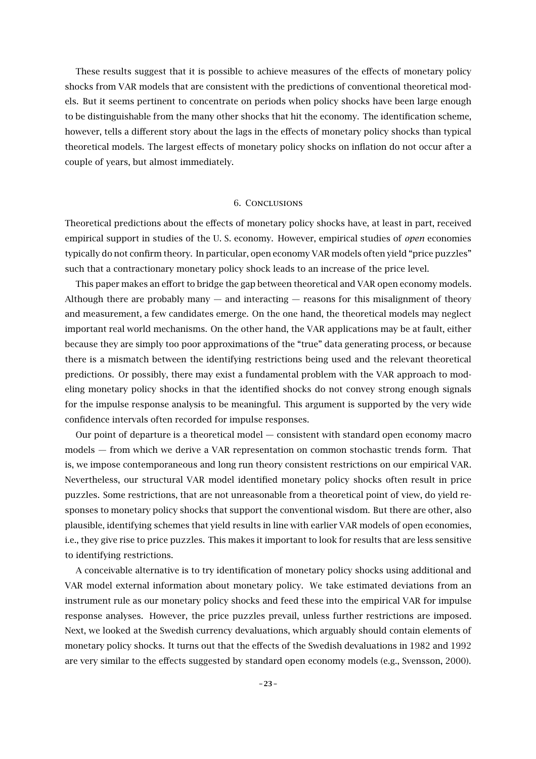These results suggest that it is possible to achieve measures of the effects of monetary policy shocks from VAR models that are consistent with the predictions of conventional theoretical models. But it seems pertinent to concentrate on periods when policy shocks have been large enough to be distinguishable from the many other shocks that hit the economy. The identification scheme, however, tells a different story about the lags in the effects of monetary policy shocks than typical theoretical models. The largest effects of monetary policy shocks on inflation do not occur after a couple of years, but almost immediately.

## 6. Conclusions

Theoretical predictions about the effects of monetary policy shocks have, at least in part, received empirical support in studies of the U. S. economy. However, empirical studies of *open* economies typically do not confirm theory. In particular, open economy VAR models often yield "price puzzles" such that a contractionary monetary policy shock leads to an increase of the price level.

This paper makes an effort to bridge the gap between theoretical and VAR open economy models. Although there are probably many — and interacting — reasons for this misalignment of theory and measurement, a few candidates emerge. On the one hand, the theoretical models may neglect important real world mechanisms. On the other hand, the VAR applications may be at fault, either because they are simply too poor approximations of the "true" data generating process, or because there is a mismatch between the identifying restrictions being used and the relevant theoretical predictions. Or possibly, there may exist a fundamental problem with the VAR approach to modeling monetary policy shocks in that the identified shocks do not convey strong enough signals for the impulse response analysis to be meaningful. This argument is supported by the very wide confidence intervals often recorded for impulse responses.

Our point of departure is a theoretical model — consistent with standard open economy macro models — from which we derive a VAR representation on common stochastic trends form. That is, we impose contemporaneous and long run theory consistent restrictions on our empirical VAR. Nevertheless, our structural VAR model identified monetary policy shocks often result in price puzzles. Some restrictions, that are not unreasonable from a theoretical point of view, do yield responses to monetary policy shocks that support the conventional wisdom. But there are other, also plausible, identifying schemes that yield results in line with earlier VAR models of open economies, i.e., they give rise to price puzzles. This makes it important to look for results that are less sensitive to identifying restrictions.

A conceivable alternative is to try identification of monetary policy shocks using additional and VAR model external information about monetary policy. We take estimated deviations from an instrument rule as our monetary policy shocks and feed these into the empirical VAR for impulse response analyses. However, the price puzzles prevail, unless further restrictions are imposed. Next, we looked at the Swedish currency devaluations, which arguably should contain elements of monetary policy shocks. It turns out that the effects of the Swedish devaluations in 1982 and 1992 are very similar to the effects suggested by standard open economy models (e.g., Svensson, 2000).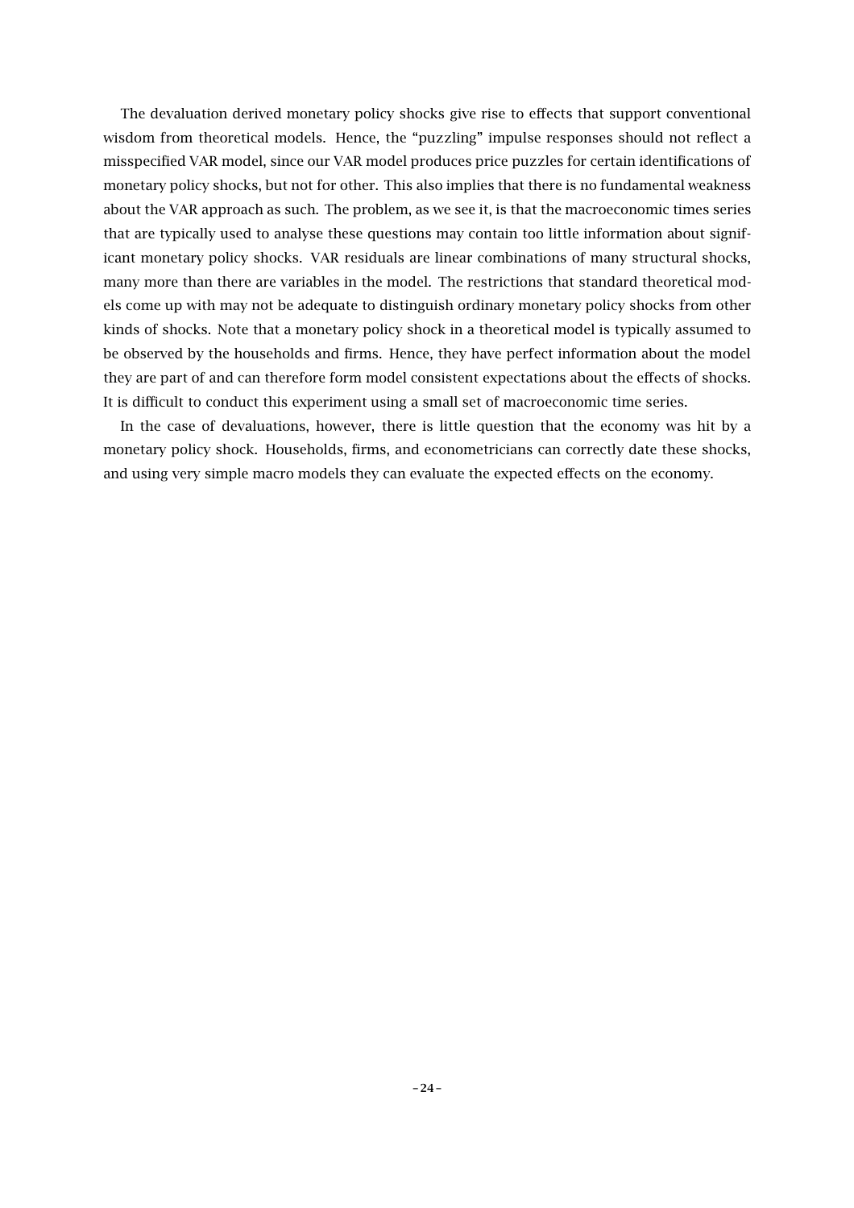The devaluation derived monetary policy shocks give rise to effects that support conventional wisdom from theoretical models. Hence, the "puzzling" impulse responses should not reflect a misspecified VAR model, since our VAR model produces price puzzles for certain identifications of monetary policy shocks, but not for other. This also implies that there is no fundamental weakness about the VAR approach as such. The problem, as we see it, is that the macroeconomic times series that are typically used to analyse these questions may contain too little information about significant monetary policy shocks. VAR residuals are linear combinations of many structural shocks, many more than there are variables in the model. The restrictions that standard theoretical models come up with may not be adequate to distinguish ordinary monetary policy shocks from other kinds of shocks. Note that a monetary policy shock in a theoretical model is typically assumed to be observed by the households and firms. Hence, they have perfect information about the model they are part of and can therefore form model consistent expectations about the effects of shocks. It is difficult to conduct this experiment using a small set of macroeconomic time series.

In the case of devaluations, however, there is little question that the economy was hit by a monetary policy shock. Households, firms, and econometricians can correctly date these shocks, and using very simple macro models they can evaluate the expected effects on the economy.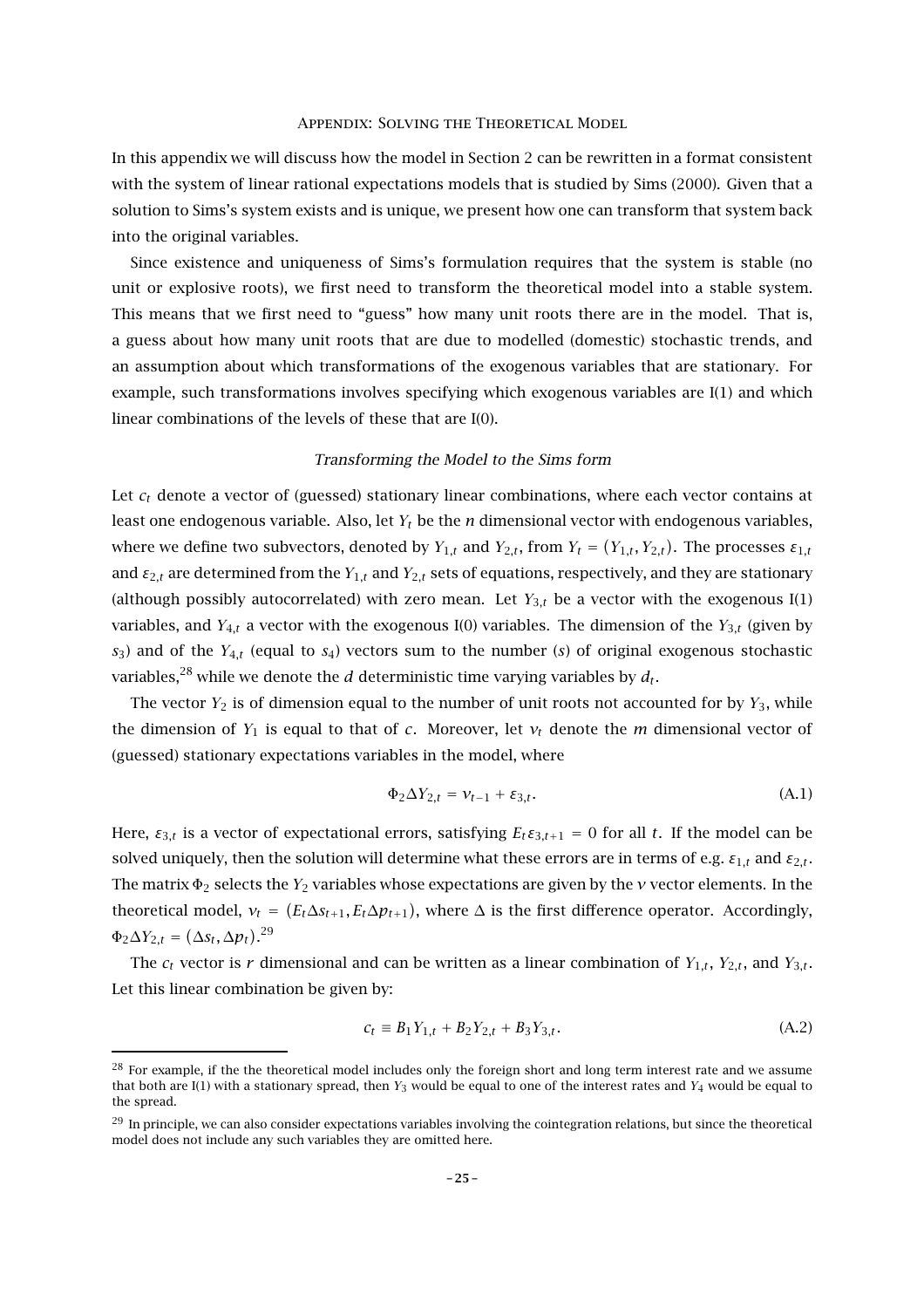# Appendix: Solving the Theoretical Model

In this appendix we will discuss how the model in Section 2 can be rewritten in a format consistent with the system of linear rational expectations models that is studied by Sims (2000). Given that a solution to Sims's system exists and is unique, we present how one can transform that system back into the original variables.

Since existence and uniqueness of Sims's formulation requires that the system is stable (no unit or explosive roots), we first need to transform the theoretical model into a stable system. This means that we first need to "guess" how many unit roots there are in the model. That is, a guess about how many unit roots that are due to modelled (domestic) stochastic trends, and an assumption about which transformations of the exogenous variables that are stationary. For example, such transformations involves specifying which exogenous variables are I(1) and which linear combinations of the levels of these that are I(0).

## *Transforming the Model to the Sims form*

Let $c_t$ denote a vector of (guessed) stationary linear combinations, where each vector contains at least one endogenous variable. Also, let $Y_t$ be the $n$ dimensional vector with endogenous variables, where we define two subvectors, denoted by $Y_{1,t}$ and $Y_{2,t}$, from $Y_t = (Y_{1,t}, Y_{2,t})$. The processes $\varepsilon_{1,t}$ and $\varepsilon_{2,t}$ are determined from the $Y_{1,t}$ and $Y_{2,t}$ sets of equations, respectively, and they are stationary (although possibly autocorrelated) with zero mean. Let $Y_{3,t}$ be a vector with the exogenous I(1) variables, and $Y_{4,t}$ a vector with the exogenous I(0) variables. The dimension of the $Y_{3,t}$ (given by $s_3$) and of the $Y_{4,t}$ (equal to $s_4$) vectors sum to the number ($s$) of original exogenous stochastic variables,[28] while we denote the $d$ deterministic time varying variables by $d_t$.

The vector $Y_2$ is of dimension equal to the number of unit roots not accounted for by $Y_3$, while the dimension of $Y_1$ is equal to that of $c$. Moreover, let $v_t$ denote the $m$ dimensional vector of (guessed) stationary expectations variables in the model, where

$$\Phi_2 \Delta Y_{2,t} = v_{t-1} + \varepsilon_{3,t}. \tag{A.1}$$

Here, $\varepsilon_{3,t}$ is a vector of expectational errors, satisfying $E_t \varepsilon_{3,t+1} = 0$ for all $t$. If the model can be solved uniquely, then the solution will determine what these errors are in terms of e.g. $\varepsilon_{1,t}$ and $\varepsilon_{2,t}$. The matrix $\Phi_2$ selects the $Y_2$ variables whose expectations are given by the $v$ vector elements. In the theoretical model, $v_t = (E_t \Delta s_{t+1}, E_t \Delta p_{t+1})$, where $\Delta$ is the first difference operator. Accordingly, $\Phi_2 \Delta Y_{2,t} = (\Delta s_t, \Delta p_t)$.[29]

The $c_t$ vector is $r$ dimensional and can be written as a linear combination of $Y_{1,t}$, $Y_{2,t}$, and $Y_{3,t}$. Let this linear combination be given by:

$$c_t \equiv B_1 Y_{1,t} + B_2 Y_{2,t} + B_3 Y_{3,t}. \tag{A.2}$$

[28] For example, if the the theoretical model includes only the foreign short and long term interest rate and we assume that both are I(1) with a stationary spread, then $Y_3$ would be equal to one of the interest rates and $Y_4$ would be equal to the spread.

[29] In principle, we can also consider expectations variables involving the cointegration relations, but since the theoretical model does not include any such variables they are omitted here.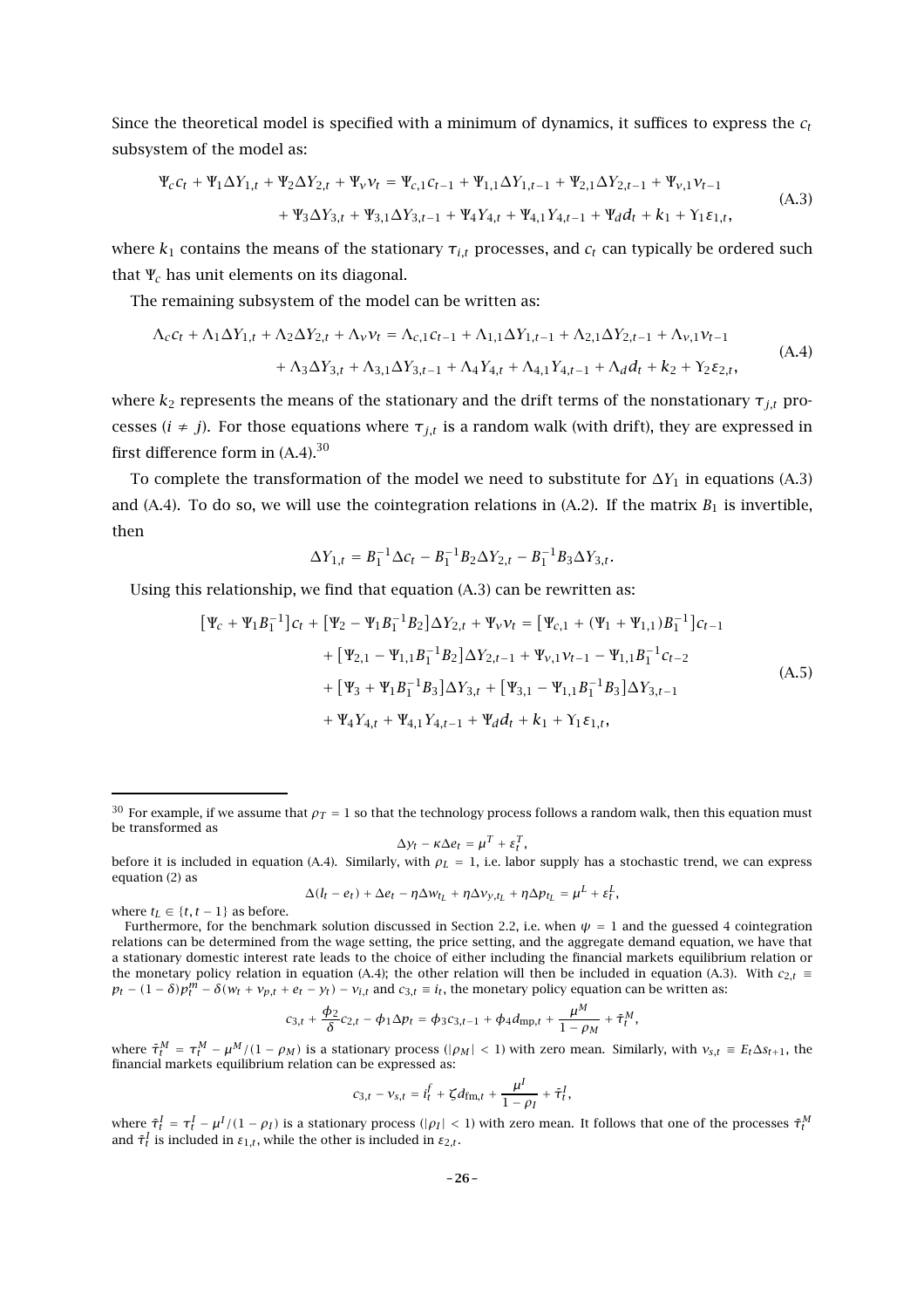Since the theoretical model is specified with a minimum of dynamics, it suffices to express the $c_t$ subsystem of the model as:

$$
\begin{aligned}
\Psi_c c_t + \Psi_1 \Delta Y_{1,t} + \Psi_2 \Delta Y_{2,t} + \Psi_v v_t = {} & \Psi_{c,1} c_{t-1} + \Psi_{1,1} \Delta Y_{1,t-1} + \Psi_{2,1} \Delta Y_{2,t-1} + \Psi_{v,1} v_{t-1} \\
& + \Psi_3 \Delta Y_{3,t} + \Psi_{3,1} \Delta Y_{3,t-1} + \Psi_4 Y_{4,t} + \Psi_{4,1} Y_{4,t-1} + \Psi_d d_t + k_1 + \Upsilon_1 \varepsilon_{1,t},
\end{aligned}
\tag{A.3}
$$

where $k_1$ contains the means of the stationary $\tau_{i,t}$ processes, and $c_t$ can typically be ordered such that $\Psi_c$ has unit elements on its diagonal.

The remaining subsystem of the model can be written as:

$$
\begin{aligned}
\Lambda_c c_t + \Lambda_1 \Delta Y_{1,t} + \Lambda_2 \Delta Y_{2,t} + \Lambda_v v_t = {} & \Lambda_{c,1} c_{t-1} + \Lambda_{1,1} \Delta Y_{1,t-1} + \Lambda_{2,1} \Delta Y_{2,t-1} + \Lambda_{v,1} v_{t-1} \\
& + \Lambda_3 \Delta Y_{3,t} + \Lambda_{3,1} \Delta Y_{3,t-1} + \Lambda_4 Y_{4,t} + \Lambda_{4,1} Y_{4,t-1} + \Lambda_d d_t + k_2 + \Upsilon_2 \varepsilon_{2,t},
\end{aligned}
\tag{A.4}
$$

where $k_2$ represents the means of the stationary and the drift terms of the nonstationary $\tau_{j,t}$ processes ($i \neq j$). For those equations where $\tau_{j,t}$ is a random walk (with drift), they are expressed in first difference form in (A.4).[30]

To complete the transformation of the model we need to substitute for $\Delta Y_1$ in equations (A.3) and (A.4). To do so, we will use the cointegration relations in (A.2). If the matrix $B_1$ is invertible, then

$$
\Delta Y_{1,t} = B_1^{-1} \Delta c_t - B_1^{-1} B_2 \Delta Y_{2,t} - B_1^{-1} B_3 \Delta Y_{3,t}.
$$

Using this relationship, we find that equation (A.3) can be rewritten as:

$$
\begin{aligned}
\left[\Psi_c + \Psi_1 B_1^{-1}\right] c_t + \left[\Psi_2 - \Psi_1 B_1^{-1} B_2\right] \Delta Y_{2,t} + \Psi_v v_t = {} & \left[\Psi_{c,1} + (\Psi_1 + \Psi_{1,1}) B_1^{-1}\right] c_{t-1} \\
& + \left[\Psi_{2,1} - \Psi_{1,1} B_1^{-1} B_2\right] \Delta Y_{2,t-1} + \Psi_{v,1} v_{t-1} - \Psi_{1,1} B_1^{-1} c_{t-2} \\
& + \left[\Psi_3 + \Psi_1 B_1^{-1} B_3\right] \Delta Y_{3,t} + \left[\Psi_{3,1} - \Psi_{1,1} B_1^{-1} B_3\right] \Delta Y_{3,t-1} \\
& + \Psi_4 Y_{4,t} + \Psi_{4,1} Y_{4,t-1} + \Psi_d d_t + k_1 + \Upsilon_1 \varepsilon_{1,t},
\end{aligned}
\tag{A.5}
$$

---

[30] For example, if we assume that $\rho_T = 1$ so that the technology process follows a random walk, then this equation must be transformed as

$$
\Delta y_t - \kappa \Delta e_t = \mu^T + \varepsilon_t^T,
$$

before it is included in equation (A.4). Similarly, with $\rho_L = 1$, i.e. labor supply has a stochastic trend, we can express equation (2) as

$$
\Delta(l_t - e_t) + \Delta e_t - \eta \Delta w_{t_L} + \eta \Delta v_{y,t_L} + \eta \Delta p_{t_L} = \mu^L + \varepsilon_t^L,
$$

where $t_L \in \{t, t-1\}$ as before.

Furthermore, for the benchmark solution discussed in Section 2.2, i.e. when $\psi = 1$ and the guessed 4 cointegration relations can be determined from the wage setting, the price setting, and the aggregate demand equation, we have that a stationary domestic interest rate leads to the choice of either including the financial markets equilibrium relation or the monetary policy relation in equation (A.4); the other relation will then be included in equation (A.3). With $c_{2,t} \equiv p_t - (1-\delta)p_t^m - \delta(w_t + v_{p,t} + e_t - y_t) - v_{i,t}$ and $c_{3,t} \equiv i_t$, the monetary policy equation can be written as:

$$
c_{3,t} + \frac{\phi_2}{\delta} c_{2,t} - \phi_1 \Delta p_t = \phi_3 c_{3,t-1} + \phi_4 d_{\mathrm{mp},t} + \frac{\mu^M}{1-\rho_M} + \tilde{\tau}_t^M,
$$

where $\tilde{\tau}_t^M = \tau_t^M - \mu^M/(1-\rho_M)$ is a stationary process ($|\rho_M| < 1$) with zero mean. Similarly, with $v_{s,t} \equiv E_t \Delta s_{t+1}$, the financial markets equilibrium relation can be expressed as:

$$
c_{3,t} - v_{s,t} = i_t^f + \zeta d_{\mathrm{fm},t} + \frac{\mu^I}{1-\rho_I} + \tilde{\tau}_t^I,
$$

where $\tilde{\tau}_t^I = \tau_t^I - \mu^I/(1-\rho_I)$ is a stationary process ($|\rho_I| < 1$) with zero mean. It follows that one of the processes $\tilde{\tau}_t^M$ and $\tilde{\tau}_t^I$ is included in $\varepsilon_{1,t}$, while the other is included in $\varepsilon_{2,t}$.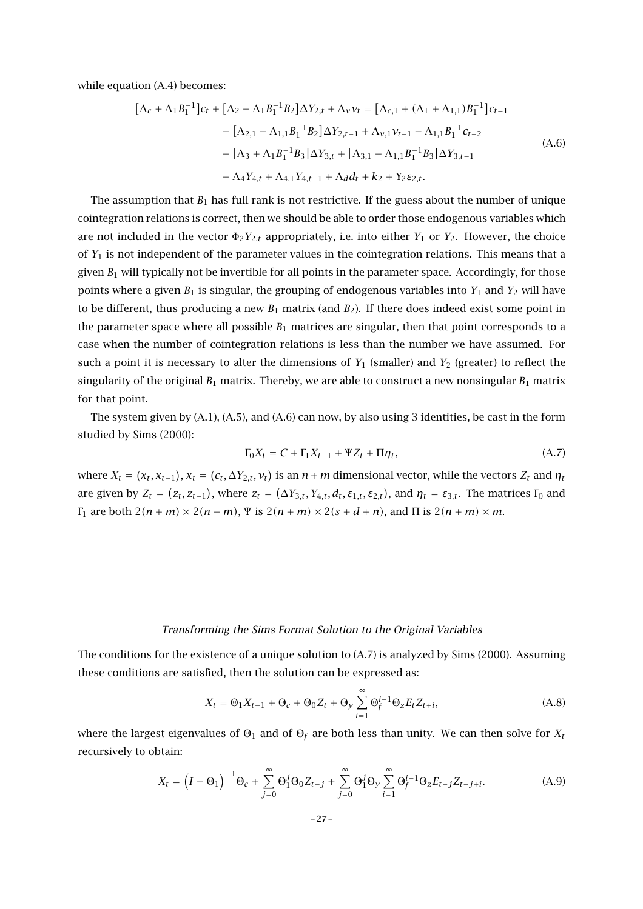while equation (A.4) becomes:

$$
\begin{aligned}
\left[\Lambda_c + \Lambda_1 B_1^{-1}\right] c_t + \left[\Lambda_2 - \Lambda_1 B_1^{-1} B_2\right] \Delta Y_{2,t} + \Lambda_\nu \nu_t = {} & \left[\Lambda_{c,1} + (\Lambda_1 + \Lambda_{1,1}) B_1^{-1}\right] c_{t-1} \\
& + \left[\Lambda_{2,1} - \Lambda_{1,1} B_1^{-1} B_2\right] \Delta Y_{2,t-1} + \Lambda_{\nu,1} \nu_{t-1} - \Lambda_{1,1} B_1^{-1} c_{t-2} \\
& + \left[\Lambda_3 + \Lambda_1 B_1^{-1} B_3\right] \Delta Y_{3,t} + \left[\Lambda_{3,1} - \Lambda_{1,1} B_1^{-1} B_3\right] \Delta Y_{3,t-1} \\
& + \Lambda_4 Y_{4,t} + \Lambda_{4,1} Y_{4,t-1} + \Lambda_d d_t + k_2 + \Upsilon_2 \varepsilon_{2,t}.
\end{aligned} \tag{A.6}
$$

The assumption that $B_1$ has full rank is not restrictive. If the guess about the number of unique cointegration relations is correct, then we should be able to order those endogenous variables which are not included in the vector $\Phi_2 Y_{2,t}$ appropriately, i.e. into either $Y_1$ or $Y_2$. However, the choice of $Y_1$ is not independent of the parameter values in the cointegration relations. This means that a given $B_1$ will typically not be invertible for all points in the parameter space. Accordingly, for those points where a given $B_1$ is singular, the grouping of endogenous variables into $Y_1$ and $Y_2$ will have to be different, thus producing a new $B_1$ matrix (and $B_2$). If there does indeed exist some point in the parameter space where all possible $B_1$ matrices are singular, then that point corresponds to a case when the number of cointegration relations is less than the number we have assumed. For such a point it is necessary to alter the dimensions of $Y_1$ (smaller) and $Y_2$ (greater) to reflect the singularity of the original $B_1$ matrix. Thereby, we are able to construct a new nonsingular $B_1$ matrix for that point.

The system given by (A.1), (A.5), and (A.6) can now, by also using 3 identities, be cast in the form studied by Sims (2000):

$$
\Gamma_0 X_t = C + \Gamma_1 X_{t-1} + \Psi Z_t + \Pi \eta_t, \tag{A.7}
$$

where $X_t = (x_t, x_{t-1})$, $x_t = (c_t, \Delta Y_{2,t}, \nu_t)$ is an $n+m$ dimensional vector, while the vectors $Z_t$ and $\eta_t$ are given by $Z_t = (z_t, z_{t-1})$, where $z_t = (\Delta Y_{3,t}, Y_{4,t}, d_t, \varepsilon_{1,t}, \varepsilon_{2,t})$, and $\eta_t = \varepsilon_{3,t}$. The matrices $\Gamma_0$ and $\Gamma_1$ are both $2(n+m) \times 2(n+m)$, $\Psi$ is $2(n+m) \times 2(s+d+n)$, and $\Pi$ is $2(n+m) \times m$.

### *Transforming the Sims Format Solution to the Original Variables*

The conditions for the existence of a unique solution to (A.7) is analyzed by Sims (2000). Assuming these conditions are satisfied, then the solution can be expressed as:

$$
X_t = \Theta_1 X_{t-1} + \Theta_c + \Theta_0 Z_t + \Theta_y \sum_{i=1}^{\infty} \Theta_f^{i-1} \Theta_z E_t Z_{t+i}, \tag{A.8}
$$

where the largest eigenvalues of $\Theta_1$ and of $\Theta_f$ are both less than unity. We can then solve for $X_t$ recursively to obtain:

$$
X_t = \left(I - \Theta_1\right)^{-1} \Theta_c + \sum_{j=0}^{\infty} \Theta_1^j \Theta_0 Z_{t-j} + \sum_{j=0}^{\infty} \Theta_1^j \Theta_y \sum_{i=1}^{\infty} \Theta_f^{i-1} \Theta_z E_{t-j} Z_{t-j+i}. \tag{A.9}
$$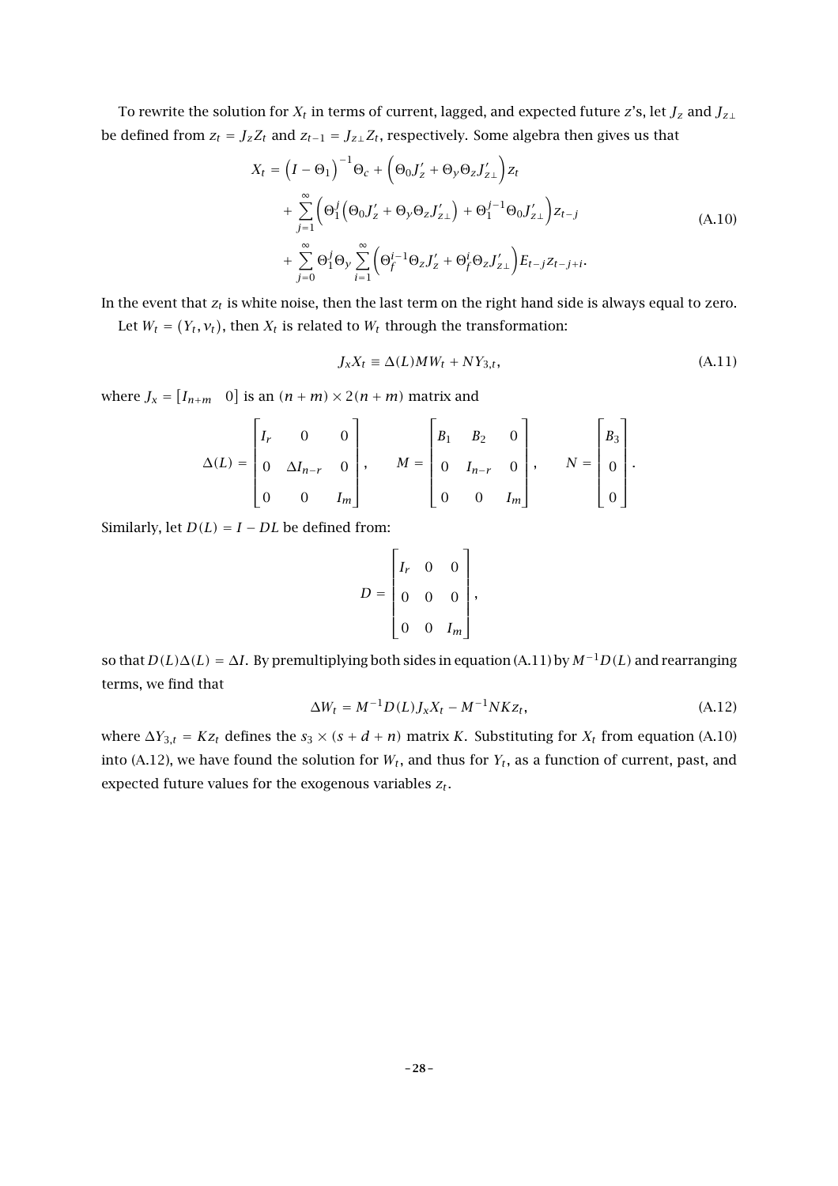To rewrite the solution for $X_t$ in terms of current, lagged, and expected future $z$'s, let $J_z$ and $J_{z\perp}$ be defined from $z_t = J_z Z_t$ and $z_{t-1} = J_{z\perp} Z_t$, respectively. Some algebra then gives us that

$$
\begin{aligned}
X_t = &\left(I - \Theta_1\right)^{-1}\Theta_c + \left(\Theta_0 J_z' + \Theta_y \Theta_z J_{z\perp}'\right) z_t \\
&+ \sum_{j=1}^{\infty}\left(\Theta_1^j\left(\Theta_0 J_z' + \Theta_y \Theta_z J_{z\perp}'\right) + \Theta_1^{j-1}\Theta_0 J_{z\perp}'\right) z_{t-j} \\
&+ \sum_{j=0}^{\infty}\Theta_1^j \Theta_y \sum_{i=1}^{\infty}\left(\Theta_f^{i-1}\Theta_z J_z' + \Theta_f^i \Theta_z J_{z\perp}'\right) E_{t-j} z_{t-j+i}.
\end{aligned}
\tag{A.10}
$$

In the event that $z_t$ is white noise, then the last term on the right hand side is always equal to zero.

Let $W_t = (Y_t, v_t)$, then $X_t$ is related to $W_t$ through the transformation:

$$
J_x X_t \equiv \Delta(L) M W_t + N Y_{3,t}, \tag{A.11}
$$

where $J_x = \begin{bmatrix} I_{n+m} & 0 \end{bmatrix}$ is an $(n+m) \times 2(n+m)$ matrix and

$$
\Delta(L) = \begin{bmatrix} I_r & 0 & 0 \\ 0 & \Delta I_{n-r} & 0 \\ 0 & 0 & I_m \end{bmatrix}, \qquad M = \begin{bmatrix} B_1 & B_2 & 0 \\ 0 & I_{n-r} & 0 \\ 0 & 0 & I_m \end{bmatrix}, \qquad N = \begin{bmatrix} B_3 \\ 0 \\ 0 \end{bmatrix}.
$$

Similarly, let $D(L) = I - DL$ be defined from:

$$
D = \begin{bmatrix} I_r & 0 & 0 \\ 0 & 0 & 0 \\ 0 & 0 & I_m \end{bmatrix},
$$

so that $D(L)\Delta(L) = \Delta I$. By premultiplying both sides in equation (A.11) by $M^{-1}D(L)$ and rearranging terms, we find that

$$
\Delta W_t = M^{-1} D(L) J_x X_t - M^{-1} N K z_t, \tag{A.12}
$$

where $\Delta Y_{3,t} = K z_t$ defines the $s_3 \times (s+d+n)$ matrix $K$. Substituting for $X_t$ from equation (A.10) into (A.12), we have found the solution for $W_t$, and thus for $Y_t$, as a function of current, past, and expected future values for the exogenous variables $z_t$.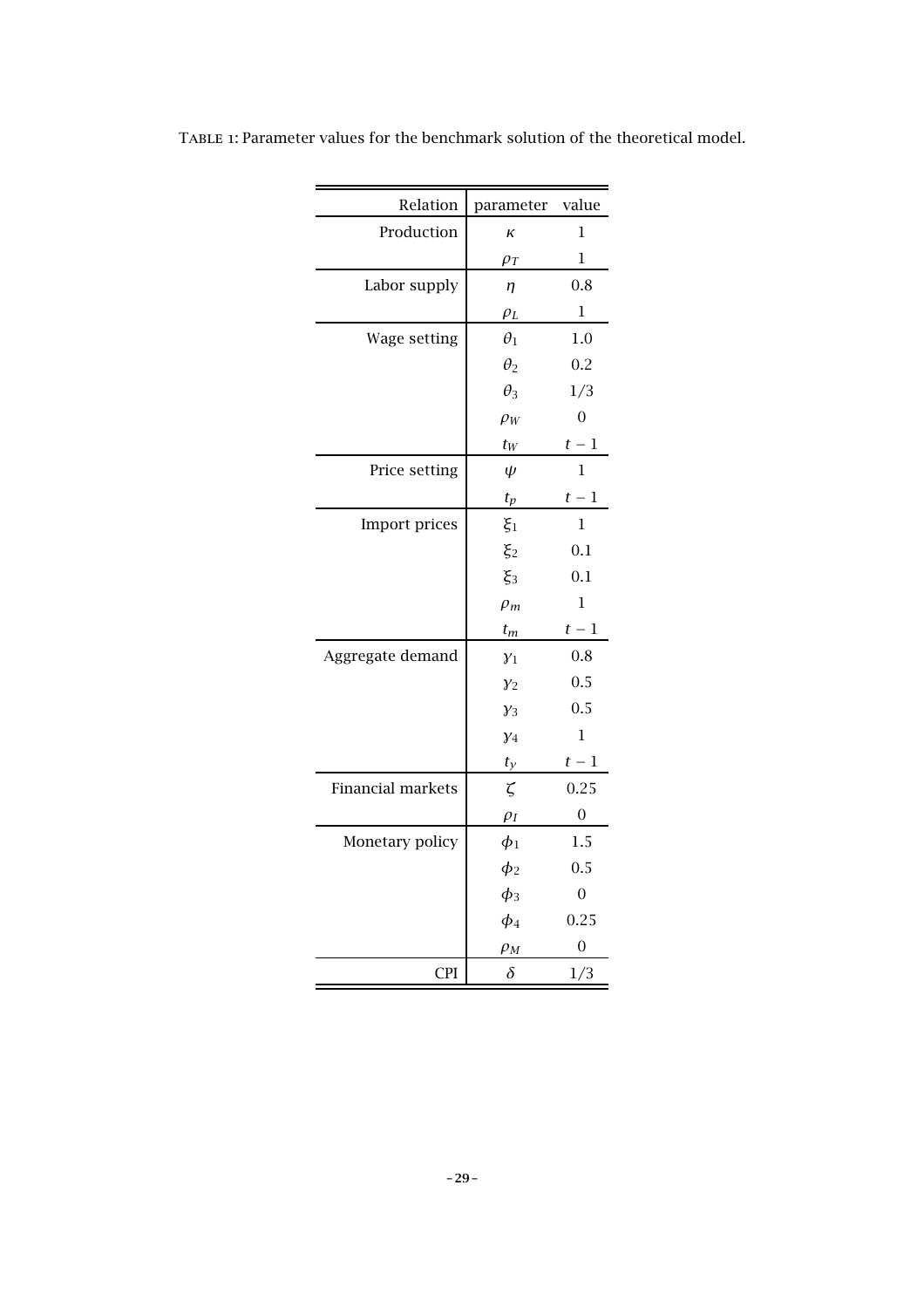Table 1: Parameter values for the benchmark solution of the theoretical model.

| Relation | parameter | value |
|---|---|---|
| Production | $\kappa$ | 1 |
| | $\rho_T$ | 1 |
| Labor supply | $\eta$ | 0.8 |
| | $\rho_L$ | 1 |
| Wage setting | $\theta_1$ | 1.0 |
| | $\theta_2$ | 0.2 |
| | $\theta_3$ | 1/3 |
| | $\rho_W$ | 0 |
| | $t_W$ | $t-1$ |
| Price setting | $\psi$ | 1 |
| | $t_p$ | $t-1$ |
| Import prices | $\xi_1$ | 1 |
| | $\xi_2$ | 0.1 |
| | $\xi_3$ | 0.1 |
| | $\rho_m$ | 1 |
| | $t_m$ | $t-1$ |
| Aggregate demand | $\gamma_1$ | 0.8 |
| | $\gamma_2$ | 0.5 |
| | $\gamma_3$ | 0.5 |
| | $\gamma_4$ | 1 |
| | $t_y$ | $t-1$ |
| Financial markets | $\zeta$ | 0.25 |
| | $\rho_I$ | 0 |
| Monetary policy | $\phi_1$ | 1.5 |
| | $\phi_2$ | 0.5 |
| | $\phi_3$ | 0 |
| | $\phi_4$ | 0.25 |
| | $\rho_M$ | 0 |
| CPI | $\delta$ | 1/3 |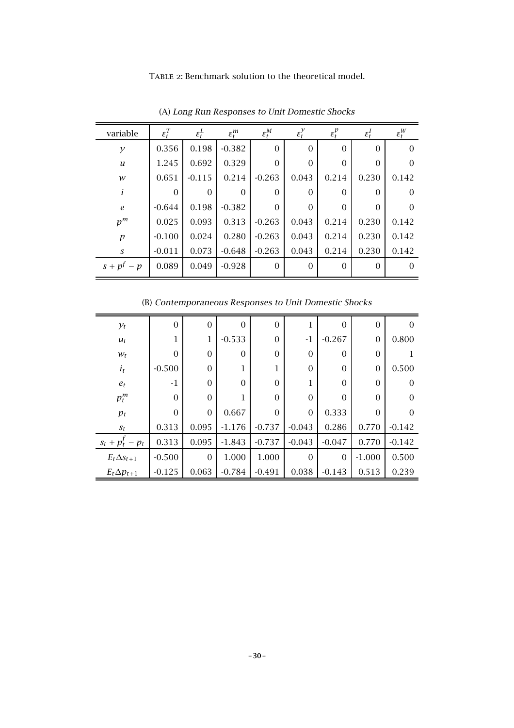TABLE 2: Benchmark solution to the theoretical model.

(A) *Long Run Responses to Unit Domestic Shocks*

| variable | $\varepsilon_t^T$ | $\varepsilon_t^L$ | $\varepsilon_t^m$ | $\varepsilon_t^M$ | $\varepsilon_t^y$ | $\varepsilon_t^p$ | $\varepsilon_t^I$ | $\varepsilon_t^W$ |
|---|---|---|---|---|---|---|---|---|
| $y$ | 0.356 | 0.198 | -0.382 | 0 | 0 | 0 | 0 | 0 |
| $u$ | 1.245 | 0.692 | 0.329 | 0 | 0 | 0 | 0 | 0 |
| $w$ | 0.651 | -0.115 | 0.214 | -0.263 | 0.043 | 0.214 | 0.230 | 0.142 |
| $i$ | 0 | 0 | 0 | 0 | 0 | 0 | 0 | 0 |
| $e$ | -0.644 | 0.198 | -0.382 | 0 | 0 | 0 | 0 | 0 |
| $p^m$ | 0.025 | 0.093 | 0.313 | -0.263 | 0.043 | 0.214 | 0.230 | 0.142 |
| $p$ | -0.100 | 0.024 | 0.280 | -0.263 | 0.043 | 0.214 | 0.230 | 0.142 |
| $s$ | -0.011 | 0.073 | -0.648 | -0.263 | 0.043 | 0.214 | 0.230 | 0.142 |
| $s + p^f - p$ | 0.089 | 0.049 | -0.928 | 0 | 0 | 0 | 0 | 0 |

(B) *Contemporaneous Responses to Unit Domestic Shocks*

| | $\varepsilon_t^T$ | $\varepsilon_t^L$ | $\varepsilon_t^m$ | $\varepsilon_t^M$ | $\varepsilon_t^y$ | $\varepsilon_t^p$ | $\varepsilon_t^I$ | $\varepsilon_t^W$ |
|---|---|---|---|---|---|---|---|---|
| $y_t$ | 0 | 0 | 0 | 0 | 1 | 0 | 0 | 0 |
| $u_t$ | 1 | 1 | -0.533 | 0 | -1 | -0.267 | 0 | 0.800 |
| $w_t$ | 0 | 0 | 0 | 0 | 0 | 0 | 0 | 1 |
| $i_t$ | -0.500 | 0 | 1 | 1 | 0 | 0 | 0 | 0.500 |
| $e_t$ | -1 | 0 | 0 | 0 | 1 | 0 | 0 | 0 |
| $p_t^m$ | 0 | 0 | 1 | 0 | 0 | 0 | 0 | 0 |
| $p_t$ | 0 | 0 | 0.667 | 0 | 0 | 0.333 | 0 | 0 |
| $s_t$ | 0.313 | 0.095 | -1.176 | -0.737 | -0.043 | 0.286 | 0.770 | -0.142 |
| $s_t + p_t^f - p_t$ | 0.313 | 0.095 | -1.843 | -0.737 | -0.043 | -0.047 | 0.770 | -0.142 |
| $E_t \Delta s_{t+1}$ | -0.500 | 0 | 1.000 | 1.000 | 0 | 0 | -1.000 | 0.500 |
| $E_t \Delta p_{t+1}$ | -0.125 | 0.063 | -0.784 | -0.491 | 0.038 | -0.143 | 0.513 | 0.239 |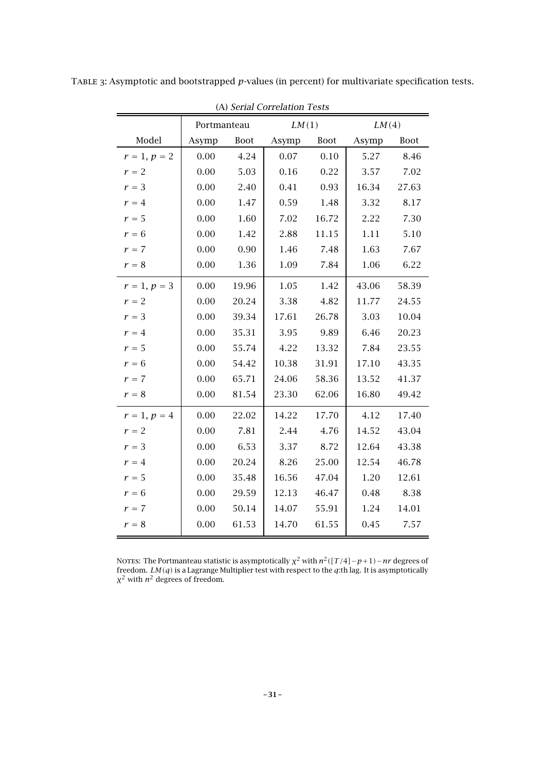TABLE 3: Asymptotic and bootstrapped $p$-values (in percent) for multivariate specification tests.

(A) *Serial Correlation Tests*

| | Portmanteau | | $LM(1)$ | | $LM(4)$ | |
|---|---|---|---|---|---|---|
| Model | Asymp | Boot | Asymp | Boot | Asymp | Boot |
| $r = 1$, $p = 2$ | 0.00 | 4.24 | 0.07 | 0.10 | 5.27 | 8.46 |
| $r = 2$ | 0.00 | 5.03 | 0.16 | 0.22 | 3.57 | 7.02 |
| $r = 3$ | 0.00 | 2.40 | 0.41 | 0.93 | 16.34 | 27.63 |
| $r = 4$ | 0.00 | 1.47 | 0.59 | 1.48 | 3.32 | 8.17 |
| $r = 5$ | 0.00 | 1.60 | 7.02 | 16.72 | 2.22 | 7.30 |
| $r = 6$ | 0.00 | 1.42 | 2.88 | 11.15 | 1.11 | 5.10 |
| $r = 7$ | 0.00 | 0.90 | 1.46 | 7.48 | 1.63 | 7.67 |
| $r = 8$ | 0.00 | 1.36 | 1.09 | 7.84 | 1.06 | 6.22 |
| $r = 1$, $p = 3$ | 0.00 | 19.96 | 1.05 | 1.42 | 43.06 | 58.39 |
| $r = 2$ | 0.00 | 20.24 | 3.38 | 4.82 | 11.77 | 24.55 |
| $r = 3$ | 0.00 | 39.34 | 17.61 | 26.78 | 3.03 | 10.04 |
| $r = 4$ | 0.00 | 35.31 | 3.95 | 9.89 | 6.46 | 20.23 |
| $r = 5$ | 0.00 | 55.74 | 4.22 | 13.32 | 7.84 | 23.55 |
| $r = 6$ | 0.00 | 54.42 | 10.38 | 31.91 | 17.10 | 43.35 |
| $r = 7$ | 0.00 | 65.71 | 24.06 | 58.36 | 13.52 | 41.37 |
| $r = 8$ | 0.00 | 81.54 | 23.30 | 62.06 | 16.80 | 49.42 |
| $r = 1$, $p = 4$ | 0.00 | 22.02 | 14.22 | 17.70 | 4.12 | 17.40 |
| $r = 2$ | 0.00 | 7.81 | 2.44 | 4.76 | 14.52 | 43.04 |
| $r = 3$ | 0.00 | 6.53 | 3.37 | 8.72 | 12.64 | 43.38 |
| $r = 4$ | 0.00 | 20.24 | 8.26 | 25.00 | 12.54 | 46.78 |
| $r = 5$ | 0.00 | 35.48 | 16.56 | 47.04 | 1.20 | 12.61 |
| $r = 6$ | 0.00 | 29.59 | 12.13 | 46.47 | 0.48 | 8.38 |
| $r = 7$ | 0.00 | 50.14 | 14.07 | 55.91 | 1.24 | 14.01 |
| $r = 8$ | 0.00 | 61.53 | 14.70 | 61.55 | 0.45 | 7.57 |

NOTES: The Portmanteau statistic is asymptotically $\chi^2$ with $n^2([T/4]-p+1)-nr$ degrees of freedom. $LM(q)$ is a Lagrange Multiplier test with respect to the $q$:th lag. It is asymptotically $\chi^2$ with $n^2$ degrees of freedom.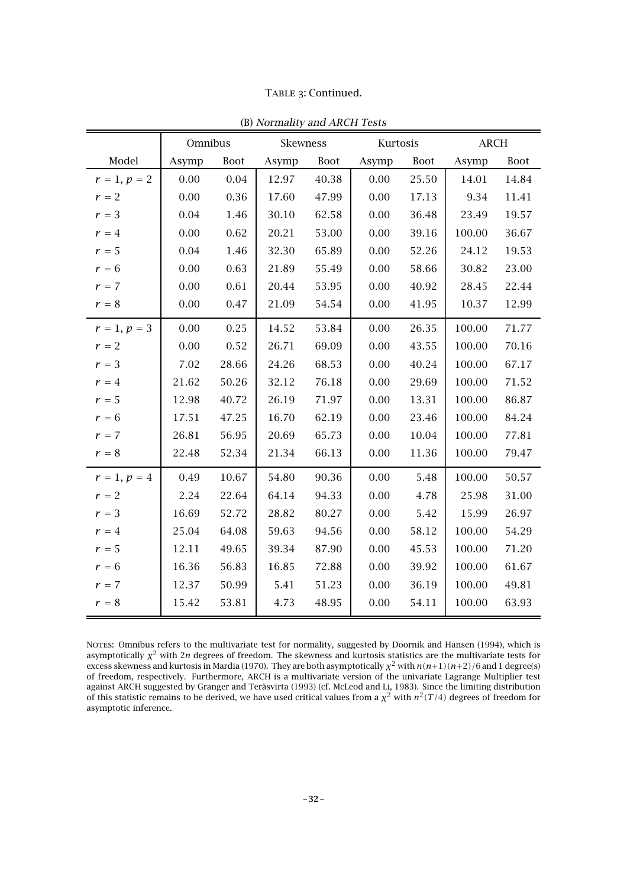TABLE 3: Continued.

(B) *Normality and ARCH Tests*

| Model | Omnibus | | Skewness | | Kurtosis | | ARCH | |
|---|---|---|---|---|---|---|---|---|
| | Asymp | Boot | Asymp | Boot | Asymp | Boot | Asymp | Boot |
| $r = 1, p = 2$ | 0.00 | 0.04 | 12.97 | 40.38 | 0.00 | 25.50 | 14.01 | 14.84 |
| $r = 2$ | 0.00 | 0.36 | 17.60 | 47.99 | 0.00 | 17.13 | 9.34 | 11.41 |
| $r = 3$ | 0.04 | 1.46 | 30.10 | 62.58 | 0.00 | 36.48 | 23.49 | 19.57 |
| $r = 4$ | 0.00 | 0.62 | 20.21 | 53.00 | 0.00 | 39.16 | 100.00 | 36.67 |
| $r = 5$ | 0.04 | 1.46 | 32.30 | 65.89 | 0.00 | 52.26 | 24.12 | 19.53 |
| $r = 6$ | 0.00 | 0.63 | 21.89 | 55.49 | 0.00 | 58.66 | 30.82 | 23.00 |
| $r = 7$ | 0.00 | 0.61 | 20.44 | 53.95 | 0.00 | 40.92 | 28.45 | 22.44 |
| $r = 8$ | 0.00 | 0.47 | 21.09 | 54.54 | 0.00 | 41.95 | 10.37 | 12.99 |
| $r = 1, p = 3$ | 0.00 | 0.25 | 14.52 | 53.84 | 0.00 | 26.35 | 100.00 | 71.77 |
| $r = 2$ | 0.00 | 0.52 | 26.71 | 69.09 | 0.00 | 43.55 | 100.00 | 70.16 |
| $r = 3$ | 7.02 | 28.66 | 24.26 | 68.53 | 0.00 | 40.24 | 100.00 | 67.17 |
| $r = 4$ | 21.62 | 50.26 | 32.12 | 76.18 | 0.00 | 29.69 | 100.00 | 71.52 |
| $r = 5$ | 12.98 | 40.72 | 26.19 | 71.97 | 0.00 | 13.31 | 100.00 | 86.87 |
| $r = 6$ | 17.51 | 47.25 | 16.70 | 62.19 | 0.00 | 23.46 | 100.00 | 84.24 |
| $r = 7$ | 26.81 | 56.95 | 20.69 | 65.73 | 0.00 | 10.04 | 100.00 | 77.81 |
| $r = 8$ | 22.48 | 52.34 | 21.34 | 66.13 | 0.00 | 11.36 | 100.00 | 79.47 |
| $r = 1, p = 4$ | 0.49 | 10.67 | 54.80 | 90.36 | 0.00 | 5.48 | 100.00 | 50.57 |
| $r = 2$ | 2.24 | 22.64 | 64.14 | 94.33 | 0.00 | 4.78 | 25.98 | 31.00 |
| $r = 3$ | 16.69 | 52.72 | 28.82 | 80.27 | 0.00 | 5.42 | 15.99 | 26.97 |
| $r = 4$ | 25.04 | 64.08 | 59.63 | 94.56 | 0.00 | 58.12 | 100.00 | 54.29 |
| $r = 5$ | 12.11 | 49.65 | 39.34 | 87.90 | 0.00 | 45.53 | 100.00 | 71.20 |
| $r = 6$ | 16.36 | 56.83 | 16.85 | 72.88 | 0.00 | 39.92 | 100.00 | 61.67 |
| $r = 7$ | 12.37 | 50.99 | 5.41 | 51.23 | 0.00 | 36.19 | 100.00 | 49.81 |
| $r = 8$ | 15.42 | 53.81 | 4.73 | 48.95 | 0.00 | 54.11 | 100.00 | 63.93 |

NOTES: Omnibus refers to the multivariate test for normality, suggested by Doornik and Hansen (1994), which is asymptotically $\chi^2$ with $2n$ degrees of freedom. The skewness and kurtosis statistics are the multivariate tests for excess skewness and kurtosis in Mardia (1970). They are both asymptotically $\chi^2$ with $n(n+1)(n+2)/6$ and 1 degree(s) of freedom, respectively. Furthermore, ARCH is a multivariate version of the univariate Lagrange Multiplier test against ARCH suggested by Granger and Teräsvirta (1993) (cf. McLeod and Li, 1983). Since the limiting distribution of this statistic remains to be derived, we have used critical values from a $\chi^2$ with $n^2(T/4)$ degrees of freedom for asymptotic inference.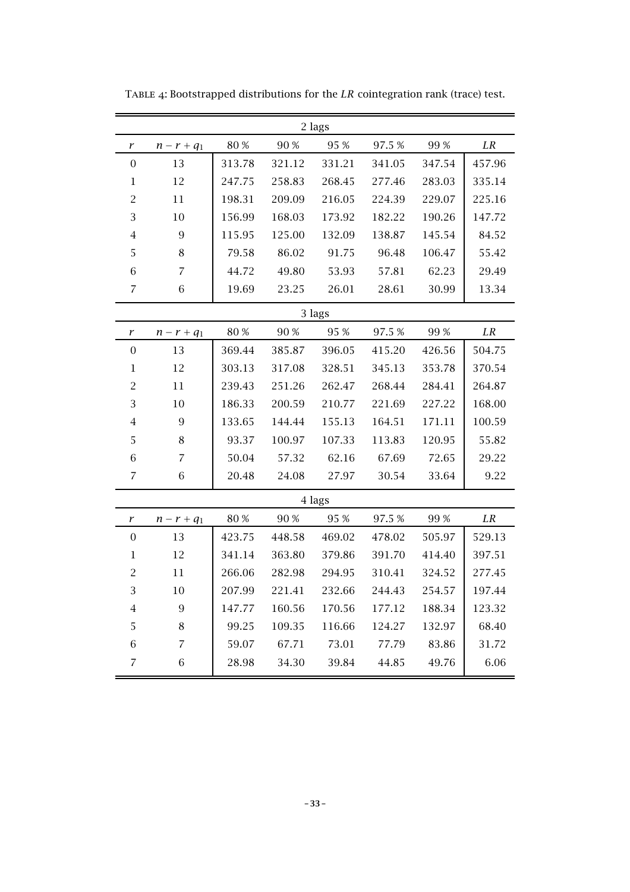TABLE 4: Bootstrapped distributions for the *LR* cointegration rank (trace) test.

| 2 lags | | | | | | | |
|---|---|---|---|---|---|---|---|
| $r$ | $n-r+q_1$ | 80 % | 90 % | 95 % | 97.5 % | 99 % | $LR$ |
| 0 | 13 | 313.78 | 321.12 | 331.21 | 341.05 | 347.54 | 457.96 |
| 1 | 12 | 247.75 | 258.83 | 268.45 | 277.46 | 283.03 | 335.14 |
| 2 | 11 | 198.31 | 209.09 | 216.05 | 224.39 | 229.07 | 225.16 |
| 3 | 10 | 156.99 | 168.03 | 173.92 | 182.22 | 190.26 | 147.72 |
| 4 | 9 | 115.95 | 125.00 | 132.09 | 138.87 | 145.54 | 84.52 |
| 5 | 8 | 79.58 | 86.02 | 91.75 | 96.48 | 106.47 | 55.42 |
| 6 | 7 | 44.72 | 49.80 | 53.93 | 57.81 | 62.23 | 29.49 |
| 7 | 6 | 19.69 | 23.25 | 26.01 | 28.61 | 30.99 | 13.34 |
| 3 lags | | | | | | | |
| $r$ | $n-r+q_1$ | 80 % | 90 % | 95 % | 97.5 % | 99 % | $LR$ |
| 0 | 13 | 369.44 | 385.87 | 396.05 | 415.20 | 426.56 | 504.75 |
| 1 | 12 | 303.13 | 317.08 | 328.51 | 345.13 | 353.78 | 370.54 |
| 2 | 11 | 239.43 | 251.26 | 262.47 | 268.44 | 284.41 | 264.87 |
| 3 | 10 | 186.33 | 200.59 | 210.77 | 221.69 | 227.22 | 168.00 |
| 4 | 9 | 133.65 | 144.44 | 155.13 | 164.51 | 171.11 | 100.59 |
| 5 | 8 | 93.37 | 100.97 | 107.33 | 113.83 | 120.95 | 55.82 |
| 6 | 7 | 50.04 | 57.32 | 62.16 | 67.69 | 72.65 | 29.22 |
| 7 | 6 | 20.48 | 24.08 | 27.97 | 30.54 | 33.64 | 9.22 |
| 4 lags | | | | | | | |
| $r$ | $n-r+q_1$ | 80 % | 90 % | 95 % | 97.5 % | 99 % | $LR$ |
| 0 | 13 | 423.75 | 448.58 | 469.02 | 478.02 | 505.97 | 529.13 |
| 1 | 12 | 341.14 | 363.80 | 379.86 | 391.70 | 414.40 | 397.51 |
| 2 | 11 | 266.06 | 282.98 | 294.95 | 310.41 | 324.52 | 277.45 |
| 3 | 10 | 207.99 | 221.41 | 232.66 | 244.43 | 254.57 | 197.44 |
| 4 | 9 | 147.77 | 160.56 | 170.56 | 177.12 | 188.34 | 123.32 |
| 5 | 8 | 99.25 | 109.35 | 116.66 | 124.27 | 132.97 | 68.40 |
| 6 | 7 | 59.07 | 67.71 | 73.01 | 77.79 | 83.86 | 31.72 |
| 7 | 6 | 28.98 | 34.30 | 39.84 | 44.85 | 49.76 | 6.06 |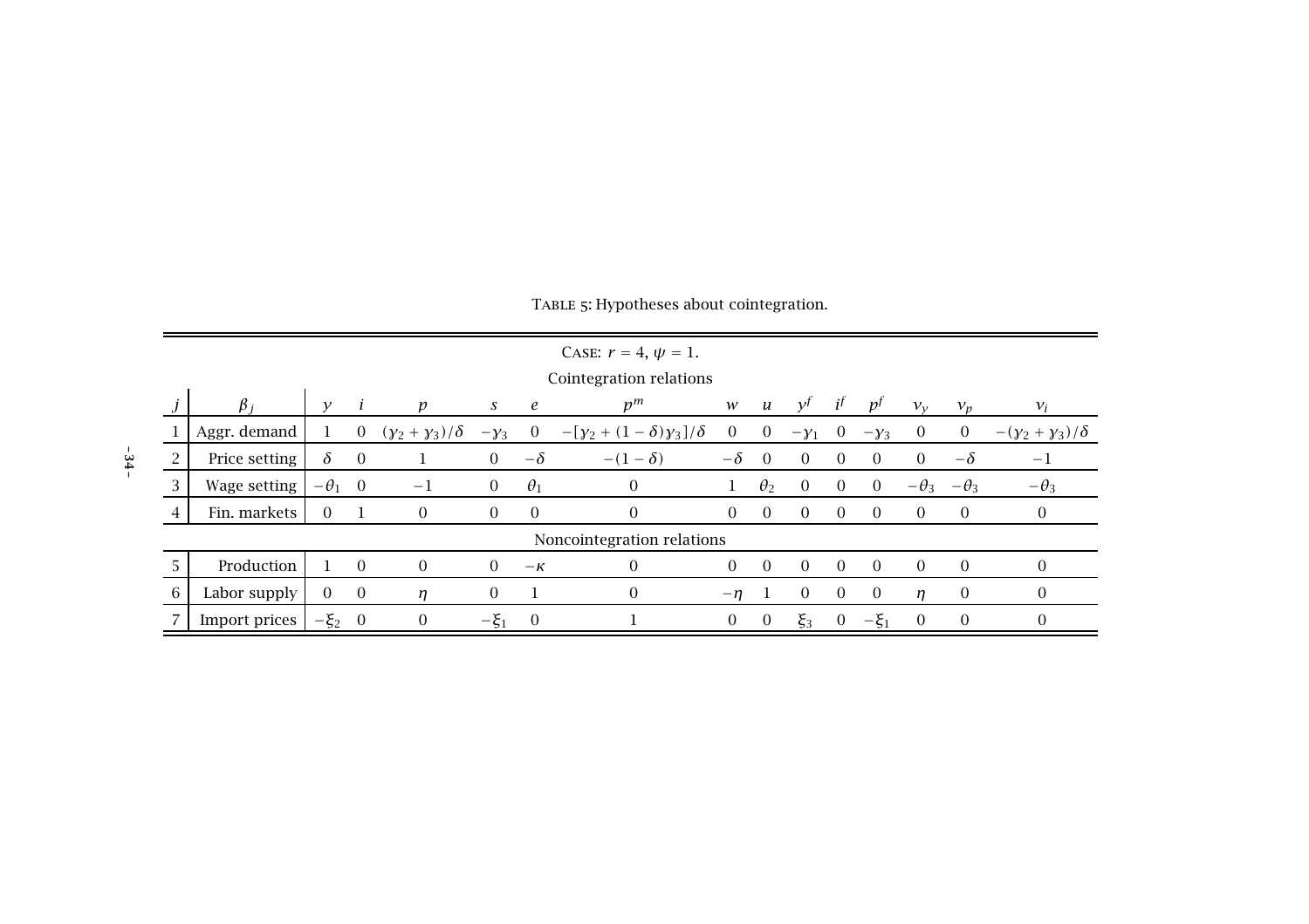Table 5: Hypotheses about cointegration.

| Case: $r = 4$, $\psi = 1$. | | | | | | | | | | | | | | | | |
|---|---|---|---|---|---|---|---|---|---|---|---|---|---|---|---|---|
| Cointegration relations | | | | | | | | | | | | | | | | |
| $j$ | $\beta_j$ | $y$ | $i$ | $p$ | $s$ | $e$ | $p^m$ | $w$ | $u$ | $y^f$ | $i^f$ | $p^f$ | $\nu_y$ | $\nu_p$ | $\nu_i$ |
| 1 | Aggr. demand | 1 | 0 | $(\gamma_2+\gamma_3)/\delta$ | $-\gamma_3$ | 0 | $-[\gamma_2+(1-\delta)\gamma_3]/\delta$ | 0 | 0 | $-\gamma_1$ | 0 | $-\gamma_3$ | 0 | 0 | $-(\gamma_2+\gamma_3)/\delta$ |
| 2 | Price setting | $\delta$ | 0 | 1 | 0 | $-\delta$ | $-(1-\delta)$ | $-\delta$ | 0 | 0 | 0 | 0 | 0 | $-\delta$ | $-1$ |
| 3 | Wage setting | $-\theta_1$ | 0 | $-1$ | 0 | $\theta_1$ | 0 | 1 | $\theta_2$ | 0 | 0 | 0 | $-\theta_3$ | $-\theta_3$ | $-\theta_3$ |
| 4 | Fin. markets | 0 | 1 | 0 | 0 | 0 | 0 | 0 | 0 | 0 | 0 | 0 | 0 | 0 | 0 |
| Noncointegration relations | | | | | | | | | | | | | | | |
| 5 | Production | 1 | 0 | 0 | 0 | $-\kappa$ | 0 | 0 | 0 | 0 | 0 | 0 | 0 | 0 | 0 |
| 6 | Labor supply | 0 | 0 | $\eta$ | 0 | 1 | 0 | $-\eta$ | 1 | 0 | 0 | 0 | $\eta$ | 0 | 0 |
| 7 | Import prices | $-\xi_2$ | 0 | 0 | $-\xi_1$ | 0 | 1 | 0 | 0 | $\xi_3$ | 0 | $-\xi_1$ | 0 | 0 | 0 |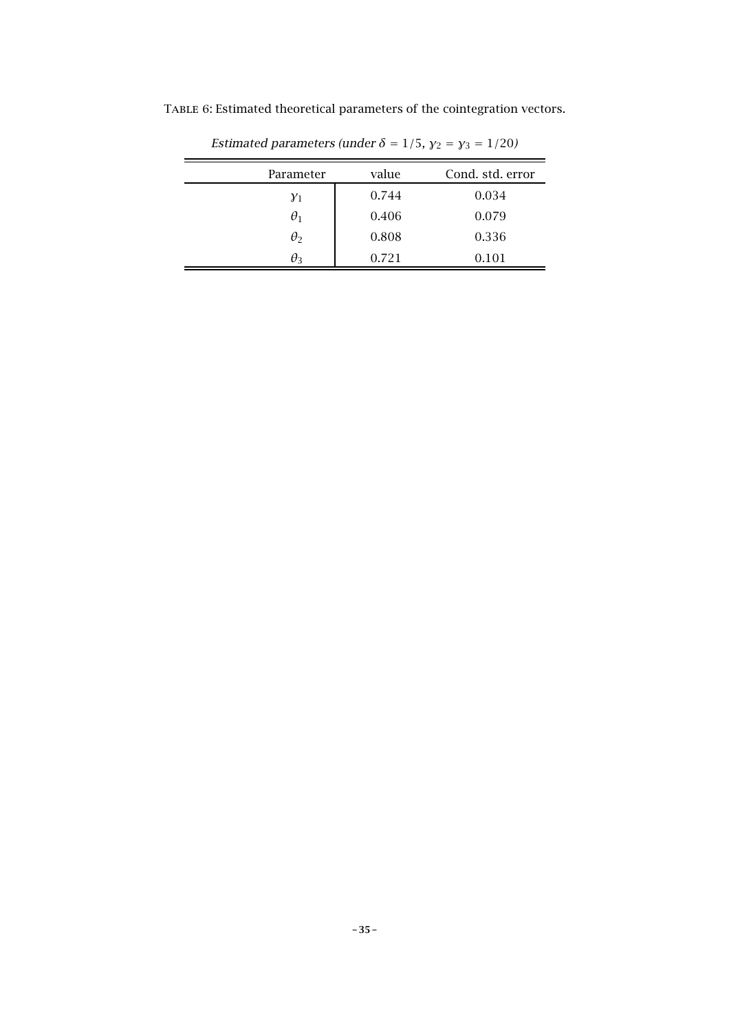TABLE 6: Estimated theoretical parameters of the cointegration vectors.

*Estimated parameters (under $\delta = 1/5$, $\gamma_2 = \gamma_3 = 1/20$)*

| Parameter | value | Cond. std. error |
|---|---|---|
| $\gamma_1$ | 0.744 | 0.034 |
| $\theta_1$ | 0.406 | 0.079 |
| $\theta_2$ | 0.808 | 0.336 |
| $\theta_3$ | 0.721 | 0.101 |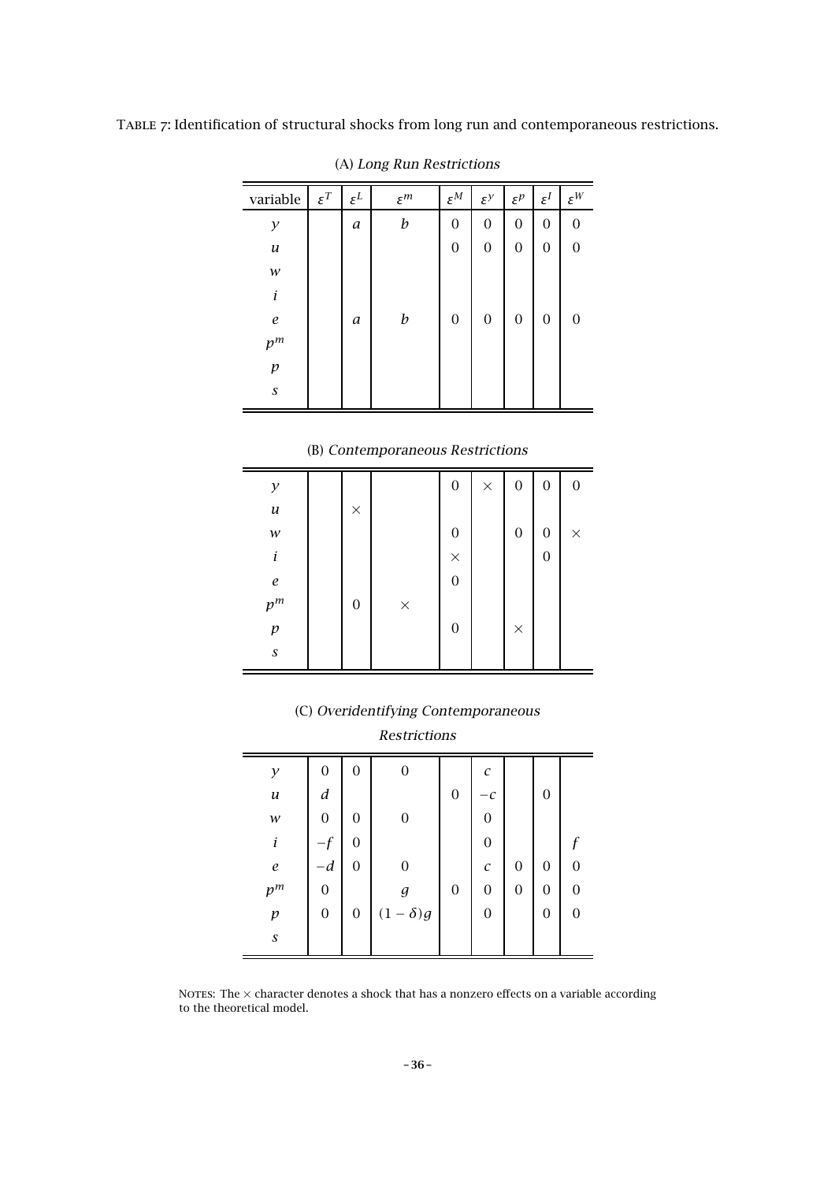TABLE 7: Identification of structural shocks from long run and contemporaneous restrictions.

(A) *Long Run Restrictions*

| variable | $\varepsilon^T$ | $\varepsilon^L$ | $\varepsilon^m$ | $\varepsilon^M$ | $\varepsilon^y$ | $\varepsilon^p$ | $\varepsilon^I$ | $\varepsilon^W$ |
|---|---|---|---|---|---|---|---|---|
| $y$ | | $a$ | $b$ | 0 | 0 | 0 | 0 | 0 |
| $u$ | | | | 0 | 0 | 0 | 0 | 0 |
| $w$ | | | | | | | | |
| $i$ | | | | | | | | |
| $e$ | | $a$ | $b$ | 0 | 0 | 0 | 0 | 0 |
| $p^m$ | | | | | | | | |
| $p$ | | | | | | | | |
| $s$ | | | | | | | | |

(B) *Contemporaneous Restrictions*

| variable | $\varepsilon^T$ | $\varepsilon^L$ | $\varepsilon^m$ | $\varepsilon^M$ | $\varepsilon^y$ | $\varepsilon^p$ | $\varepsilon^I$ | $\varepsilon^W$ |
|---|---|---|---|---|---|---|---|---|
| $y$ | | | | 0 | × | 0 | 0 | 0 |
| $u$ | | × | | | | | | |
| $w$ | | | | 0 | | 0 | 0 | × |
| $i$ | | | | × | | | 0 | |
| $e$ | | | | 0 | | | | |
| $p^m$ | | 0 | × | | | | | |
| $p$ | | | | 0 | | × | | |
| $s$ | | | | | | | | |

(C) *Overidentifying Contemporaneous Restrictions*

| variable | $\varepsilon^T$ | $\varepsilon^L$ | $\varepsilon^m$ | $\varepsilon^M$ | $\varepsilon^y$ | $\varepsilon^p$ | $\varepsilon^I$ | $\varepsilon^W$ |
|---|---|---|---|---|---|---|---|---|
| $y$ | 0 | 0 | 0 | | $c$ | | | |
| $u$ | $d$ | | | 0 | $-c$ | | 0 | |
| $w$ | 0 | 0 | 0 | | 0 | | | |
| $i$ | $-f$ | 0 | | | 0 | | | $f$ |
| $e$ | $-d$ | 0 | 0 | | $c$ | 0 | 0 | 0 |
| $p^m$ | 0 | | $g$ | 0 | 0 | 0 | 0 | 0 |
| $p$ | 0 | 0 | $(1-\delta)g$ | | 0 | | 0 | 0 |
| $s$ | | | | | | | | |

NOTES: The × character denotes a shock that has a nonzero effects on a variable according to the theoretical model.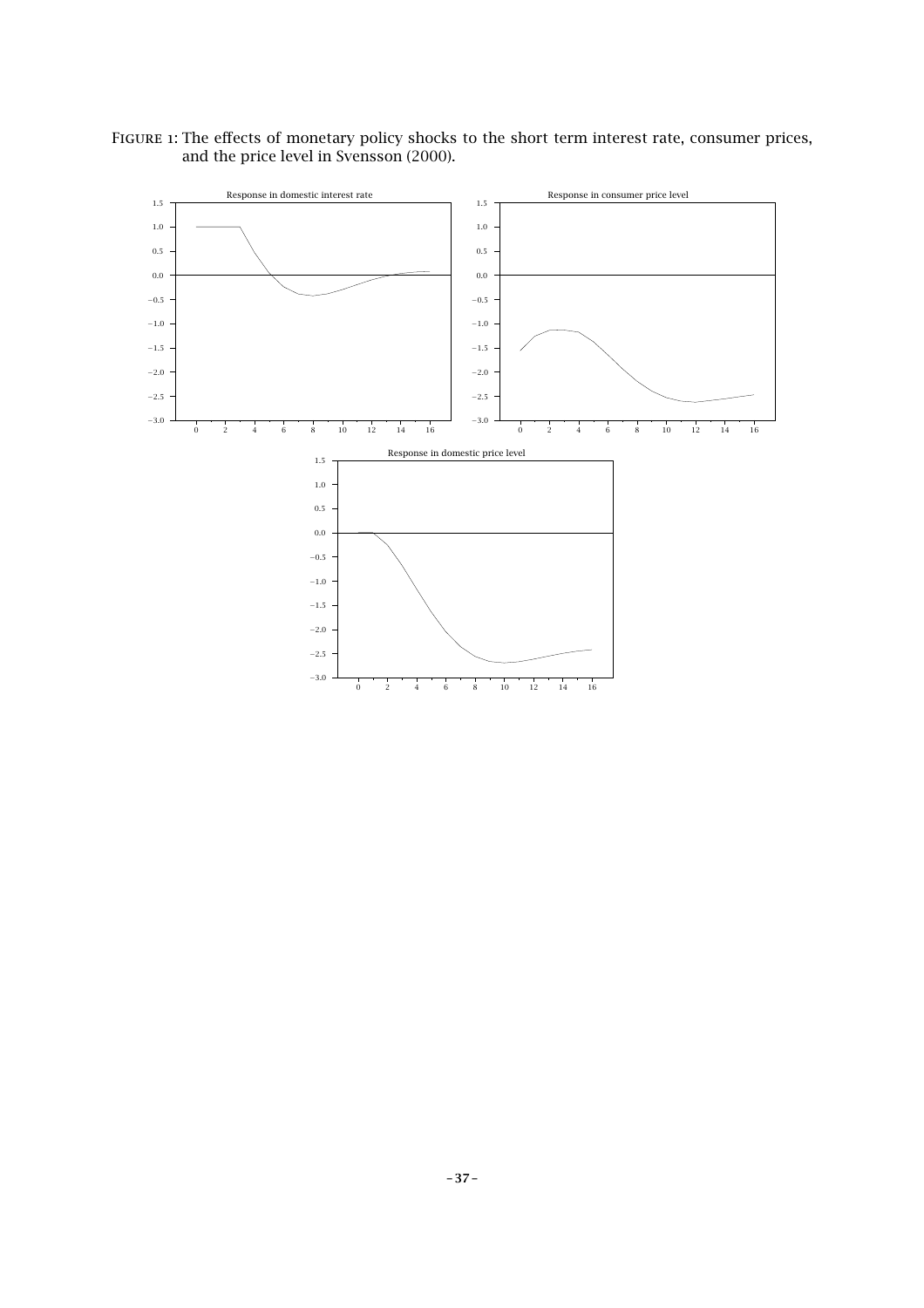Figure 1: The effects of monetary policy shocks to the short term interest rate, consumer prices, and the price level in Svensson (2000).

Response in domestic interest rate

Response in consumer price level

Response in domestic price level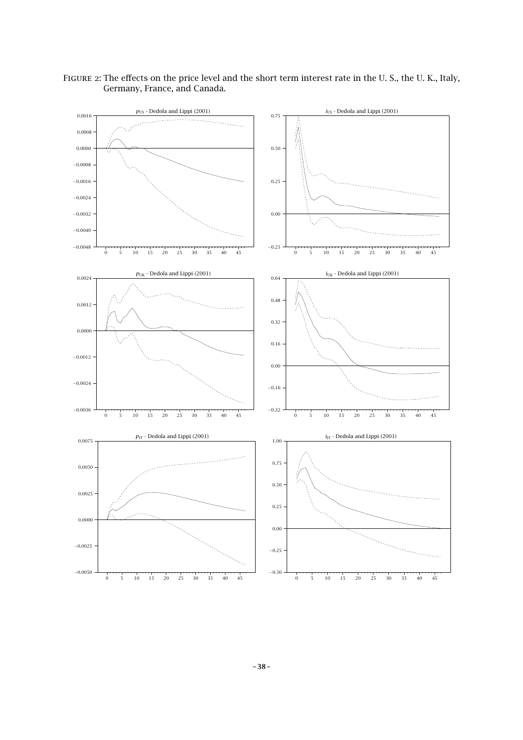Figure 2: The effects on the price level and the short term interest rate in the U. S., the U. K., Italy, Germany, France, and Canada.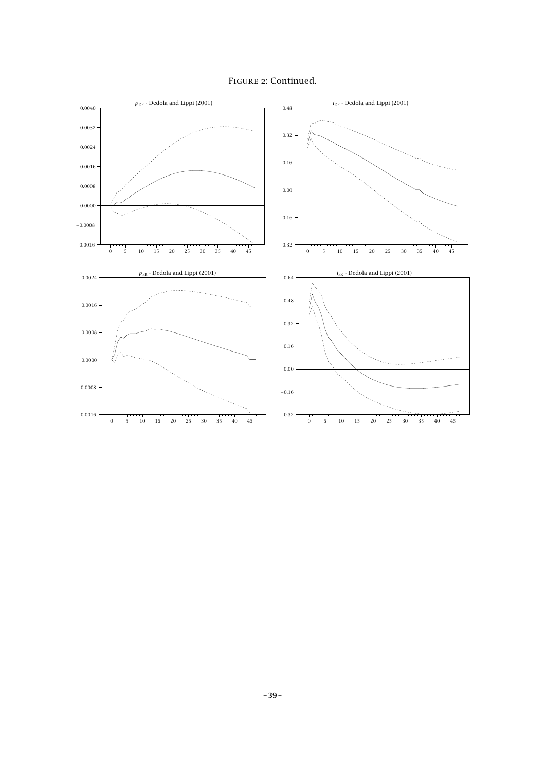FIGURE 2: Continued.

$p_{\text{DE}}$ - Dedola and Lippi (2001)

$i_{\text{DE}}$ - Dedola and Lippi (2001)

$p_{\text{FR}}$ - Dedola and Lippi (2001)

$i_{\text{FR}}$ - Dedola and Lippi (2001)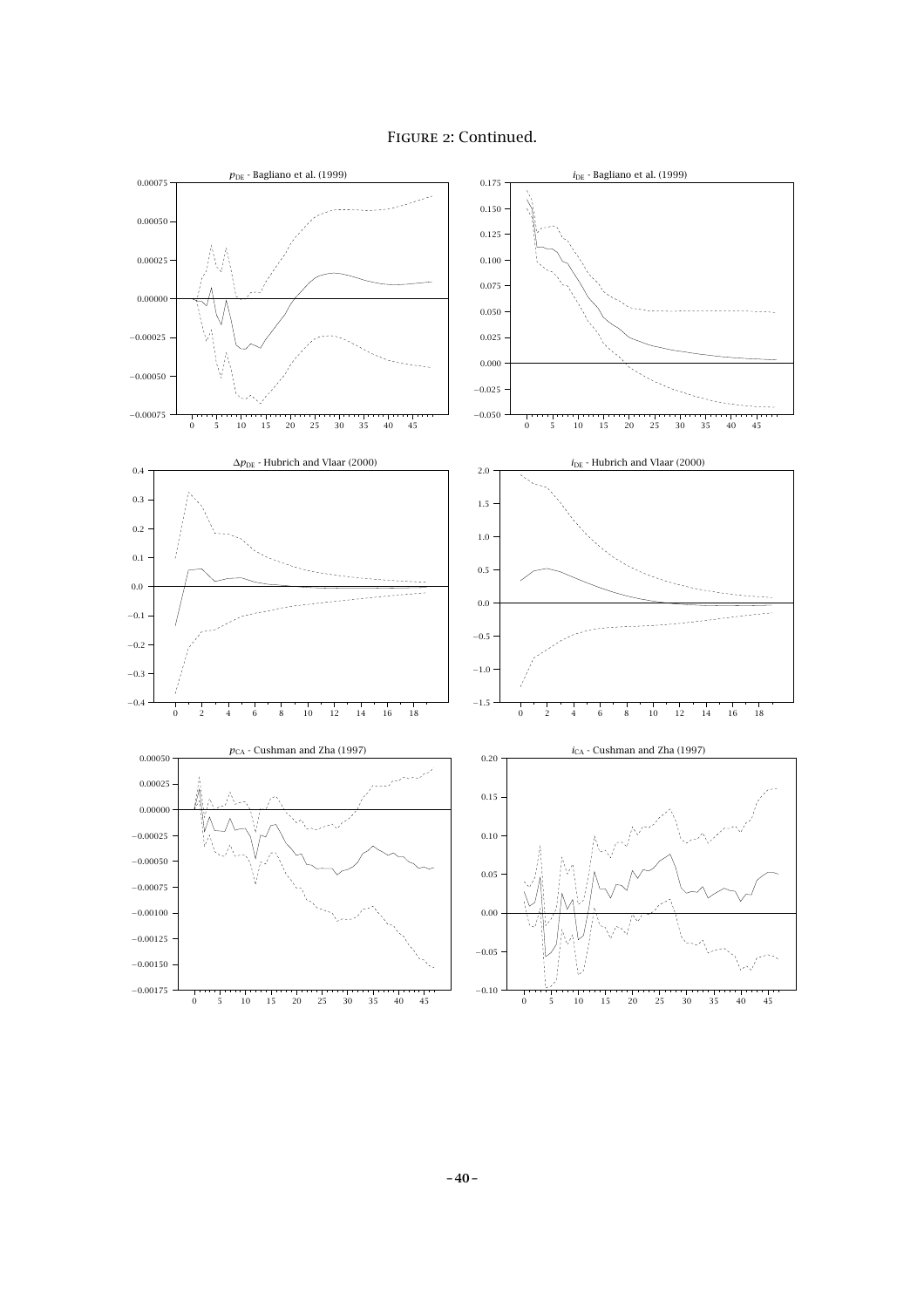FIGURE 2: Continued.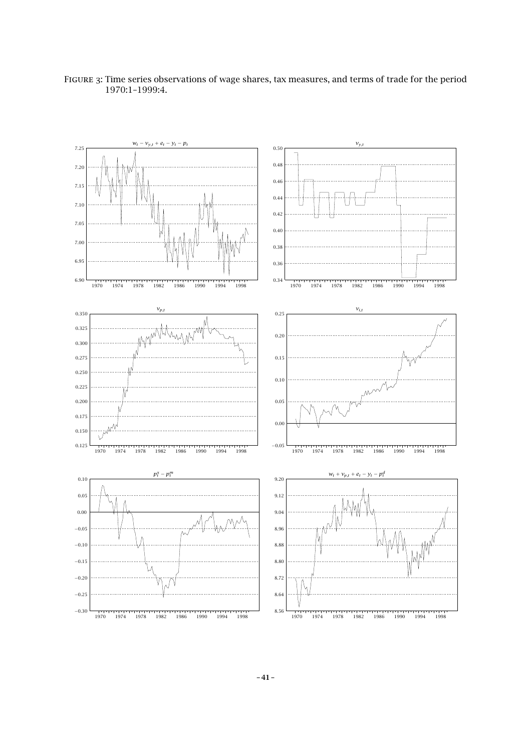FIGURE 3: Time series observations of wage shares, tax measures, and terms of trade for the period 1970:1–1999:4.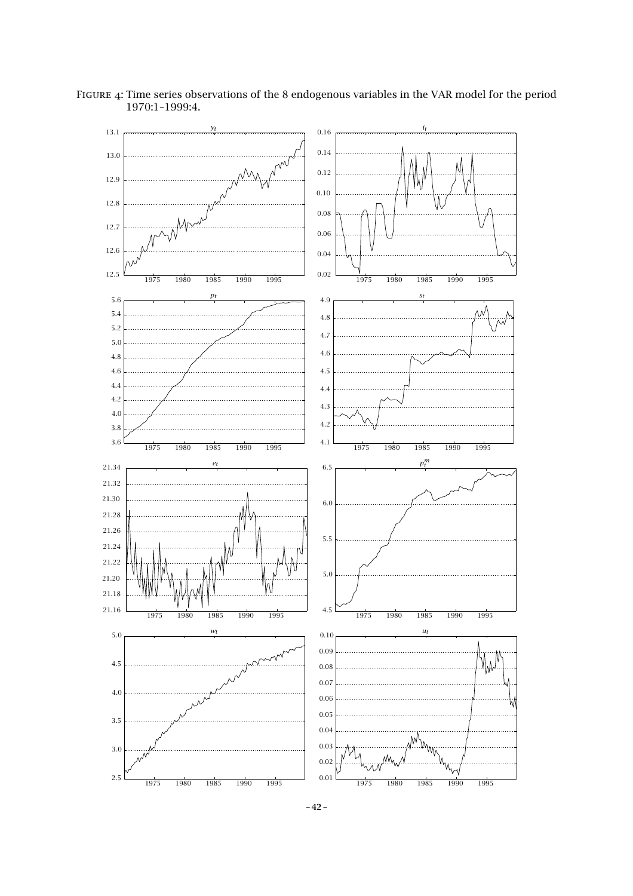FIGURE 4: Time series observations of the 8 endogenous variables in the VAR model for the period 1970:1–1999:4.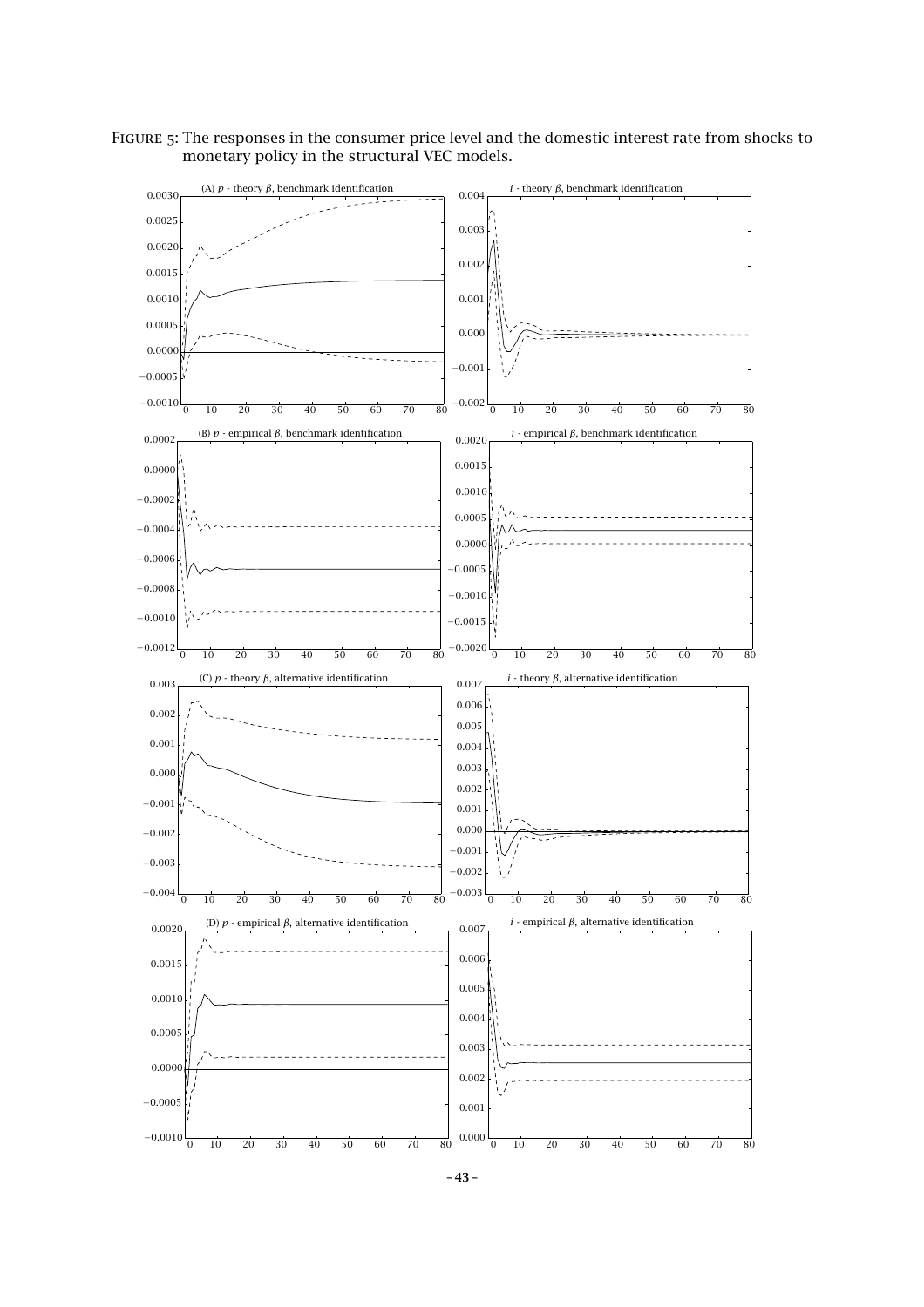FIGURE 5: The responses in the consumer price level and the domestic interest rate from shocks to monetary policy in the structural VEC models.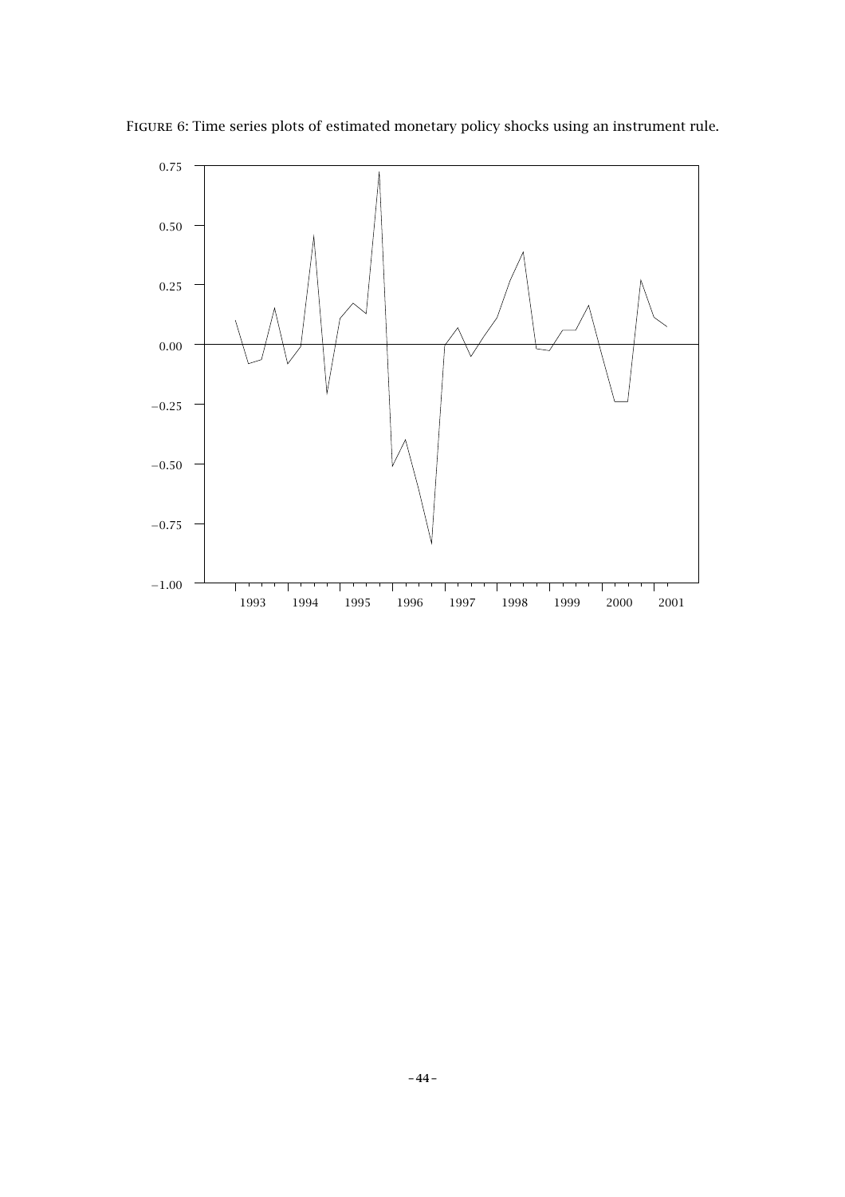Figure 6: Time series plots of estimated monetary policy shocks using an instrument rule.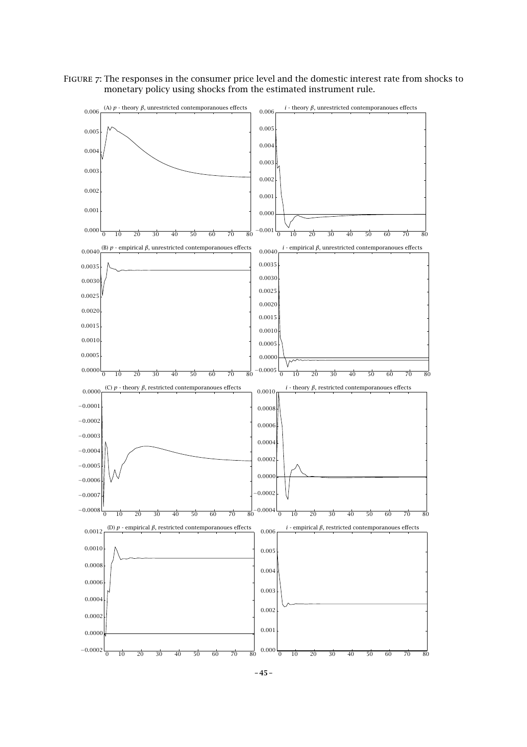FIGURE 7: The responses in the consumer price level and the domestic interest rate from shocks to monetary policy using shocks from the estimated instrument rule.

(A) $p$ - theory $\beta$, unrestricted contemporanoues effects

$i$ - theory $\beta$, unrestricted contemporanoues effects

(B) $p$ - empirical $\beta$, unrestricted contemporanoues effects

$i$ - empirical $\beta$, unrestricted contemporanoues effects

(C) $p$ - theory $\beta$, restricted contemporanoues effects

$i$ - theory $\beta$, restricted contemporanoues effects

(D) $p$ - empirical $\beta$, restricted contemporanoues effects

$i$ - empirical $\beta$, restricted contemporanoues effects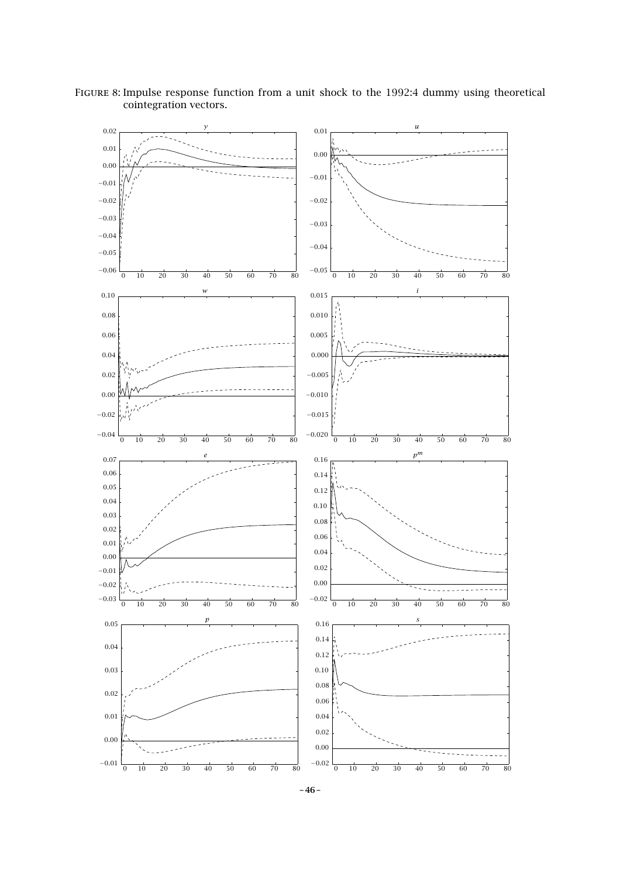FIGURE 8: Impulse response function from a unit shock to the 1992:4 dummy using theoretical cointegration vectors.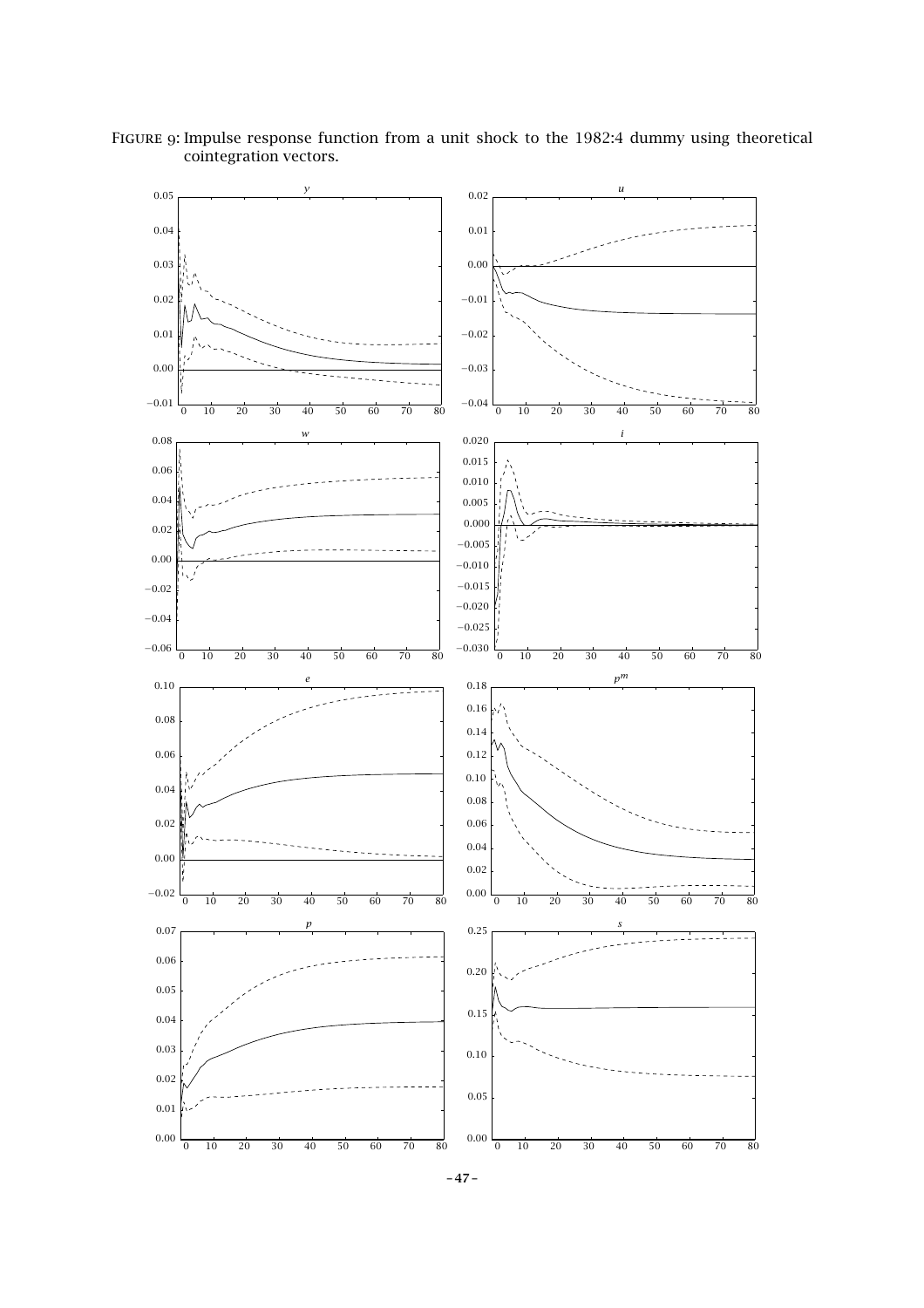FIGURE 9: Impulse response function from a unit shock to the 1982:4 dummy using theoretical cointegration vectors.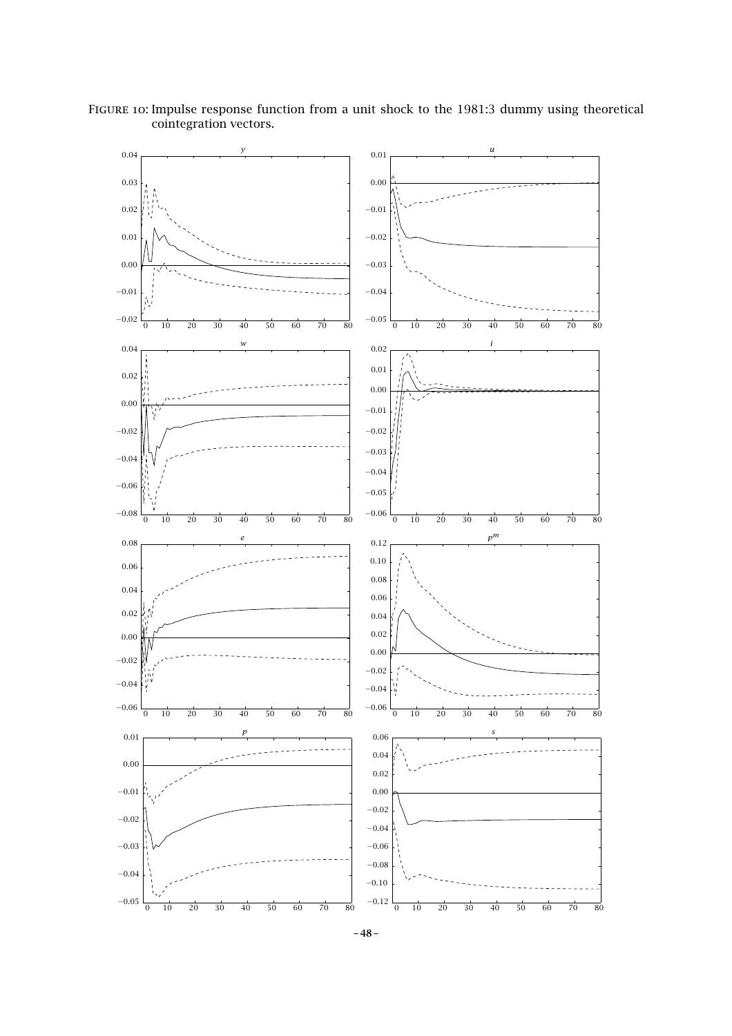Figure 10: Impulse response function from a unit shock to the 1981:3 dummy using theoretical cointegration vectors.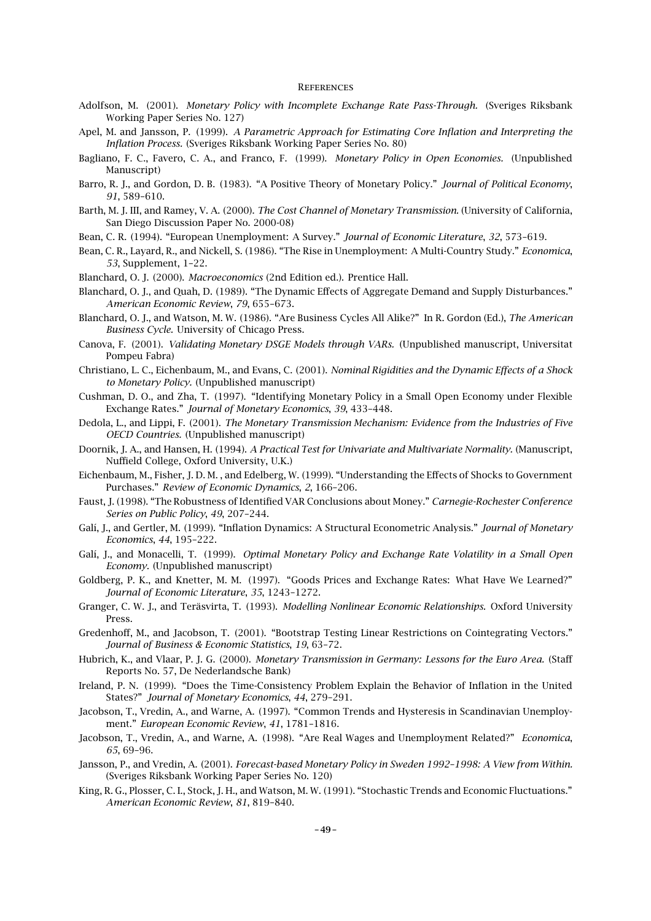# References

Adolfson, M. (2001). *Monetary Policy with Incomplete Exchange Rate Pass-Through.* (Sveriges Riksbank Working Paper Series No. 127)

Apel, M. and Jansson, P. (1999). *A Parametric Approach for Estimating Core Inflation and Interpreting the Inflation Process.* (Sveriges Riksbank Working Paper Series No. 80)

Bagliano, F. C., Favero, C. A., and Franco, F. (1999). *Monetary Policy in Open Economies.* (Unpublished Manuscript)

Barro, R. J., and Gordon, D. B. (1983). "A Positive Theory of Monetary Policy." *Journal of Political Economy*, *91*, 589–610.

Barth, M. J. III, and Ramey, V. A. (2000). *The Cost Channel of Monetary Transmission.* (University of California, San Diego Discussion Paper No. 2000-08)

Bean, C. R. (1994). "European Unemployment: A Survey." *Journal of Economic Literature*, *32*, 573–619.

Bean, C. R., Layard, R., and Nickell, S. (1986). "The Rise in Unemployment: A Multi-Country Study." *Economica*, *53*, Supplement, 1–22.

Blanchard, O. J. (2000). *Macroeconomics* (2nd Edition ed.). Prentice Hall.

Blanchard, O. J., and Quah, D. (1989). "The Dynamic Effects of Aggregate Demand and Supply Disturbances." *American Economic Review*, *79*, 655–673.

Blanchard, O. J., and Watson, M. W. (1986). "Are Business Cycles All Alike?" In R. Gordon (Ed.), *The American Business Cycle.* University of Chicago Press.

Canova, F. (2001). *Validating Monetary DSGE Models through VARs.* (Unpublished manuscript, Universitat Pompeu Fabra)

Christiano, L. C., Eichenbaum, M., and Evans, C. (2001). *Nominal Rigidities and the Dynamic Effects of a Shock to Monetary Policy.* (Unpublished manuscript)

Cushman, D. O., and Zha, T. (1997). "Identifying Monetary Policy in a Small Open Economy under Flexible Exchange Rates." *Journal of Monetary Economics*, *39*, 433–448.

Dedola, L., and Lippi, F. (2001). *The Monetary Transmission Mechanism: Evidence from the Industries of Five OECD Countries.* (Unpublished manuscript)

Doornik, J. A., and Hansen, H. (1994). *A Practical Test for Univariate and Multivariate Normality.* (Manuscript, Nuffield College, Oxford University, U.K.)

Eichenbaum, M., Fisher, J. D. M. , and Edelberg, W. (1999). "Understanding the Effects of Shocks to Government Purchases." *Review of Economic Dynamics*, *2*, 166–206.

Faust, J. (1998). "The Robustness of Identified VAR Conclusions about Money." *Carnegie-Rochester Conference Series on Public Policy*, *49*, 207–244.

Galí, J., and Gertler, M. (1999). "Inflation Dynamics: A Structural Econometric Analysis." *Journal of Monetary Economics*, *44*, 195–222.

Galí, J., and Monacelli, T. (1999). *Optimal Monetary Policy and Exchange Rate Volatility in a Small Open Economy.* (Unpublished manuscript)

Goldberg, P. K., and Knetter, M. M. (1997). "Goods Prices and Exchange Rates: What Have We Learned?" *Journal of Economic Literature*, *35*, 1243–1272.

Granger, C. W. J., and Teräsvirta, T. (1993). *Modelling Nonlinear Economic Relationships.* Oxford University Press.

Gredenhoff, M., and Jacobson, T. (2001). "Bootstrap Testing Linear Restrictions on Cointegrating Vectors." *Journal of Business & Economic Statistics*, *19*, 63–72.

Hubrich, K., and Vlaar, P. J. G. (2000). *Monetary Transmission in Germany: Lessons for the Euro Area.* (Staff Reports No. 57, De Nederlandsche Bank)

Ireland, P. N. (1999). "Does the Time-Consistency Problem Explain the Behavior of Inflation in the United States?" *Journal of Monetary Economics*, *44*, 279–291.

Jacobson, T., Vredin, A., and Warne, A. (1997). "Common Trends and Hysteresis in Scandinavian Unemployment." *European Economic Review*, *41*, 1781–1816.

Jacobson, T., Vredin, A., and Warne, A. (1998). "Are Real Wages and Unemployment Related?" *Economica*, *65*, 69–96.

Jansson, P., and Vredin, A. (2001). *Forecast-based Monetary Policy in Sweden 1992–1998: A View from Within.* (Sveriges Riksbank Working Paper Series No. 120)

King, R. G., Plosser, C. I., Stock, J. H., and Watson, M. W. (1991). "Stochastic Trends and Economic Fluctuations." *American Economic Review*, *81*, 819–840.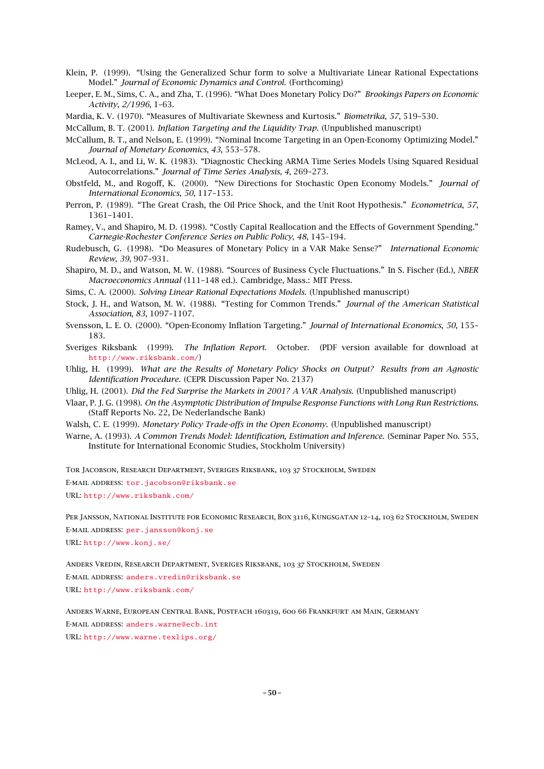Klein, P. (1999). "Using the Generalized Schur form to solve a Multivariate Linear Rational Expectations Model." *Journal of Economic Dynamics and Control*. (Forthcoming)

Leeper, E. M., Sims, C. A., and Zha, T. (1996). "What Does Monetary Policy Do?" *Brookings Papers on Economic Activity, 2/1996*, 1–63.

Mardia, K. V. (1970). "Measures of Multivariate Skewness and Kurtosis." *Biometrika*, *57*, 519–530.

McCallum, B. T. (2001). *Inflation Targeting and the Liquidity Trap.* (Unpublished manuscript)

McCallum, B. T., and Nelson, E. (1999). "Nominal Income Targeting in an Open-Economy Optimizing Model." *Journal of Monetary Economics*, *43*, 553–578.

McLeod, A. I., and Li, W. K. (1983). "Diagnostic Checking ARMA Time Series Models Using Squared Residual Autocorrelations." *Journal of Time Series Analysis*, *4*, 269–273.

Obstfeld, M., and Rogoff, K. (2000). "New Directions for Stochastic Open Economy Models." *Journal of International Economics*, *50*, 117–153.

Perron, P. (1989). "The Great Crash, the Oil Price Shock, and the Unit Root Hypothesis." *Econometrica*, *57*, 1361–1401.

Ramey, V., and Shapiro, M. D. (1998). "Costly Capital Reallocation and the Effects of Government Spending." *Carnegie-Rochester Conference Series on Public Policy*, *48*, 145–194.

Rudebusch, G. (1998). "Do Measures of Monetary Policy in a VAR Make Sense?" *International Economic Review*, *39*, 907–931.

Shapiro, M. D., and Watson, M. W. (1988). "Sources of Business Cycle Fluctuations." In S. Fischer (Ed.), *NBER Macroeconomics Annual* (111–148 ed.). Cambridge, Mass.: MIT Press.

Sims, C. A. (2000). *Solving Linear Rational Expectations Models.* (Unpublished manuscript)

Stock, J. H., and Watson, M. W. (1988). "Testing for Common Trends." *Journal of the American Statistical Association*, *83*, 1097–1107.

Svensson, L. E. O. (2000). "Open-Economy Inflation Targeting." *Journal of International Economics*, *50*, 155–183.

Sveriges Riksbank (1999). *The Inflation Report.* October. (PDF version available for download at http://www.riksbank.com/)

Uhlig, H. (1999). *What are the Results of Monetary Policy Shocks on Output? Results from an Agnostic Identification Procedure.* (CEPR Discussion Paper No. 2137)

Uhlig, H. (2001). *Did the Fed Surprise the Markets in 2001? A VAR Analysis.* (Unpublished manuscript)

Vlaar, P. J. G. (1998). *On the Asymptotic Distribution of Impulse Response Functions with Long Run Restrictions.* (Staff Reports No. 22, De Nederlandsche Bank)

Walsh, C. E. (1999). *Monetary Policy Trade-offs in the Open Economy.* (Unpublished manuscript)

Warne, A. (1993). *A Common Trends Model: Identification, Estimation and Inference.* (Seminar Paper No. 555, Institute for International Economic Studies, Stockholm University)

Tor Jacobson, Research Department, Sveriges Riksbank, 103 37 Stockholm, Sweden

E-mail address: tor.jacobson@riksbank.se

URL: http://www.riksbank.com/

Per Jansson, National Institute for Economic Research, Box 3116, Kungsgatan 12–14, 103 62 Stockholm, Sweden

E-mail address: per.jansson@konj.se

URL: http://www.konj.se/

Anders Vredin, Research Department, Sveriges Riksbank, 103 37 Stockholm, Sweden

E-mail address: anders.vredin@riksbank.se

URL: http://www.riksbank.com/

Anders Warne, European Central Bank, Postfach 160319, 600 66 Frankfurt am Main, Germany

E-mail address: anders.warne@ecb.int

URL: http://www.warne.texlips.org/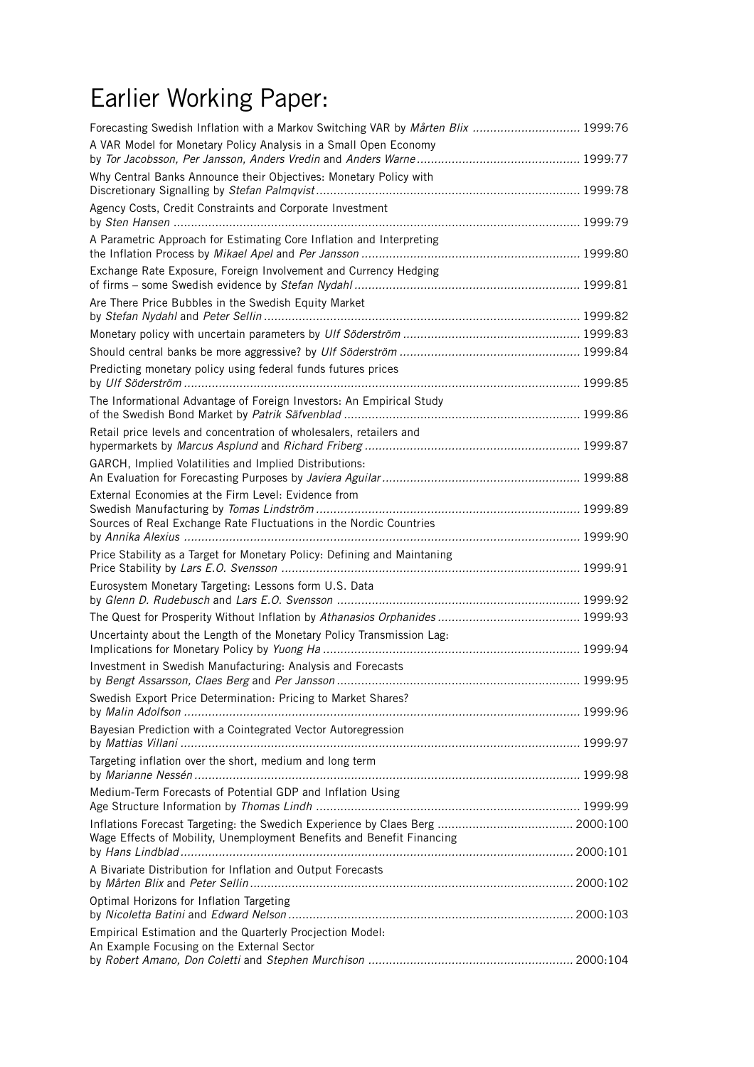# Earlier Working Paper:

Forecasting Swedish Inflation with a Markov Switching VAR by *Mårten Blix* ............................... 1999:76

A VAR Model for Monetary Policy Analysis in a Small Open Economy by *Tor Jacobsson, Per Jansson, Anders Vredin* and *Anders Warne* ............................................... 1999:77

Why Central Banks Announce their Objectives: Monetary Policy with Discretionary Signalling by *Stefan Palmqvist* ........................................................................... 1999:78

Agency Costs, Credit Constraints and Corporate Investment by *Sten Hansen* .................................................................................................................... 1999:79

A Parametric Approach for Estimating Core Inflation and Interpreting the Inflation Process by *Mikael Apel* and *Per Jansson* .............................................................. 1999:80

Exchange Rate Exposure, Foreign Involvement and Currency Hedging of firms – some Swedish evidence by *Stefan Nydahl* ................................................................ 1999:81

Are There Price Bubbles in the Swedish Equity Market by *Stefan Nydahl* and *Peter Sellin* .......................................................................................... 1999:82

Monetary policy with uncertain parameters by *Ulf Söderström* .................................................. 1999:83

Should central banks be more aggressive? by *Ulf Söderström* .................................................... 1999:84

Predicting monetary policy using federal funds futures prices by *Ulf Söderström* ................................................................................................................. 1999:85

The Informational Advantage of Foreign Investors: An Empirical Study of the Swedish Bond Market by *Patrik Säfvenblad* ................................................................... 1999:86

Retail price levels and concentration of wholesalers, retailers and hypermarkets by *Marcus Asplund* and *Richard Friberg* ............................................................. 1999:87

GARCH, Implied Volatilities and Implied Distributions: An Evaluation for Forecasting Purposes by *Javiera Aguilar* ........................................................ 1999:88

External Economies at the Firm Level: Evidence from Swedish Manufacturing by *Tomas Lindström* ........................................................................... 1999:89

Sources of Real Exchange Rate Fluctuations in the Nordic Countries by *Annika Alexius* ................................................................................................................ 1999:90

Price Stability as a Target for Monetary Policy: Defining and Maintaning Price Stability by *Lars E.O. Svensson* .................................................................................... 1999:91

Eurosystem Monetary Targeting: Lessons form U.S. Data by *Glenn D. Rudebusch* and *Lars E.O. Svensson* ..................................................................... 1999:92

The Quest for Prosperity Without Inflation by *Athanasios Orphanides* ......................................... 1999:93

Uncertainty about the Length of the Monetary Policy Transmission Lag: Implications for Monetary Policy by *Yuong Ha* ......................................................................... 1999:94

Investment in Swedish Manufacturing: Analysis and Forecasts by *Bengt Assarsson, Claes Berg* and *Per Jansson* ..................................................................... 1999:95

Swedish Export Price Determination: Pricing to Market Shares? by *Malin Adolfson* ................................................................................................................ 1999:96

Bayesian Prediction with a Cointegrated Vector Autoregression by *Mattias Villani* ................................................................................................................. 1999:97

Targeting inflation over the short, medium and long term by *Marianne Nessén* ............................................................................................................. 1999:98

Medium-Term Forecasts of Potential GDP and Inflation Using Age Structure Information by *Thomas Lindh* ........................................................................... 1999:99

Inflations Forecast Targeting: the Swedich Experience by Claes Berg ....................................... 2000:100

Wage Effects of Mobility, Unemployment Benefits and Benefit Financing by *Hans Lindblad* ............................................................................................................... 2000:101

A Bivariate Distribution for Inflation and Output Forecasts by *Mårten Blix* and *Peter Sellin* ............................................................................................ 2000:102

Optimal Horizons for Inflation Targeting by *Nicoletta Batini* and *Edward Nelson* ................................................................................. 2000:103

Empirical Estimation and the Quarterly Procjection Model: An Example Focusing on the External Sector by *Robert Amano, Don Coletti* and *Stephen Murchison* .......................................................... 2000:104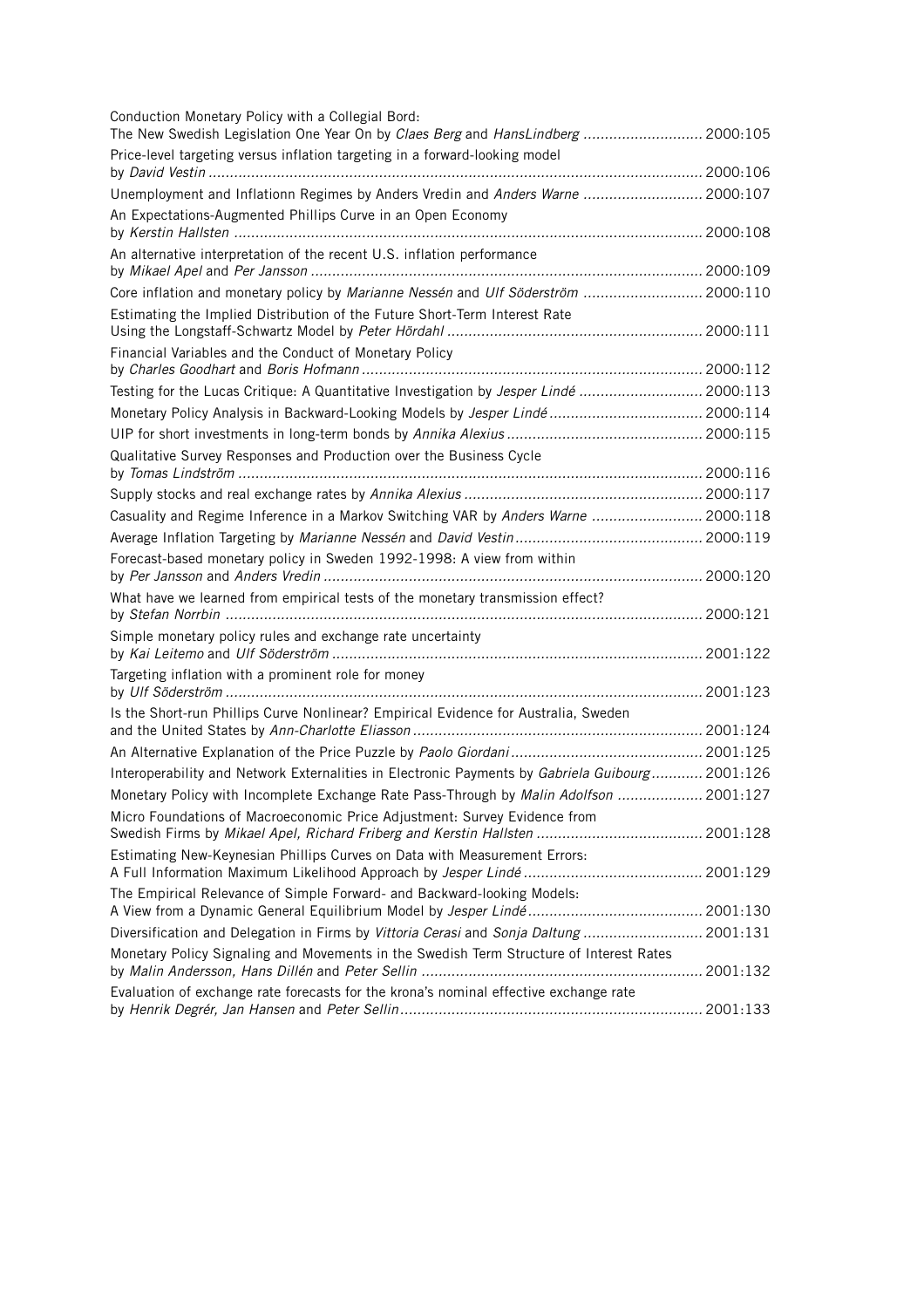Conduction Monetary Policy with a Collegial Bord: The New Swedish Legislation One Year On by *Claes Berg* and *HansLindberg* ............................ 2000:105

Price-level targeting versus inflation targeting in a forward-looking model by *David Vestin* ............................ 2000:106

Unemployment and Inflationn Regimes by Anders Vredin and *Anders Warne* ............................ 2000:107

An Expectations-Augmented Phillips Curve in an Open Economy by *Kerstin Hallsten* ............................ 2000:108

An alternative interpretation of the recent U.S. inflation performance by *Mikael Apel* and *Per Jansson* ............................ 2000:109

Core inflation and monetary policy by *Marianne Nessén* and *Ulf Söderström* ............................ 2000:110

Estimating the Implied Distribution of the Future Short-Term Interest Rate Using the Longstaff-Schwartz Model by *Peter Hördahl* ............................ 2000:111

Financial Variables and the Conduct of Monetary Policy by *Charles Goodhart* and *Boris Hofmann* ............................ 2000:112

Testing for the Lucas Critique: A Quantitative Investigation by *Jesper Lindé* ............................ 2000:113

Monetary Policy Analysis in Backward-Looking Models by *Jesper Lindé* ............................ 2000:114

UIP for short investments in long-term bonds by *Annika Alexius* ............................ 2000:115

Qualitative Survey Responses and Production over the Business Cycle by *Tomas Lindström* ............................ 2000:116

Supply stocks and real exchange rates by *Annika Alexius* ............................ 2000:117

Casuality and Regime Inference in a Markov Switching VAR by *Anders Warne* ............................ 2000:118

Average Inflation Targeting by *Marianne Nessén* and *David Vestin* ............................ 2000:119

Forecast-based monetary policy in Sweden 1992-1998: A view from within by *Per Jansson* and *Anders Vredin* ............................ 2000:120

What have we learned from empirical tests of the monetary transmission effect? by *Stefan Norrbin* ............................ 2000:121

Simple monetary policy rules and exchange rate uncertainty by *Kai Leitemo* and *Ulf Söderström* ............................ 2001:122

Targeting inflation with a prominent role for money by *Ulf Söderström* ............................ 2001:123

Is the Short-run Phillips Curve Nonlinear? Empirical Evidence for Australia, Sweden and the United States by *Ann-Charlotte Eliasson* ............................ 2001:124

An Alternative Explanation of the Price Puzzle by *Paolo Giordani* ............................ 2001:125

Interoperability and Network Externalities in Electronic Payments by *Gabriela Guibourg* ............................ 2001:126

Monetary Policy with Incomplete Exchange Rate Pass-Through by *Malin Adolfson* ............................ 2001:127

Micro Foundations of Macroeconomic Price Adjustment: Survey Evidence from Swedish Firms by *Mikael Apel, Richard Friberg and Kerstin Hallsten* ............................ 2001:128

Estimating New-Keynesian Phillips Curves on Data with Measurement Errors: A Full Information Maximum Likelihood Approach by *Jesper Lindé* ............................ 2001:129

The Empirical Relevance of Simple Forward- and Backward-looking Models: A View from a Dynamic General Equilibrium Model by *Jesper Lindé* ............................ 2001:130

Diversification and Delegation in Firms by *Vittoria Cerasi* and *Sonja Daltung* ............................ 2001:131

Monetary Policy Signaling and Movements in the Swedish Term Structure of Interest Rates by *Malin Andersson, Hans Dillén* and *Peter Sellin* ............................ 2001:132

Evaluation of exchange rate forecasts for the krona's nominal effective exchange rate by *Henrik Degrér, Jan Hansen* and *Peter Sellin* ............................ 2001:133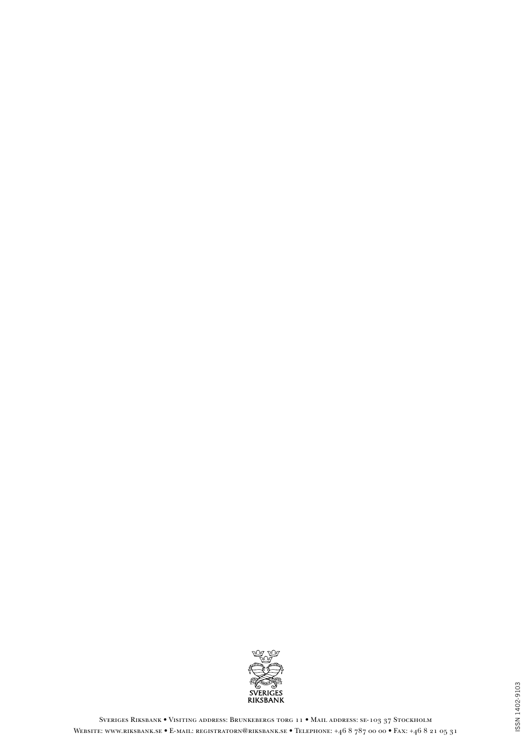SVERIGES
RIKSBANK

Sveriges Riksbank • Visiting address: Brunkebergs torg 11 • Mail address: se-103 37 Stockholm

Website: www.riksbank.se • E-mail: registratorn@riksbank.se • Telephone: +46 8 787 00 00 • Fax: +46 8 21 05 31

ISSN 1402-9103